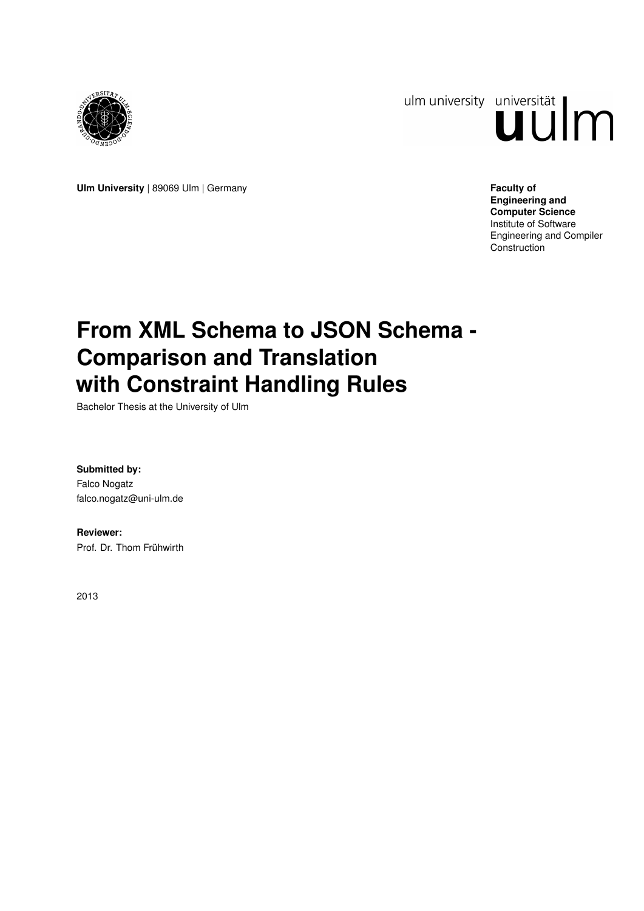ulm university universität **uulm**

**Ulm University** | 89069 Ulm | Germany

**Faculty of Engineering and Computer Science**
Institute of Software Engineering and Compiler Construction

# From XML Schema to JSON Schema - Comparison and Translation with Constraint Handling Rules

Bachelor Thesis at the University of Ulm

**Submitted by:**
Falco Nogatz
falco.nogatz@uni-ulm.de

**Reviewer:**
Prof. Dr. Thom Frühwirth

2013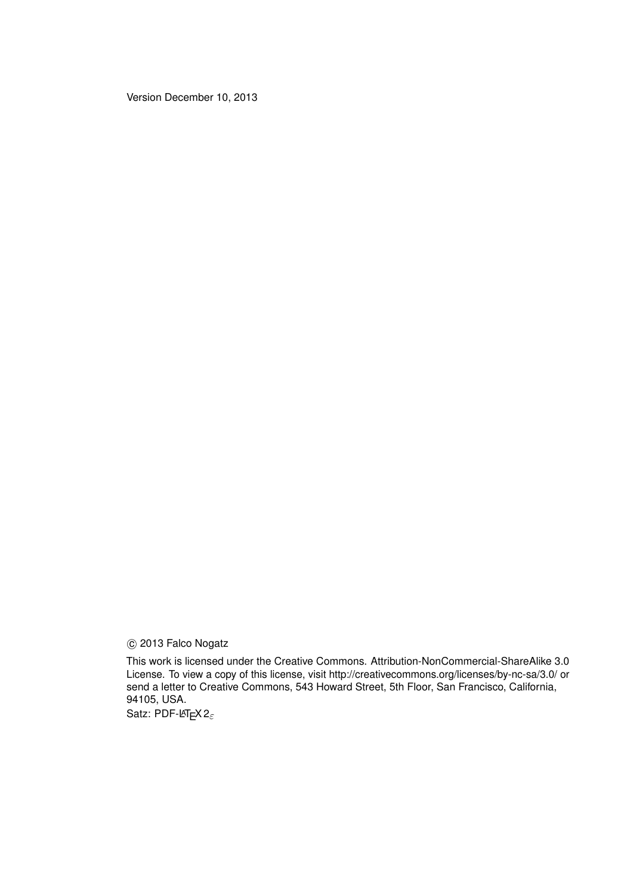Version December 10, 2013

© 2013 Falco Nogatz

This work is licensed under the Creative Commons. Attribution-NonCommercial-ShareAlike 3.0 License. To view a copy of this license, visit http://creativecommons.org/licenses/by-nc-sa/3.0/ or send a letter to Creative Commons, 543 Howard Street, 5th Floor, San Francisco, California, 94105, USA.

Satz: PDF-LaTeX $2_\varepsilon$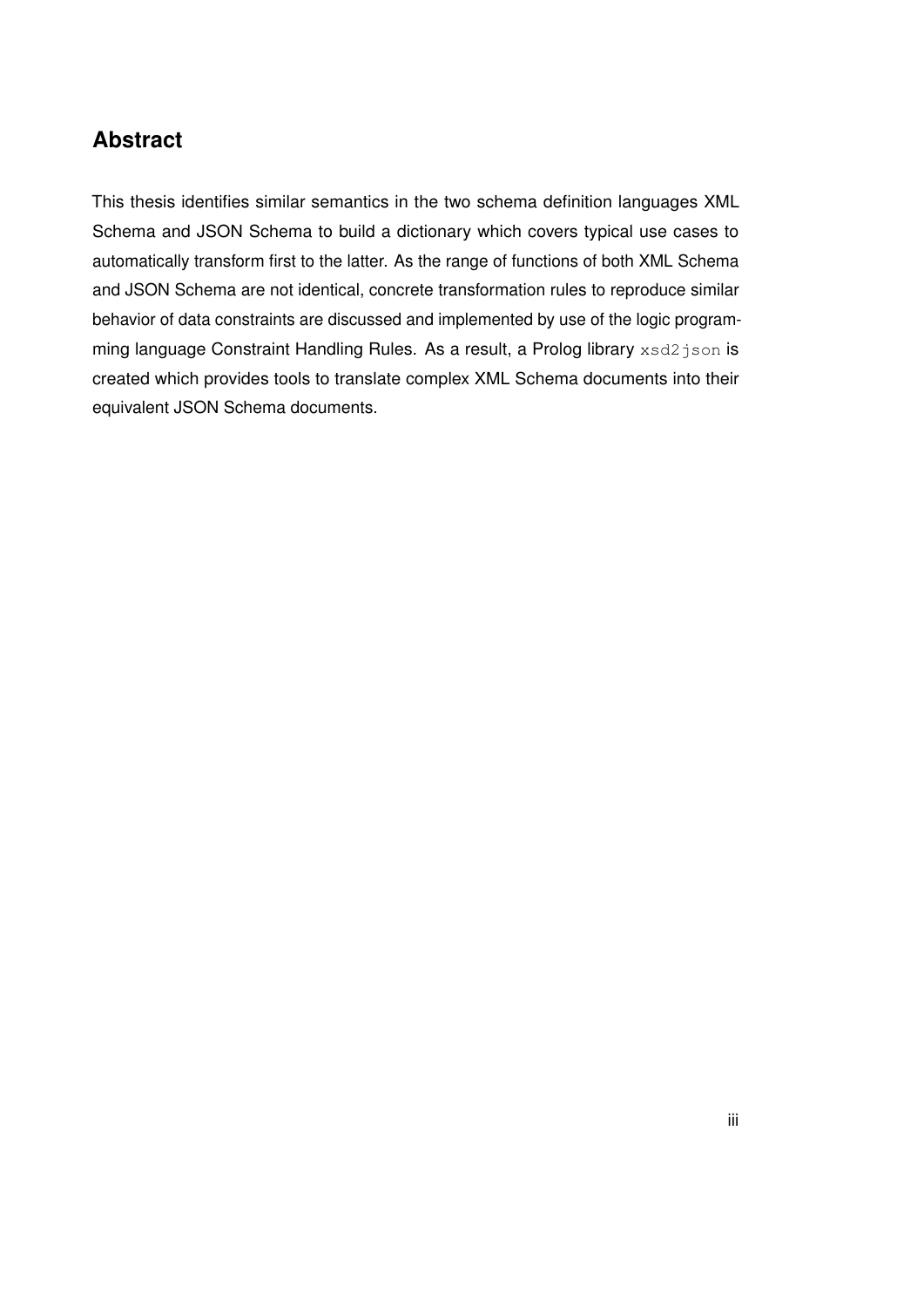## Abstract

This thesis identifies similar semantics in the two schema definition languages XML Schema and JSON Schema to build a dictionary which covers typical use cases to automatically transform first to the latter. As the range of functions of both XML Schema and JSON Schema are not identical, concrete transformation rules to reproduce similar behavior of data constraints are discussed and implemented by use of the logic programming language Constraint Handling Rules. As a result, a Prolog library `xsd2json` is created which provides tools to translate complex XML Schema documents into their equivalent JSON Schema documents.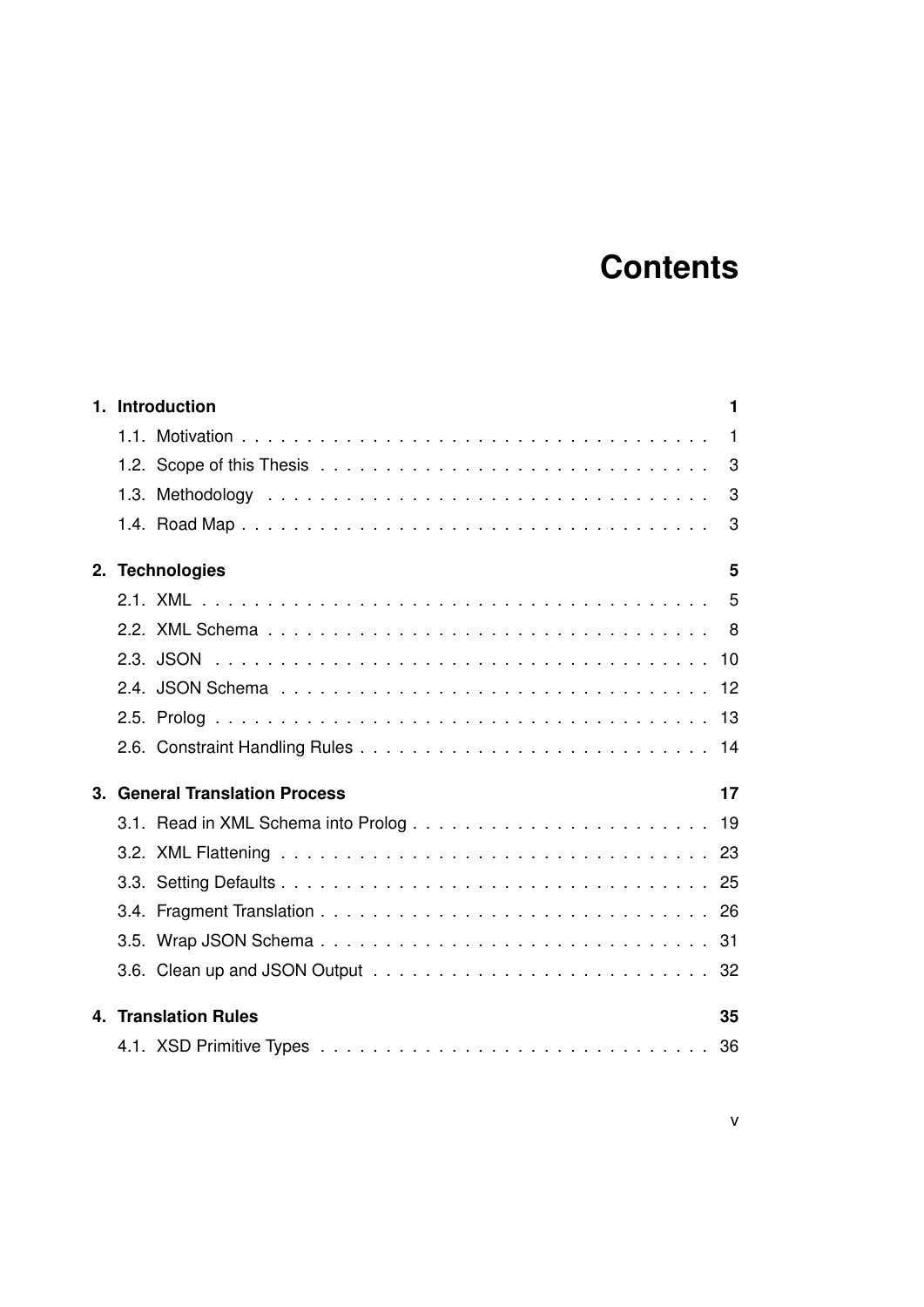# Contents

**1. Introduction** **1**

1.1. Motivation . . . . . . . . . . . . . . . . . . . . . . . . . . . . . . . . . . . 1

1.2. Scope of this Thesis . . . . . . . . . . . . . . . . . . . . . . . . . . . . . 3

1.3. Methodology . . . . . . . . . . . . . . . . . . . . . . . . . . . . . . . . . 3

1.4. Road Map . . . . . . . . . . . . . . . . . . . . . . . . . . . . . . . . . . . 3

**2. Technologies** **5**

2.1. XML . . . . . . . . . . . . . . . . . . . . . . . . . . . . . . . . . . . . . . 5

2.2. XML Schema . . . . . . . . . . . . . . . . . . . . . . . . . . . . . . . . . 8

2.3. JSON . . . . . . . . . . . . . . . . . . . . . . . . . . . . . . . . . . . . . 10

2.4. JSON Schema . . . . . . . . . . . . . . . . . . . . . . . . . . . . . . . . 12

2.5. Prolog . . . . . . . . . . . . . . . . . . . . . . . . . . . . . . . . . . . . . 13

2.6. Constraint Handling Rules . . . . . . . . . . . . . . . . . . . . . . . . . . 14

**3. General Translation Process** **17**

3.1. Read in XML Schema into Prolog . . . . . . . . . . . . . . . . . . . . . . 19

3.2. XML Flattening . . . . . . . . . . . . . . . . . . . . . . . . . . . . . . . . 23

3.3. Setting Defaults . . . . . . . . . . . . . . . . . . . . . . . . . . . . . . . . 25

3.4. Fragment Translation . . . . . . . . . . . . . . . . . . . . . . . . . . . . . 26

3.5. Wrap JSON Schema . . . . . . . . . . . . . . . . . . . . . . . . . . . . . 31

3.6. Clean up and JSON Output . . . . . . . . . . . . . . . . . . . . . . . . . 32

**4. Translation Rules** **35**

4.1. XSD Primitive Types . . . . . . . . . . . . . . . . . . . . . . . . . . . . . 36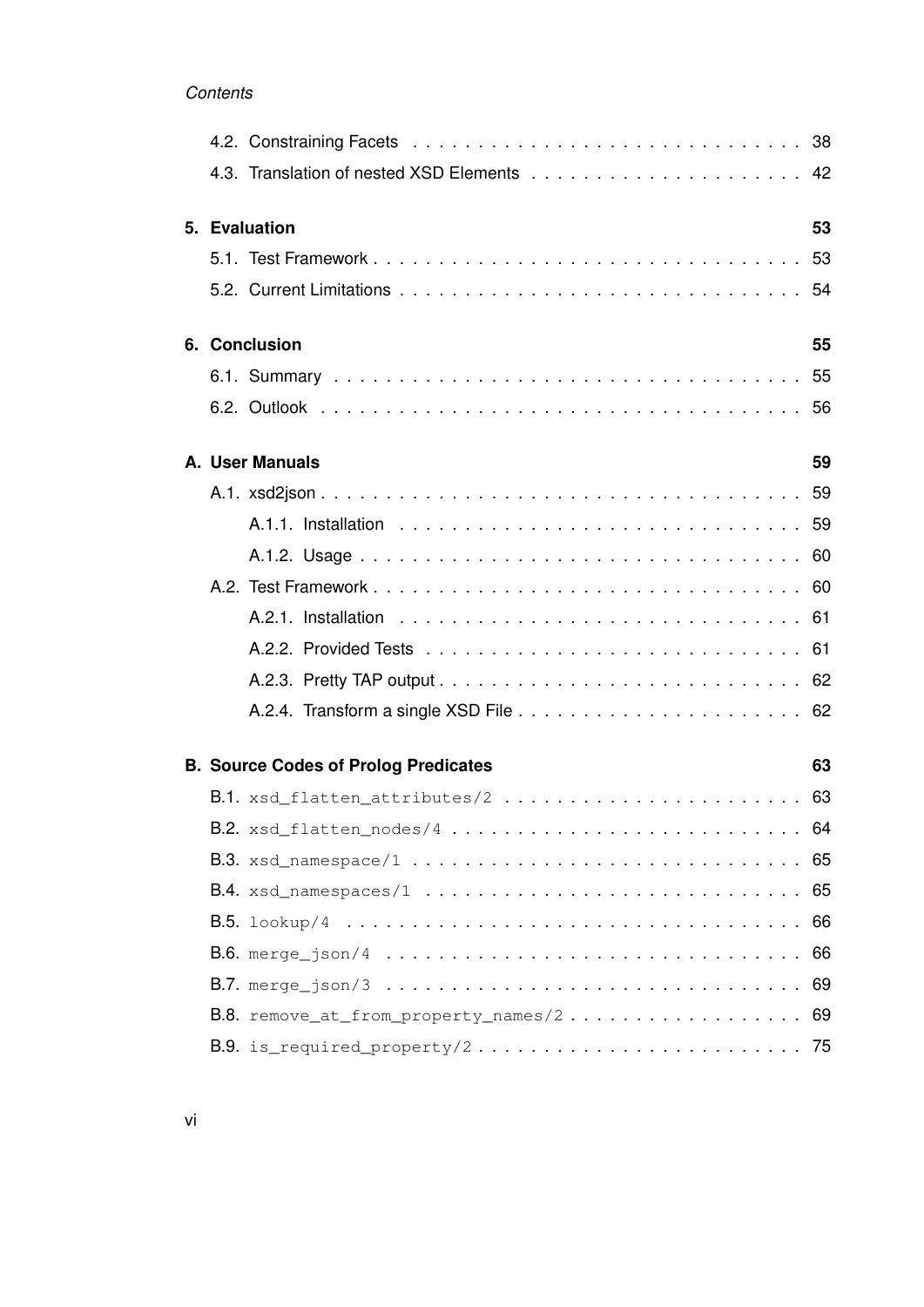4.2. Constraining Facets . . . . . . . . . . . . . . . . . . . . . . . . . . . . . . 38
4.3. Translation of nested XSD Elements . . . . . . . . . . . . . . . . . . . . 42

**5. Evaluation** **53**

5.1. Test Framework . . . . . . . . . . . . . . . . . . . . . . . . . . . . . . . . . 53
5.2. Current Limitations . . . . . . . . . . . . . . . . . . . . . . . . . . . . . . 54

**6. Conclusion** **55**

6.1. Summary . . . . . . . . . . . . . . . . . . . . . . . . . . . . . . . . . . . . 55
6.2. Outlook . . . . . . . . . . . . . . . . . . . . . . . . . . . . . . . . . . . . . 56

**A. User Manuals** **59**

A.1. xsd2json . . . . . . . . . . . . . . . . . . . . . . . . . . . . . . . . . . . . 59
A.1.1. Installation . . . . . . . . . . . . . . . . . . . . . . . . . . . . . . . 59
A.1.2. Usage . . . . . . . . . . . . . . . . . . . . . . . . . . . . . . . . . . 60
A.2. Test Framework . . . . . . . . . . . . . . . . . . . . . . . . . . . . . . . . . 60
A.2.1. Installation . . . . . . . . . . . . . . . . . . . . . . . . . . . . . . . 61
A.2.2. Provided Tests . . . . . . . . . . . . . . . . . . . . . . . . . . . . . 61
A.2.3. Pretty TAP output . . . . . . . . . . . . . . . . . . . . . . . . . . . 62
A.2.4. Transform a single XSD File . . . . . . . . . . . . . . . . . . . . . 62

**B. Source Codes of Prolog Predicates** **63**

B.1. `xsd_flatten_attributes/2` . . . . . . . . . . . . . . . . . . . . . . . 63
B.2. `xsd_flatten_nodes/4` . . . . . . . . . . . . . . . . . . . . . . . . . . 64
B.3. `xsd_namespace/1` . . . . . . . . . . . . . . . . . . . . . . . . . . . . 65
B.4. `xsd_namespaces/1` . . . . . . . . . . . . . . . . . . . . . . . . . . . 65
B.5. `lookup/4` . . . . . . . . . . . . . . . . . . . . . . . . . . . . . . . . . 66
B.6. `merge_json/4` . . . . . . . . . . . . . . . . . . . . . . . . . . . . . . 66
B.7. `merge_json/3` . . . . . . . . . . . . . . . . . . . . . . . . . . . . . . 69
B.8. `remove_at_from_property_names/2` . . . . . . . . . . . . . . . . . . 69
B.9. `is_required_property/2` . . . . . . . . . . . . . . . . . . . . . . . . 75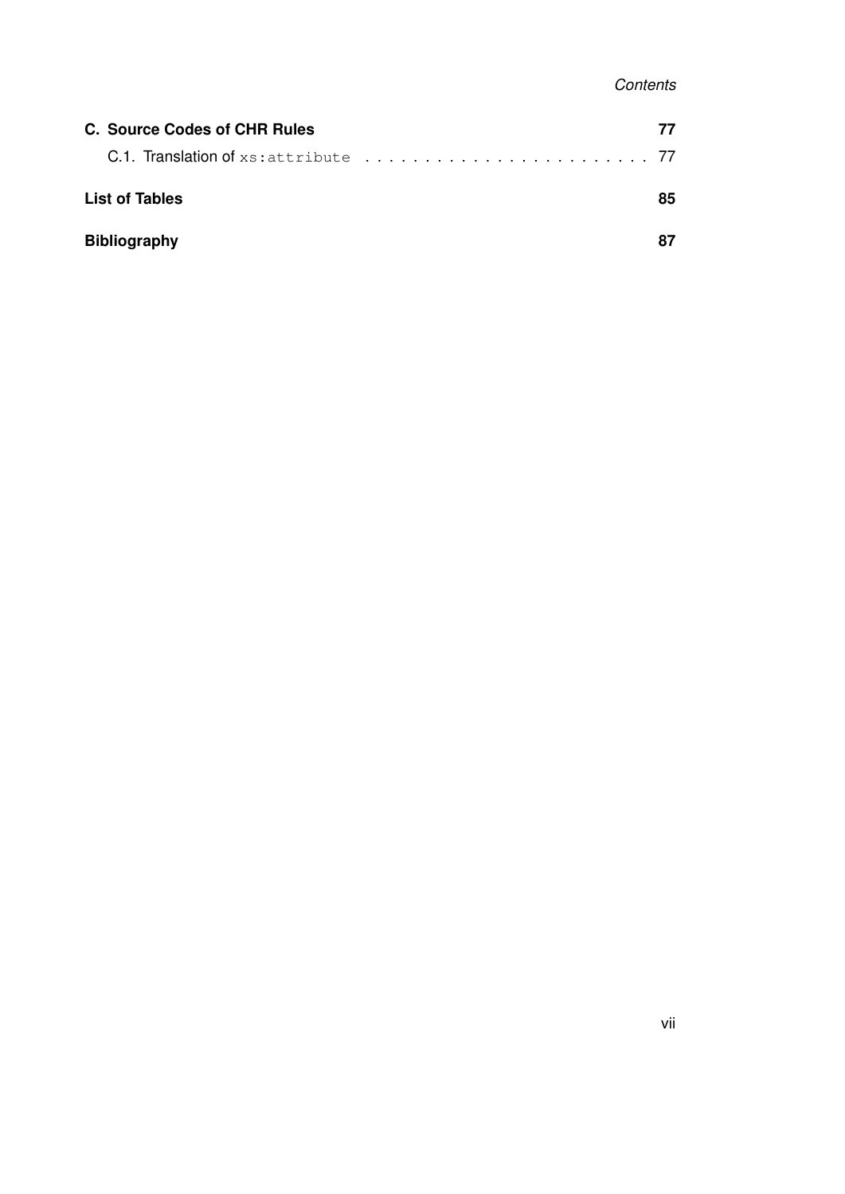**C. Source Codes of CHR Rules** **77**

C.1. Translation of `xs:attribute` . . . . . . . . . . . . . . . . . . . . . . . . 77

**List of Tables** **85**

**Bibliography** **87**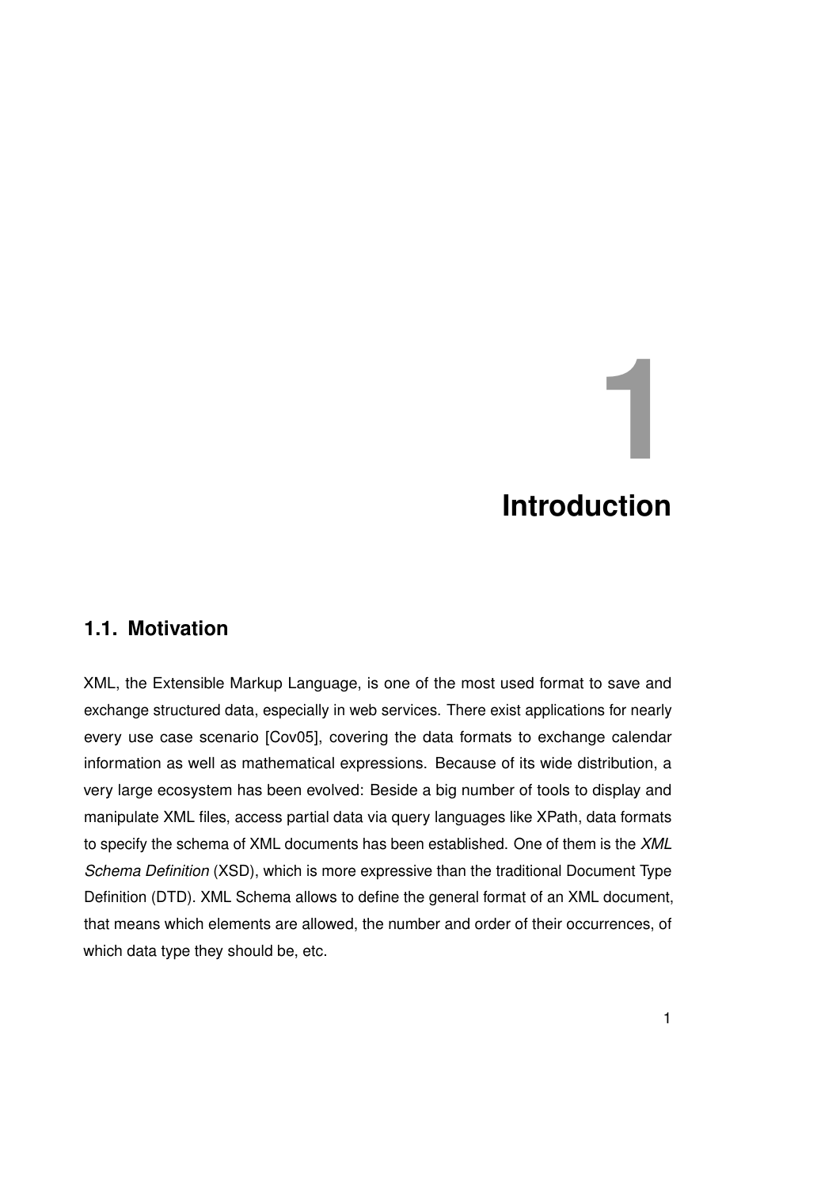# 1 Introduction

## 1.1. Motivation

XML, the Extensible Markup Language, is one of the most used format to save and exchange structured data, especially in web services. There exist applications for nearly every use case scenario [Cov05], covering the data formats to exchange calendar information as well as mathematical expressions. Because of its wide distribution, a very large ecosystem has been evolved: Beside a big number of tools to display and manipulate XML files, access partial data via query languages like XPath, data formats to specify the schema of XML documents has been established. One of them is the *XML Schema Definition* (XSD), which is more expressive than the traditional Document Type Definition (DTD). XML Schema allows to define the general format of an XML document, that means which elements are allowed, the number and order of their occurrences, of which data type they should be, etc.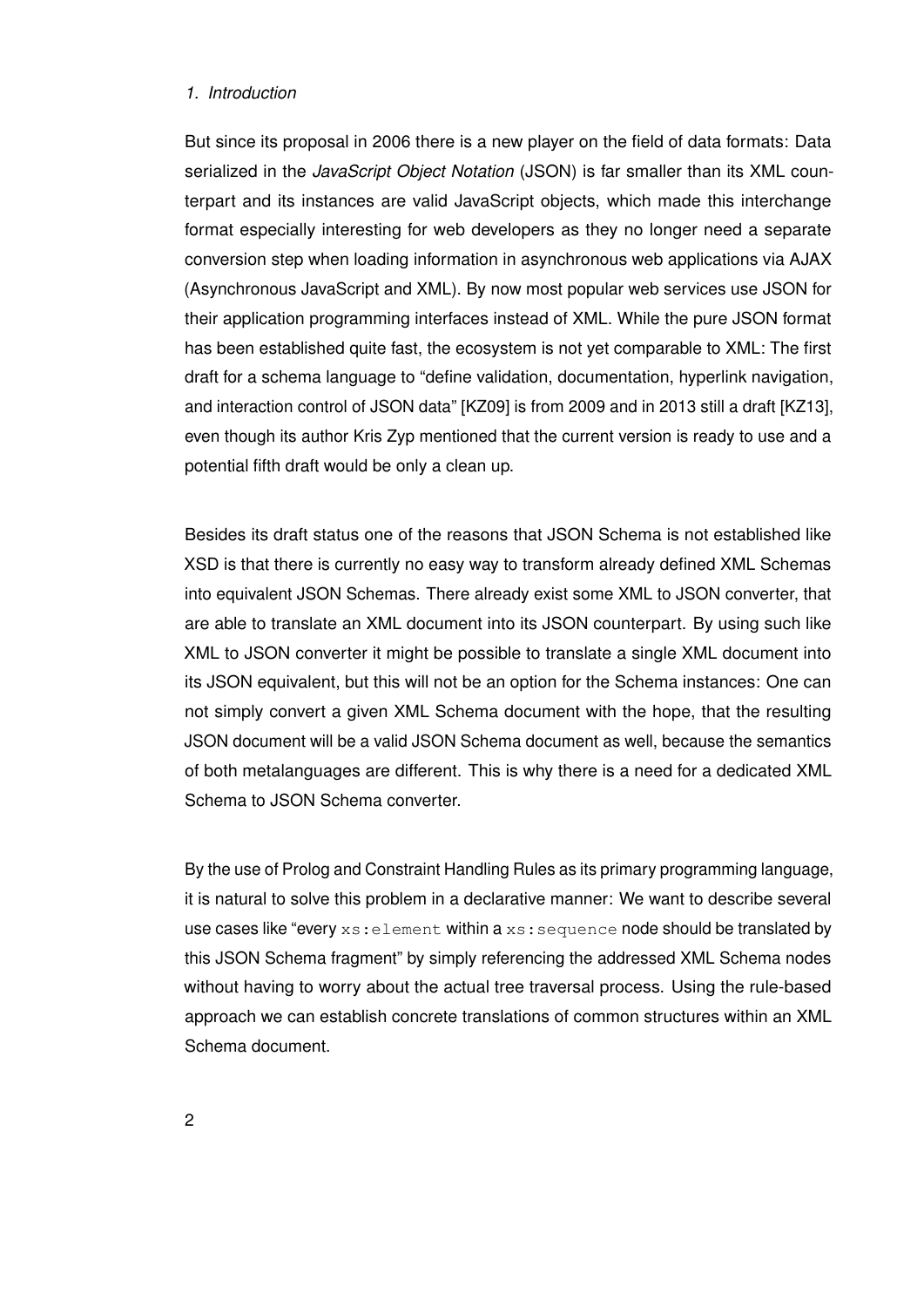But since its proposal in 2006 there is a new player on the field of data formats: Data serialized in the *JavaScript Object Notation* (JSON) is far smaller than its XML counterpart and its instances are valid JavaScript objects, which made this interchange format especially interesting for web developers as they no longer need a separate conversion step when loading information in asynchronous web applications via AJAX (Asynchronous JavaScript and XML). By now most popular web services use JSON for their application programming interfaces instead of XML. While the pure JSON format has been established quite fast, the ecosystem is not yet comparable to XML: The first draft for a schema language to "define validation, documentation, hyperlink navigation, and interaction control of JSON data" [KZ09] is from 2009 and in 2013 still a draft [KZ13], even though its author Kris Zyp mentioned that the current version is ready to use and a potential fifth draft would be only a clean up.

Besides its draft status one of the reasons that JSON Schema is not established like XSD is that there is currently no easy way to transform already defined XML Schemas into equivalent JSON Schemas. There already exist some XML to JSON converter, that are able to translate an XML document into its JSON counterpart. By using such like XML to JSON converter it might be possible to translate a single XML document into its JSON equivalent, but this will not be an option for the Schema instances: One can not simply convert a given XML Schema document with the hope, that the resulting JSON document will be a valid JSON Schema document as well, because the semantics of both metalanguages are different. This is why there is a need for a dedicated XML Schema to JSON Schema converter.

By the use of Prolog and Constraint Handling Rules as its primary programming language, it is natural to solve this problem in a declarative manner: We want to describe several use cases like "every `xs:element` within a `xs:sequence` node should be translated by this JSON Schema fragment" by simply referencing the addressed XML Schema nodes without having to worry about the actual tree traversal process. Using the rule-based approach we can establish concrete translations of common structures within an XML Schema document.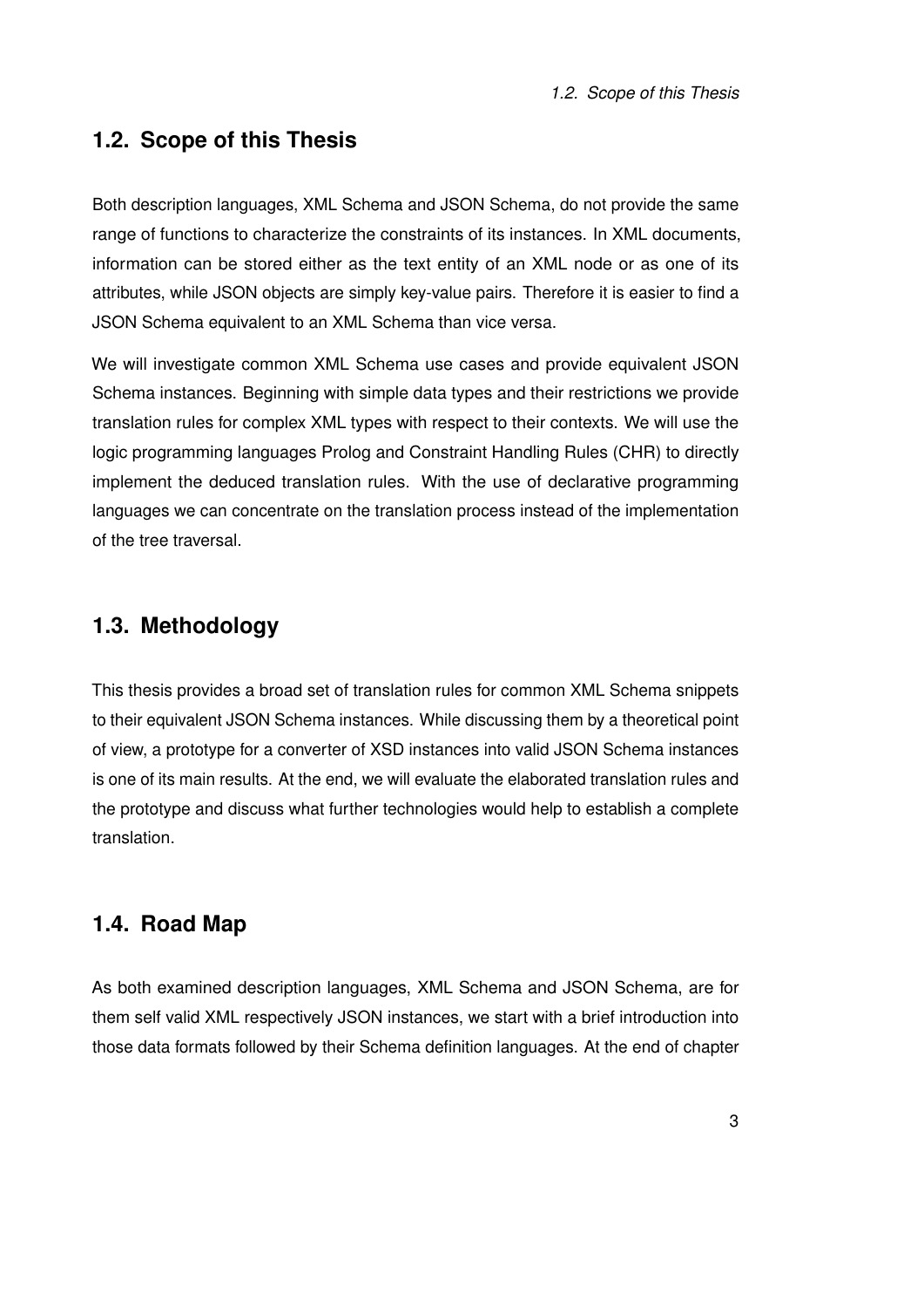## 1.2. Scope of this Thesis

Both description languages, XML Schema and JSON Schema, do not provide the same range of functions to characterize the constraints of its instances. In XML documents, information can be stored either as the text entity of an XML node or as one of its attributes, while JSON objects are simply key-value pairs. Therefore it is easier to find a JSON Schema equivalent to an XML Schema than vice versa.

We will investigate common XML Schema use cases and provide equivalent JSON Schema instances. Beginning with simple data types and their restrictions we provide translation rules for complex XML types with respect to their contexts. We will use the logic programming languages Prolog and Constraint Handling Rules (CHR) to directly implement the deduced translation rules. With the use of declarative programming languages we can concentrate on the translation process instead of the implementation of the tree traversal.

## 1.3. Methodology

This thesis provides a broad set of translation rules for common XML Schema snippets to their equivalent JSON Schema instances. While discussing them by a theoretical point of view, a prototype for a converter of XSD instances into valid JSON Schema instances is one of its main results. At the end, we will evaluate the elaborated translation rules and the prototype and discuss what further technologies would help to establish a complete translation.

## 1.4. Road Map

As both examined description languages, XML Schema and JSON Schema, are for them self valid XML respectively JSON instances, we start with a brief introduction into those data formats followed by their Schema definition languages. At the end of chapter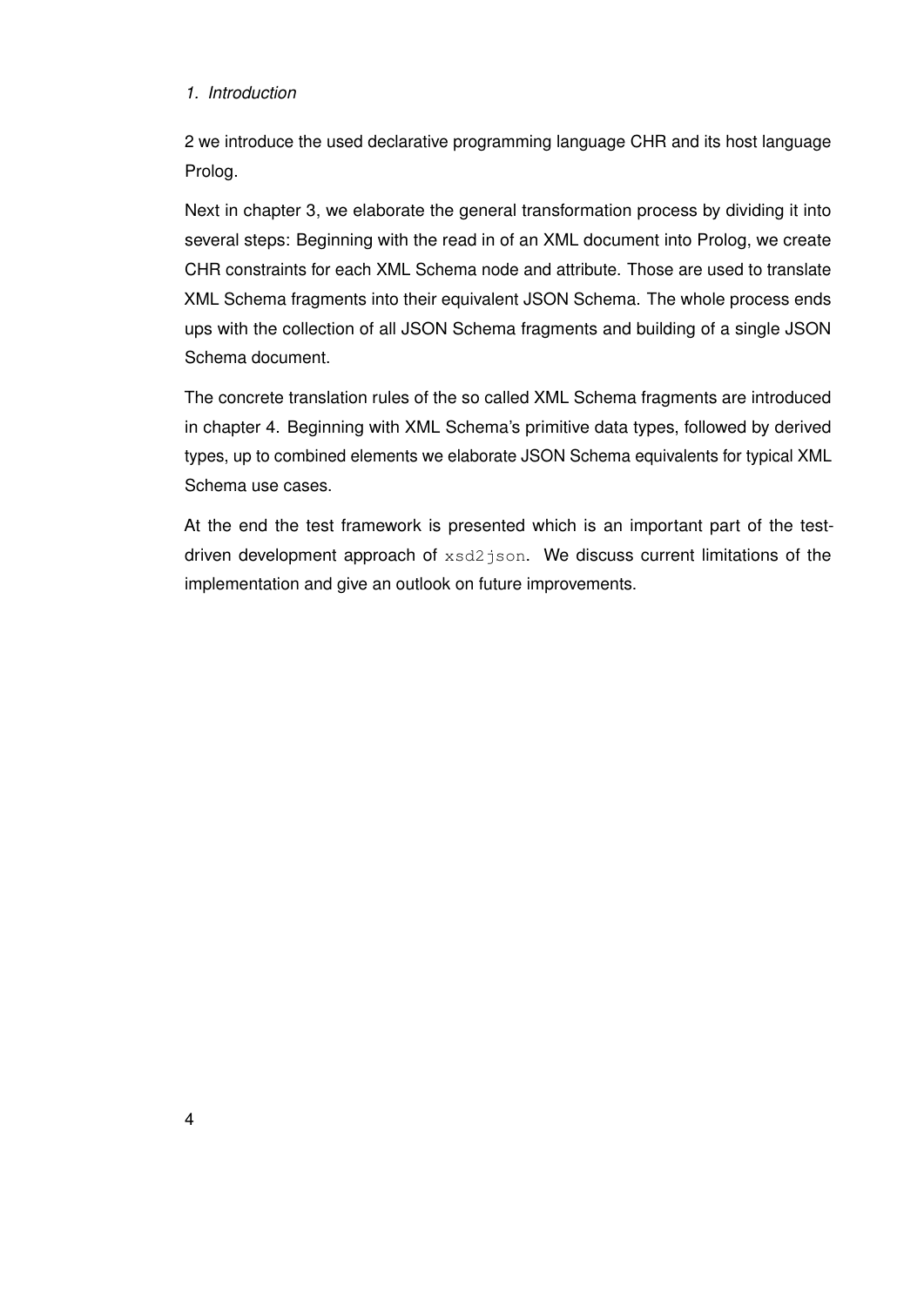2 we introduce the used declarative programming language CHR and its host language Prolog.

Next in chapter 3, we elaborate the general transformation process by dividing it into several steps: Beginning with the read in of an XML document into Prolog, we create CHR constraints for each XML Schema node and attribute. Those are used to translate XML Schema fragments into their equivalent JSON Schema. The whole process ends ups with the collection of all JSON Schema fragments and building of a single JSON Schema document.

The concrete translation rules of the so called XML Schema fragments are introduced in chapter 4. Beginning with XML Schema's primitive data types, followed by derived types, up to combined elements we elaborate JSON Schema equivalents for typical XML Schema use cases.

At the end the test framework is presented which is an important part of the test-driven development approach of `xsd2json`. We discuss current limitations of the implementation and give an outlook on future improvements.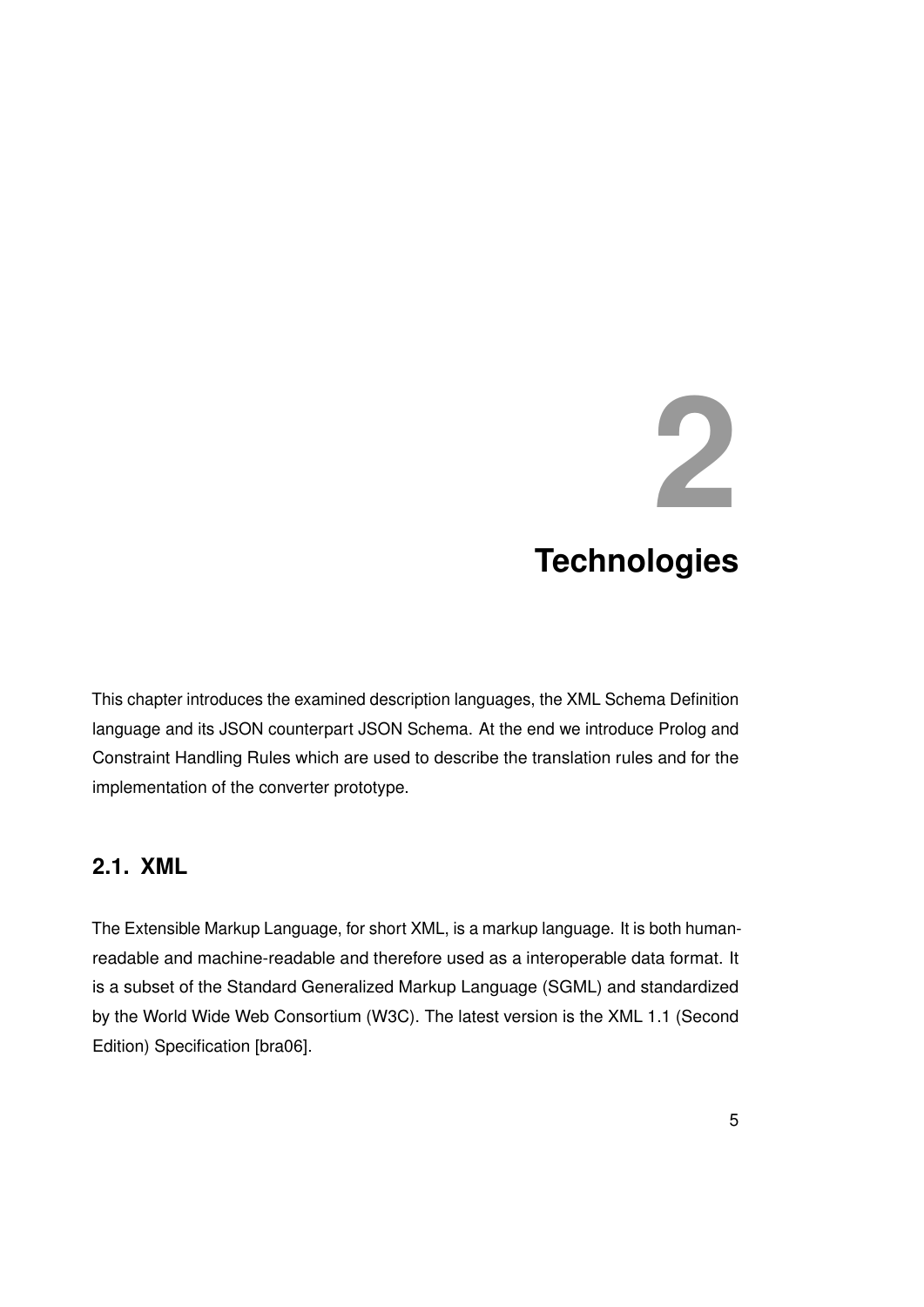// Chapter 2

# Technologies

This chapter introduces the examined description languages, the XML Schema Definition language and its JSON counterpart JSON Schema. At the end we introduce Prolog and Constraint Handling Rules which are used to describe the translation rules and for the implementation of the converter prototype.

## 2.1. XML

The Extensible Markup Language, for short XML, is a markup language. It is both human-readable and machine-readable and therefore used as a interoperable data format. It is a subset of the Standard Generalized Markup Language (SGML) and standardized by the World Wide Web Consortium (W3C). The latest version is the XML 1.1 (Second Edition) Specification [bra06].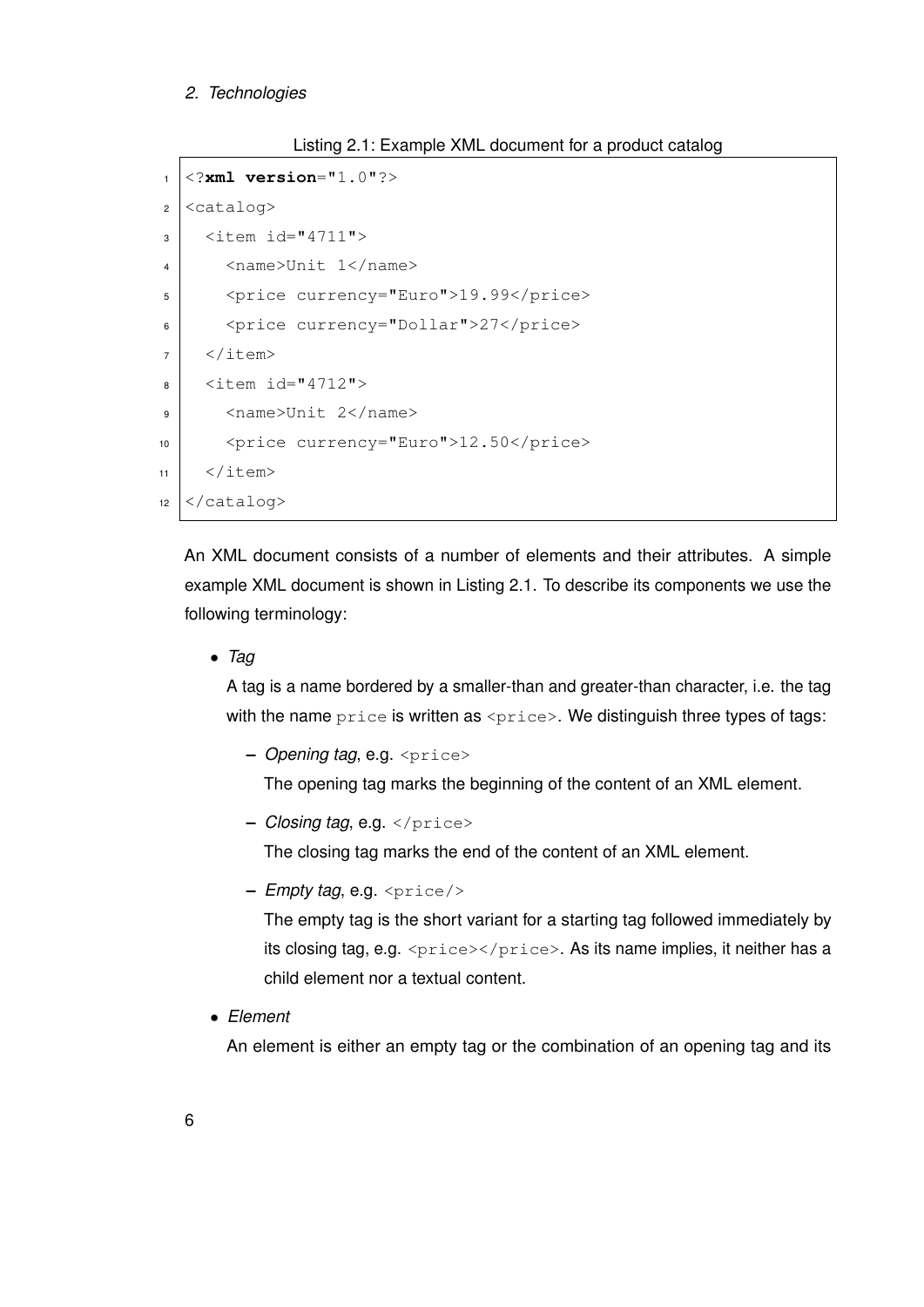Listing 2.1: Example XML document for a product catalog

```
<?xml version="1.0"?>
<catalog>
  <item id="4711">
    <name>Unit 1</name>
    <price currency="Euro">19.99</price>
    <price currency="Dollar">27</price>
  </item>
  <item id="4712">
    <name>Unit 2</name>
    <price currency="Euro">12.50</price>
  </item>
</catalog>
```

An XML document consists of a number of elements and their attributes. A simple example XML document is shown in Listing 2.1. To describe its components we use the following terminology:

- *Tag*

  A tag is a name bordered by a smaller-than and greater-than character, i.e. the tag with the name `price` is written as `<price>`. We distinguish three types of tags:

  - *Opening tag*, e.g. `<price>`

    The opening tag marks the beginning of the content of an XML element.

  - *Closing tag*, e.g. `</price>`

    The closing tag marks the end of the content of an XML element.

  - *Empty tag*, e.g. `<price/>`

    The empty tag is the short variant for a starting tag followed immediately by its closing tag, e.g. `<price></price>`. As its name implies, it neither has a child element nor a textual content.

- *Element*

  An element is either an empty tag or the combination of an opening tag and its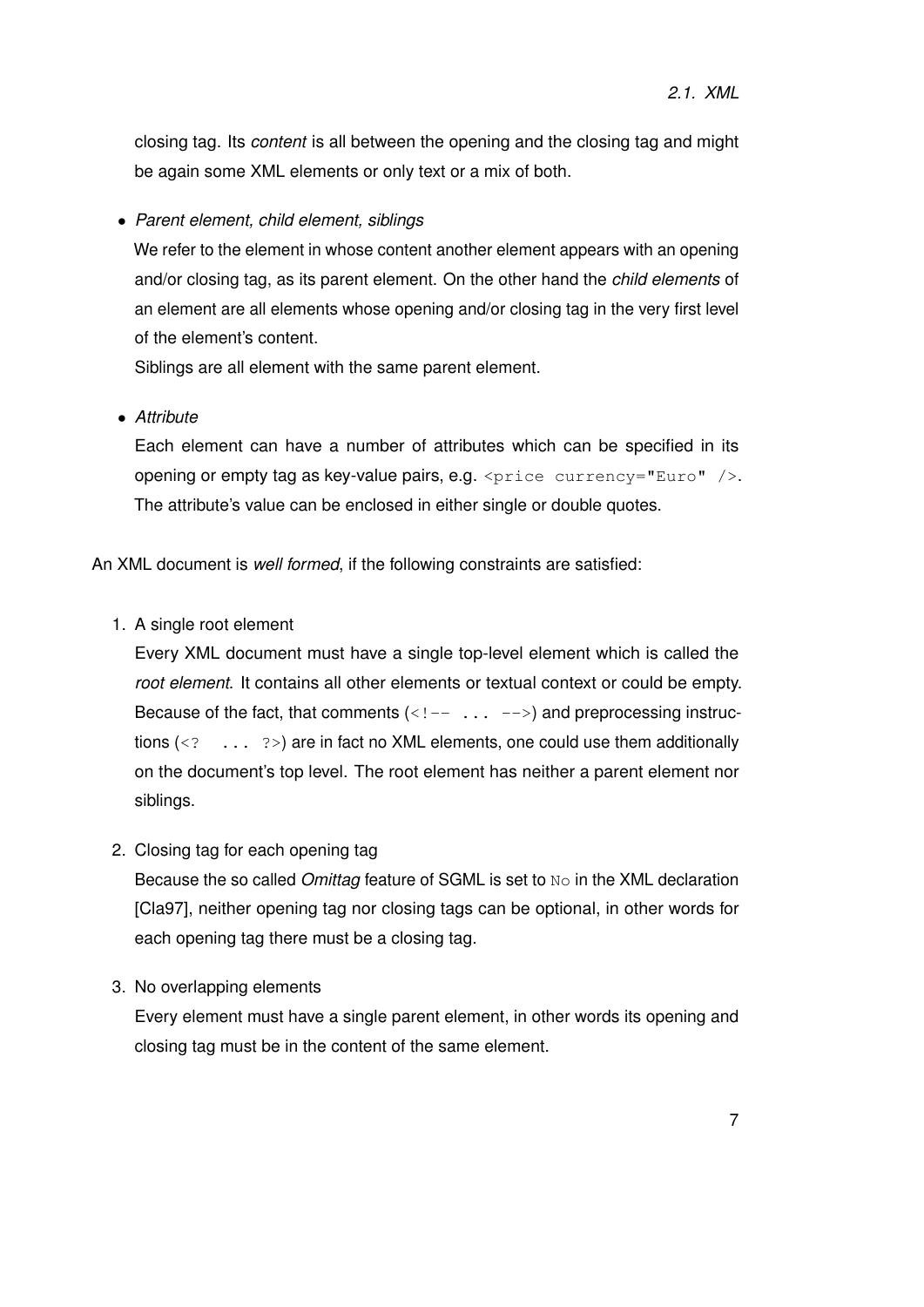closing tag. Its *content* is all between the opening and the closing tag and might be again some XML elements or only text or a mix of both.

- *Parent element, child element, siblings*
  We refer to the element in whose content another element appears with an opening and/or closing tag, as its parent element. On the other hand the *child elements* of an element are all elements whose opening and/or closing tag in the very first level of the element's content.
  Siblings are all element with the same parent element.

- *Attribute*
  Each element can have a number of attributes which can be specified in its opening or empty tag as key-value pairs, e.g. `<price currency="Euro" />`. The attribute's value can be enclosed in either single or double quotes.

An XML document is *well formed*, if the following constraints are satisfied:

1. A single root element
   Every XML document must have a single top-level element which is called the *root element*. It contains all other elements or textual context or could be empty. Because of the fact, that comments (`<!-- ... -->`) and preprocessing instructions (`<? ... ?>`) are in fact no XML elements, one could use them additionally on the document's top level. The root element has neither a parent element nor siblings.

2. Closing tag for each opening tag
   Because the so called *Omittag* feature of SGML is set to `No` in the XML declaration [Cla97], neither opening tag nor closing tags can be optional, in other words for each opening tag there must be a closing tag.

3. No overlapping elements
   Every element must have a single parent element, in other words its opening and closing tag must be in the content of the same element.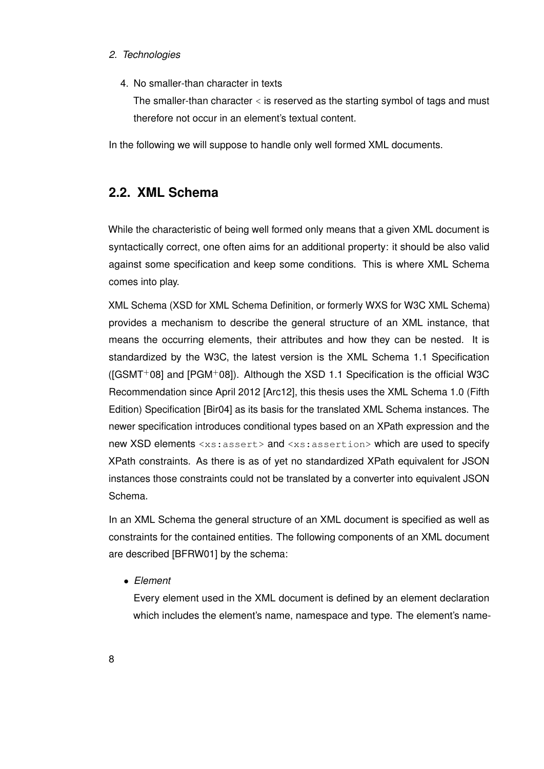4. No smaller-than character in texts

   The smaller-than character < is reserved as the starting symbol of tags and must therefore not occur in an element's textual content.

In the following we will suppose to handle only well formed XML documents.

## 2.2. XML Schema

While the characteristic of being well formed only means that a given XML document is syntactically correct, one often aims for an additional property: it should be also valid against some specification and keep some conditions. This is where XML Schema comes into play.

XML Schema (XSD for XML Schema Definition, or formerly WXS for W3C XML Schema) provides a mechanism to describe the general structure of an XML instance, that means the occurring elements, their attributes and how they can be nested. It is standardized by the W3C, the latest version is the XML Schema 1.1 Specification ([GSMT+08] and [PGM+08]). Although the XSD 1.1 Specification is the official W3C Recommendation since April 2012 [Arc12], this thesis uses the XML Schema 1.0 (Fifth Edition) Specification [Bir04] as its basis for the translated XML Schema instances. The newer specification introduces conditional types based on an XPath expression and the new XSD elements `<xs:assert>` and `<xs:assertion>` which are used to specify XPath constraints. As there is as of yet no standardized XPath equivalent for JSON instances those constraints could not be translated by a converter into equivalent JSON Schema.

In an XML Schema the general structure of an XML document is specified as well as constraints for the contained entities. The following components of an XML document are described [BFRW01] by the schema:

- *Element*

  Every element used in the XML document is defined by an element declaration which includes the element's name, namespace and type. The element's name-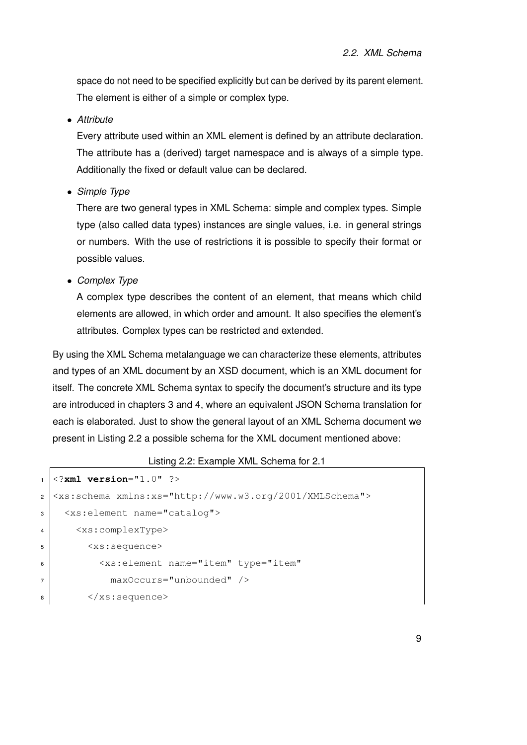space do not need to be specified explicitly but can be derived by its parent element. The element is either of a simple or complex type.

- *Attribute*

  Every attribute used within an XML element is defined by an attribute declaration. The attribute has a (derived) target namespace and is always of a simple type. Additionally the fixed or default value can be declared.

- *Simple Type*

  There are two general types in XML Schema: simple and complex types. Simple type (also called data types) instances are single values, i.e. in general strings or numbers. With the use of restrictions it is possible to specify their format or possible values.

- *Complex Type*

  A complex type describes the content of an element, that means which child elements are allowed, in which order and amount. It also specifies the element's attributes. Complex types can be restricted and extended.

By using the XML Schema metalanguage we can characterize these elements, attributes and types of an XML document by an XSD document, which is an XML document for itself. The concrete XML Schema syntax to specify the document's structure and its type are introduced in chapters 3 and 4, where an equivalent JSON Schema translation for each is elaborated. Just to show the general layout of an XML Schema document we present in Listing 2.2 a possible schema for the XML document mentioned above:

Listing 2.2: Example XML Schema for 2.1

```
<?xml version="1.0" ?>
<xs:schema xmlns:xs="http://www.w3.org/2001/XMLSchema">
  <xs:element name="catalog">
    <xs:complexType>
      <xs:sequence>
        <xs:element name="item" type="item"
          maxOccurs="unbounded" />
      </xs:sequence>
```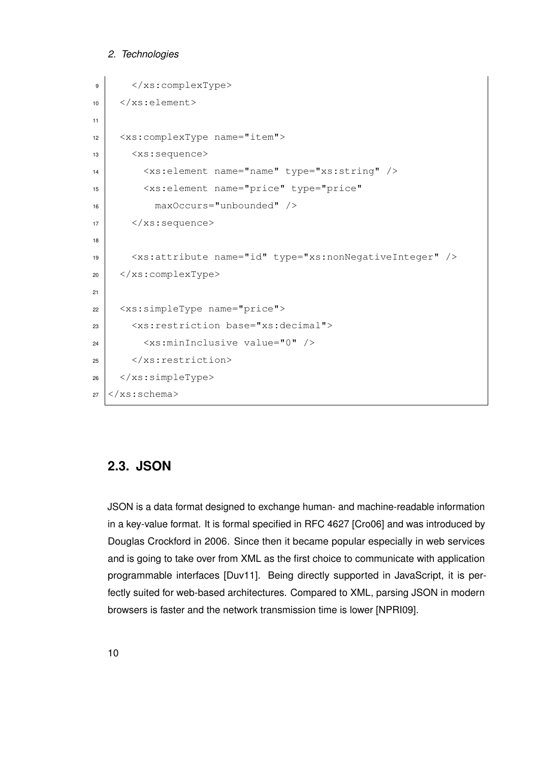```
    </xs:complexType>
  </xs:element>

  <xs:complexType name="item">
    <xs:sequence>
      <xs:element name="name" type="xs:string" />
      <xs:element name="price" type="price"
        maxOccurs="unbounded" />
    </xs:sequence>

    <xs:attribute name="id" type="xs:nonNegativeInteger" />
  </xs:complexType>

  <xs:simpleType name="price">
    <xs:restriction base="xs:decimal">
      <xs:minInclusive value="0" />
    </xs:restriction>
  </xs:simpleType>
</xs:schema>
```

## 2.3. JSON

JSON is a data format designed to exchange human- and machine-readable information in a key-value format. It is formal specified in RFC 4627 [Cro06] and was introduced by Douglas Crockford in 2006. Since then it became popular especially in web services and is going to take over from XML as the first choice to communicate with application programmable interfaces [Duv11]. Being directly supported in JavaScript, it is perfectly suited for web-based architectures. Compared to XML, parsing JSON in modern browsers is faster and the network transmission time is lower [NPRI09].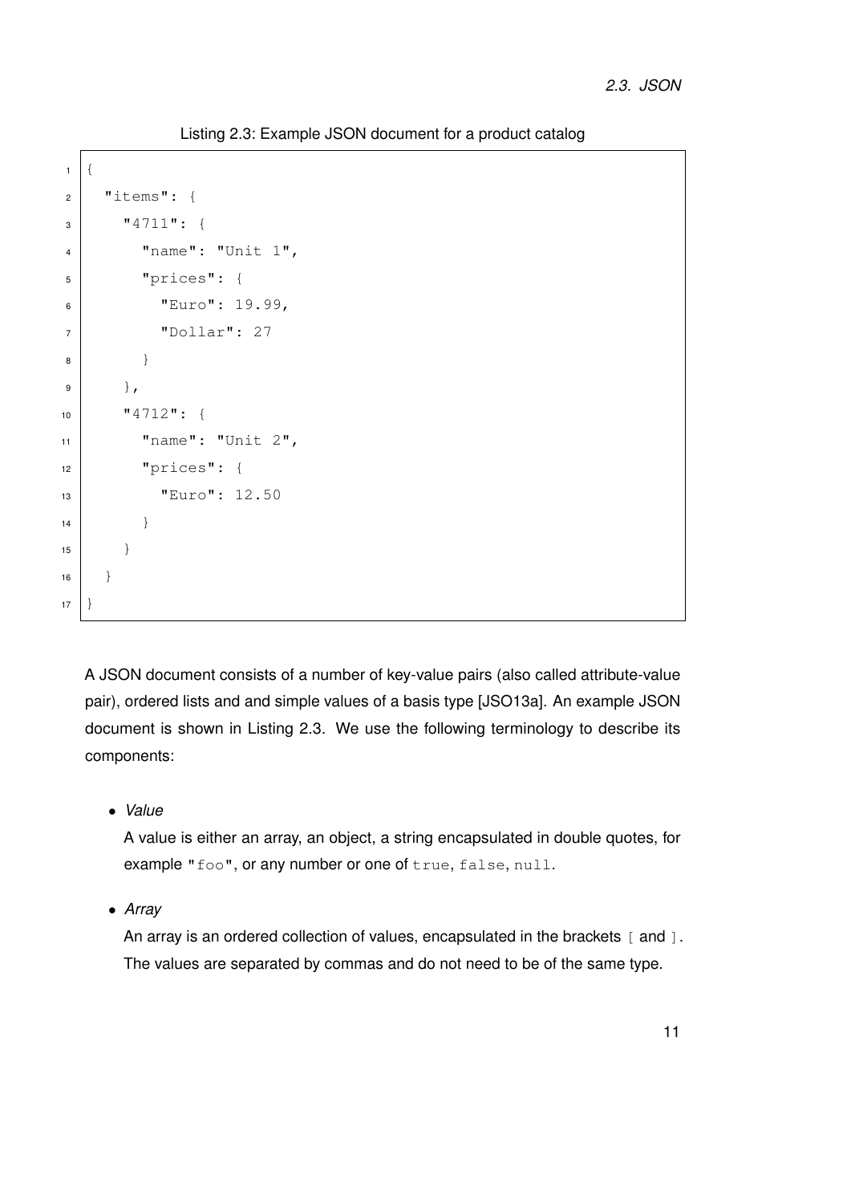Listing 2.3: Example JSON document for a product catalog

```
{
  "items": {
    "4711": {
      "name": "Unit 1",
      "prices": {
        "Euro": 19.99,
        "Dollar": 27
      }
    },
    "4712": {
      "name": "Unit 2",
      "prices": {
        "Euro": 12.50
      }
    }
  }
}
```

A JSON document consists of a number of key-value pairs (also called attribute-value pair), ordered lists and and simple values of a basis type [JSO13a]. An example JSON document is shown in Listing 2.3. We use the following terminology to describe its components:

- *Value*
  A value is either an array, an object, a string encapsulated in double quotes, for example `"foo"`, or any number or one of `true`, `false`, `null`.
- *Array*
  An array is an ordered collection of values, encapsulated in the brackets `[` and `]`. The values are separated by commas and do not need to be of the same type.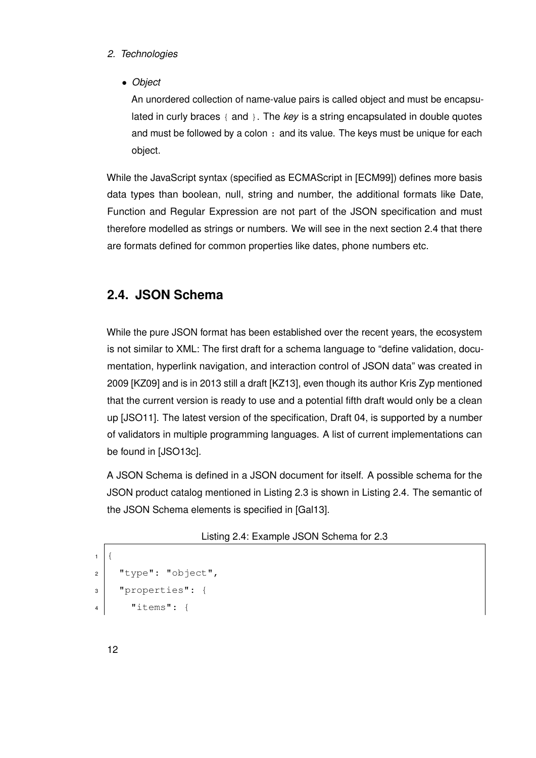- *Object*

  An unordered collection of name-value pairs is called object and must be encapsulated in curly braces { and }. The *key* is a string encapsulated in double quotes and must be followed by a colon **:** and its value. The keys must be unique for each object.

While the JavaScript syntax (specified as ECMAScript in [ECM99]) defines more basis data types than boolean, null, string and number, the additional formats like Date, Function and Regular Expression are not part of the JSON specification and must therefore modelled as strings or numbers. We will see in the next section 2.4 that there are formats defined for common properties like dates, phone numbers etc.

## 2.4. JSON Schema

While the pure JSON format has been established over the recent years, the ecosystem is not similar to XML: The first draft for a schema language to "define validation, documentation, hyperlink navigation, and interaction control of JSON data" was created in 2009 [KZ09] and is in 2013 still a draft [KZ13], even though its author Kris Zyp mentioned that the current version is ready to use and a potential fifth draft would only be a clean up [JSO11]. The latest version of the specification, Draft 04, is supported by a number of validators in multiple programming languages. A list of current implementations can be found in [JSO13c].

A JSON Schema is defined in a JSON document for itself. A possible schema for the JSON product catalog mentioned in Listing 2.3 is shown in Listing 2.4. The semantic of the JSON Schema elements is specified in [Gal13].

Listing 2.4: Example JSON Schema for 2.3

```
{
  "type": "object",
  "properties": {
    "items": {
```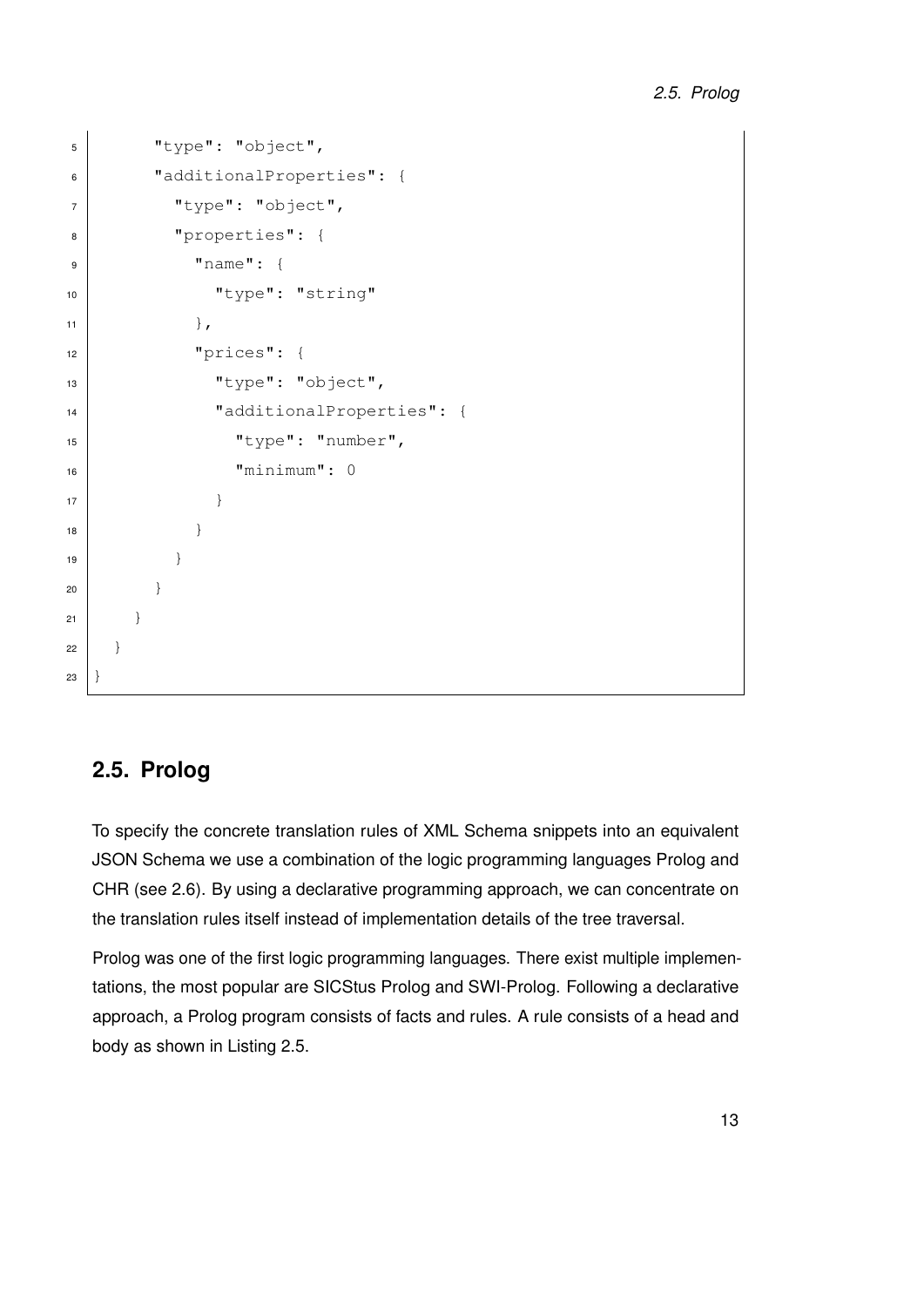```
        "type": "object",
        "additionalProperties": {
          "type": "object",
          "properties": {
            "name": {
              "type": "string"
            },
            "prices": {
              "type": "object",
              "additionalProperties": {
                "type": "number",
                "minimum": 0
              }
            }
          }
        }
      }
    }
}
```

## 2.5. Prolog

To specify the concrete translation rules of XML Schema snippets into an equivalent JSON Schema we use a combination of the logic programming languages Prolog and CHR (see 2.6). By using a declarative programming approach, we can concentrate on the translation rules itself instead of implementation details of the tree traversal.

Prolog was one of the first logic programming languages. There exist multiple implementations, the most popular are SICStus Prolog and SWI-Prolog. Following a declarative approach, a Prolog program consists of facts and rules. A rule consists of a head and body as shown in Listing 2.5.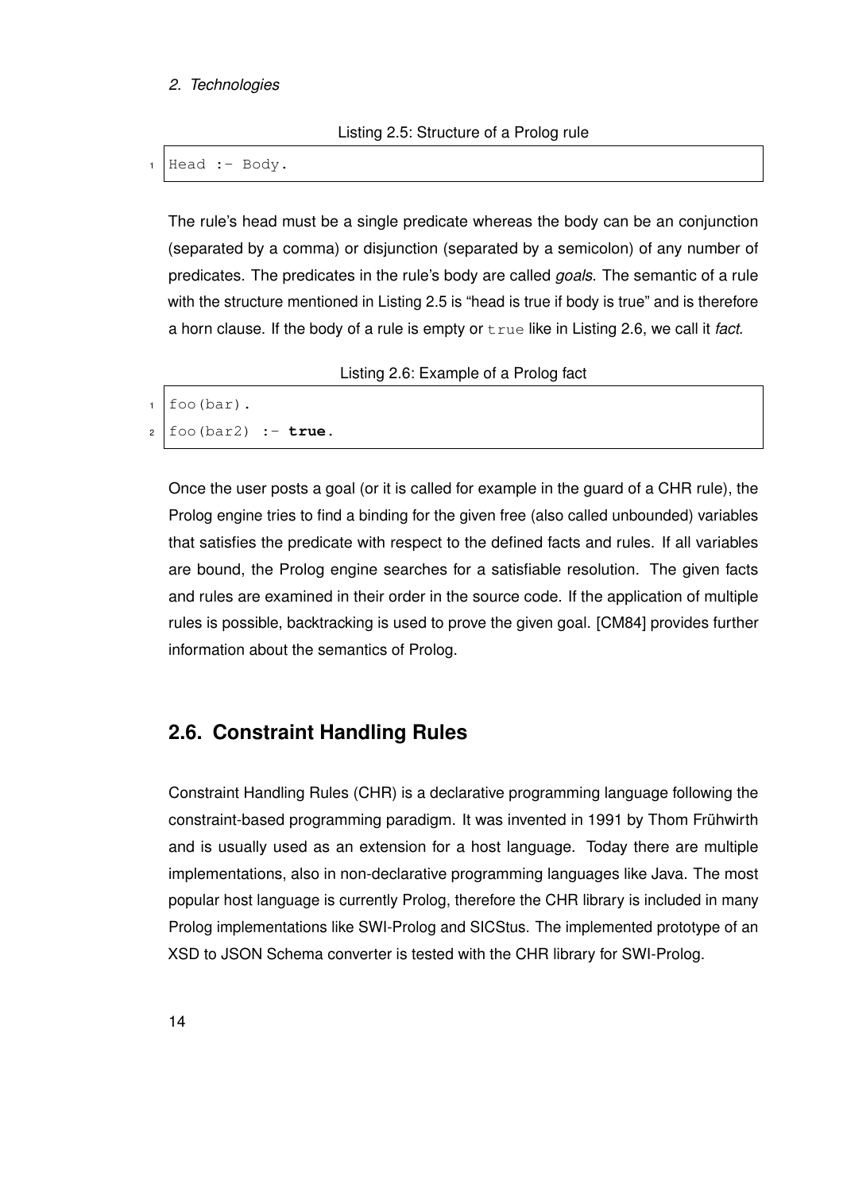Listing 2.5: Structure of a Prolog rule

```
Head :- Body.
```

The rule's head must be a single predicate whereas the body can be an conjunction (separated by a comma) or disjunction (separated by a semicolon) of any number of predicates. The predicates in the rule's body are called *goals*. The semantic of a rule with the structure mentioned in Listing 2.5 is "head is true if body is true" and is therefore a horn clause. If the body of a rule is empty or `true` like in Listing 2.6, we call it *fact*.

Listing 2.6: Example of a Prolog fact

```
foo(bar).
foo(bar2) :- true.
```

Once the user posts a goal (or it is called for example in the guard of a CHR rule), the Prolog engine tries to find a binding for the given free (also called unbounded) variables that satisfies the predicate with respect to the defined facts and rules. If all variables are bound, the Prolog engine searches for a satisfiable resolution. The given facts and rules are examined in their order in the source code. If the application of multiple rules is possible, backtracking is used to prove the given goal. [CM84] provides further information about the semantics of Prolog.

## 2.6. Constraint Handling Rules

Constraint Handling Rules (CHR) is a declarative programming language following the constraint-based programming paradigm. It was invented in 1991 by Thom Frühwirth and is usually used as an extension for a host language. Today there are multiple implementations, also in non-declarative programming languages like Java. The most popular host language is currently Prolog, therefore the CHR library is included in many Prolog implementations like SWI-Prolog and SICStus. The implemented prototype of an XSD to JSON Schema converter is tested with the CHR library for SWI-Prolog.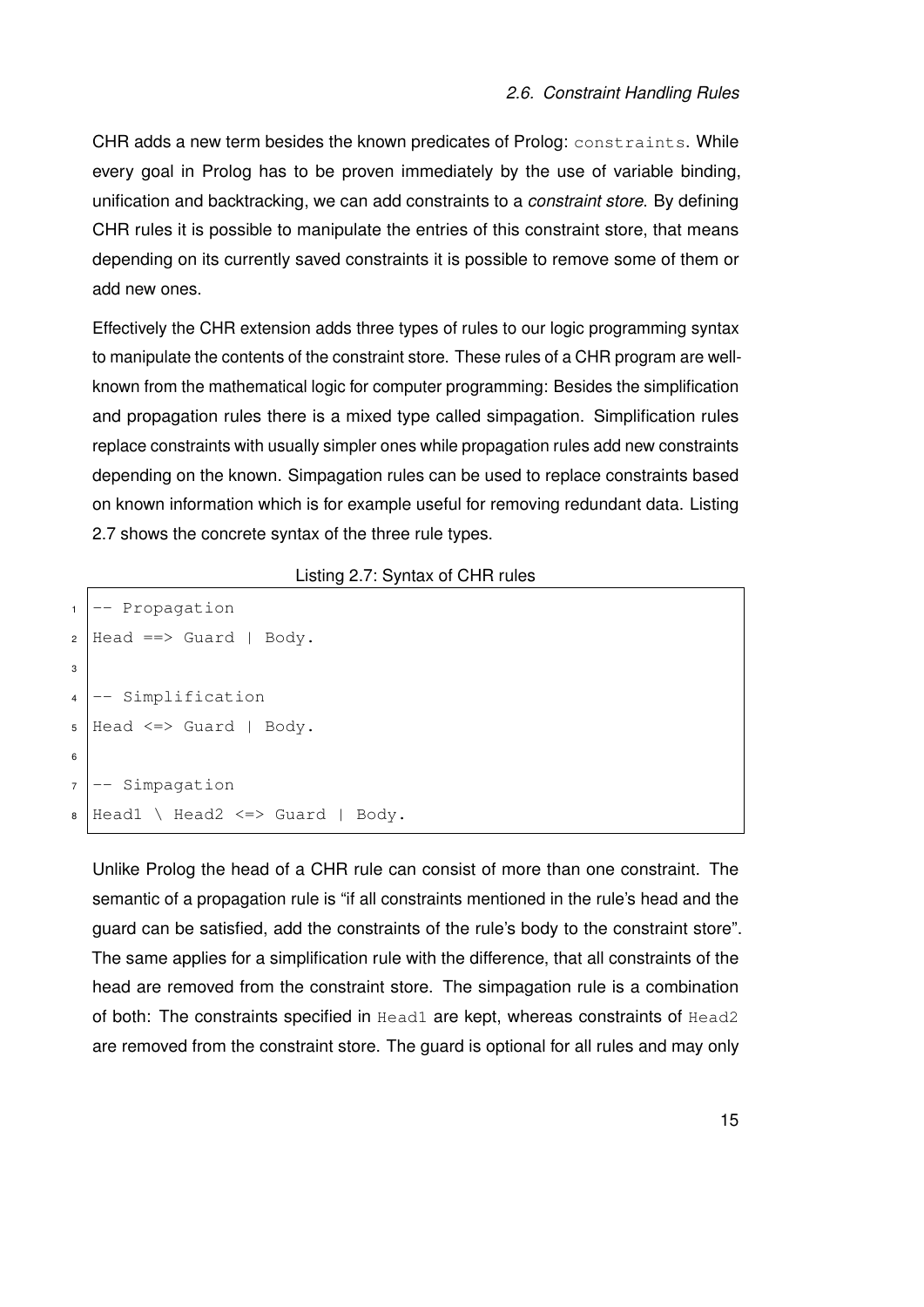CHR adds a new term besides the known predicates of Prolog: `constraints`. While every goal in Prolog has to be proven immediately by the use of variable binding, unification and backtracking, we can add constraints to a *constraint store*. By defining CHR rules it is possible to manipulate the entries of this constraint store, that means depending on its currently saved constraints it is possible to remove some of them or add new ones.

Effectively the CHR extension adds three types of rules to our logic programming syntax to manipulate the contents of the constraint store. These rules of a CHR program are well-known from the mathematical logic for computer programming: Besides the simplification and propagation rules there is a mixed type called simpagation. Simplification rules replace constraints with usually simpler ones while propagation rules add new constraints depending on the known. Simpagation rules can be used to replace constraints based on known information which is for example useful for removing redundant data. Listing 2.7 shows the concrete syntax of the three rule types.

Listing 2.7: Syntax of CHR rules

```
-- Propagation
Head ==> Guard | Body.

-- Simplification
Head <=> Guard | Body.

-- Simpagation
Head1 \ Head2 <=> Guard | Body.
```

Unlike Prolog the head of a CHR rule can consist of more than one constraint. The semantic of a propagation rule is "if all constraints mentioned in the rule's head and the guard can be satisfied, add the constraints of the rule's body to the constraint store". The same applies for a simplification rule with the difference, that all constraints of the head are removed from the constraint store. The simpagation rule is a combination of both: The constraints specified in `Head1` are kept, whereas constraints of `Head2` are removed from the constraint store. The guard is optional for all rules and may only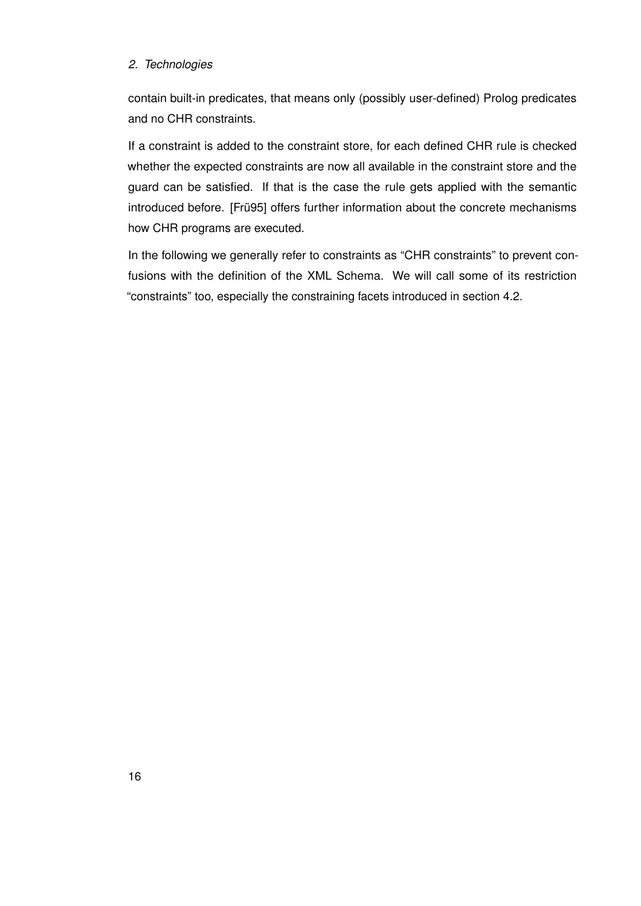contain built-in predicates, that means only (possibly user-defined) Prolog predicates and no CHR constraints.

If a constraint is added to the constraint store, for each defined CHR rule is checked whether the expected constraints are now all available in the constraint store and the guard can be satisfied. If that is the case the rule gets applied with the semantic introduced before. [Frü95] offers further information about the concrete mechanisms how CHR programs are executed.

In the following we generally refer to constraints as “CHR constraints” to prevent confusions with the definition of the XML Schema. We will call some of its restriction “constraints” too, especially the constraining facets introduced in section 4.2.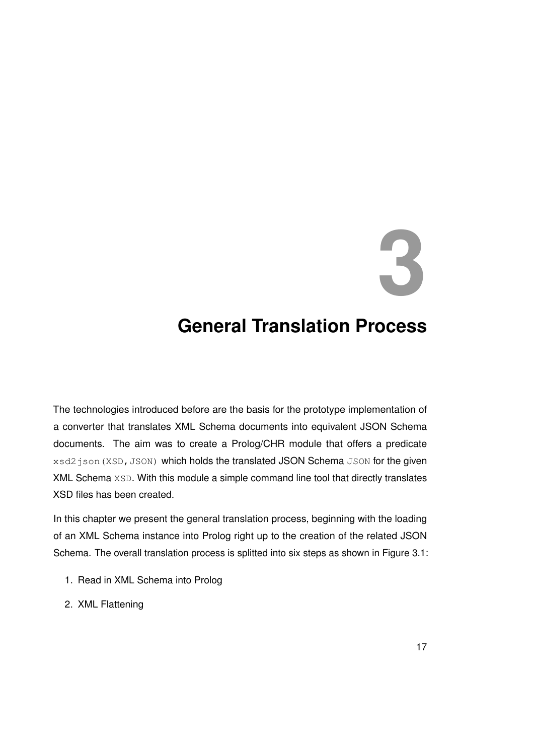// 3 General Translation Process

# 3 General Translation Process

The technologies introduced before are the basis for the prototype implementation of a converter that translates XML Schema documents into equivalent JSON Schema documents. The aim was to create a Prolog/CHR module that offers a predicate `xsd2json(XSD,JSON)` which holds the translated JSON Schema `JSON` for the given XML Schema `XSD`. With this module a simple command line tool that directly translates XSD files has been created.

In this chapter we present the general translation process, beginning with the loading of an XML Schema instance into Prolog right up to the creation of the related JSON Schema. The overall translation process is splitted into six steps as shown in Figure 3.1:

1. Read in XML Schema into Prolog
2. XML Flattening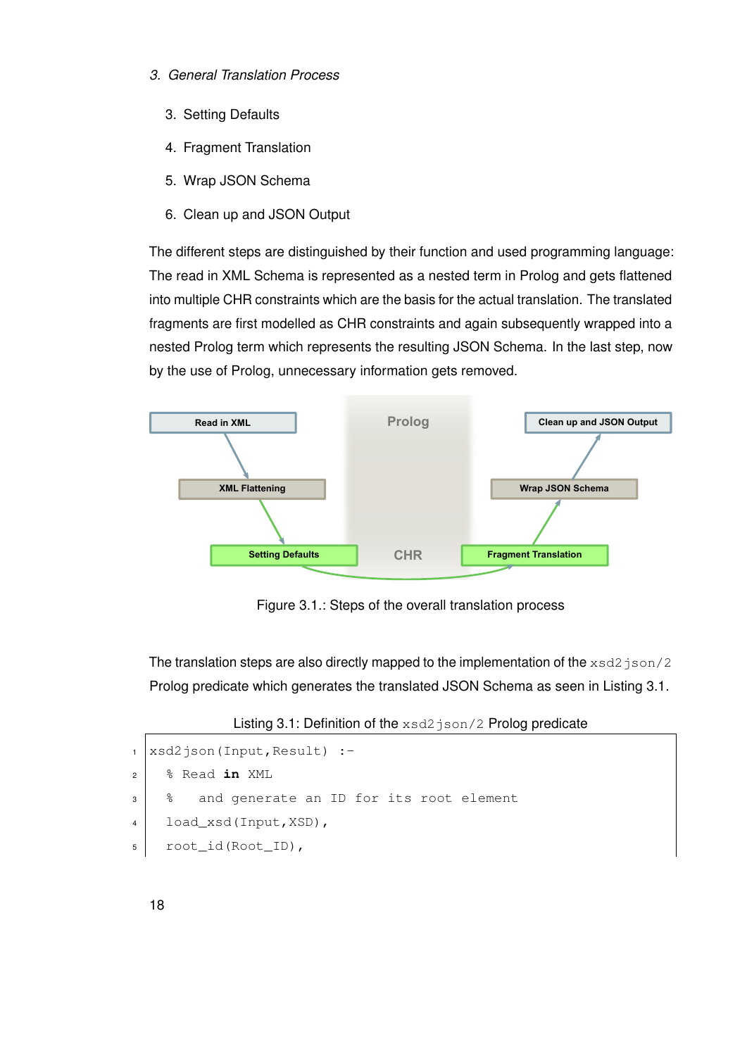3. Setting Defaults
4. Fragment Translation
5. Wrap JSON Schema
6. Clean up and JSON Output

The different steps are distinguished by their function and used programming language: The read in XML Schema is represented as a nested term in Prolog and gets flattened into multiple CHR constraints which are the basis for the actual translation. The translated fragments are first modelled as CHR constraints and again subsequently wrapped into a nested Prolog term which represents the resulting JSON Schema. In the last step, now by the use of Prolog, unnecessary information gets removed.

Read in XML | XML Flattening | Setting Defaults | Prolog | CHR | Fragment Translation | Wrap JSON Schema | Clean up and JSON Output

Figure 3.1.: Steps of the overall translation process

The translation steps are also directly mapped to the implementation of the `xsd2json/2` Prolog predicate which generates the translated JSON Schema as seen in Listing 3.1.

Listing 3.1: Definition of the `xsd2json/2` Prolog predicate

```
xsd2json(Input,Result) :-
  % Read in XML
  %   and generate an ID for its root element
  load_xsd(Input,XSD),
  root_id(Root_ID),
```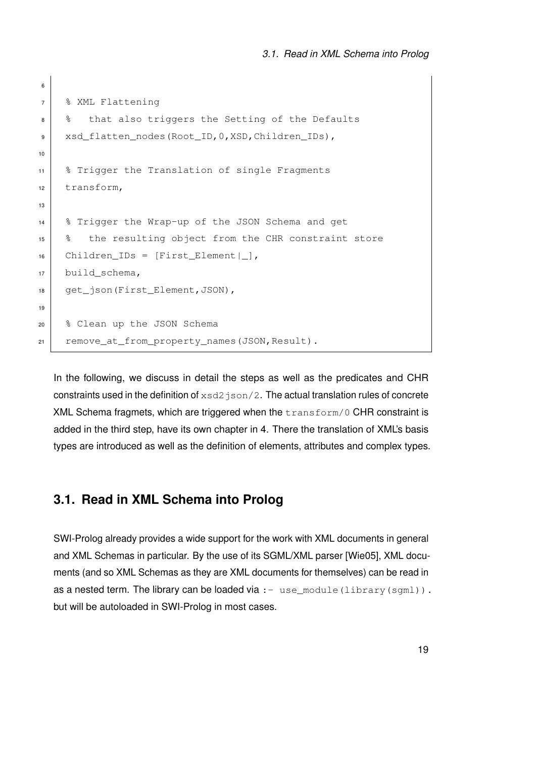```
    % XML Flattening
    %   that also triggers the Setting of the Defaults
    xsd_flatten_nodes(Root_ID,0,XSD,Children_IDs),

    % Trigger the Translation of single Fragments
    transform,

    % Trigger the Wrap-up of the JSON Schema and get
    %   the resulting object from the CHR constraint store
    Children_IDs = [First_Element|_],
    build_schema,
    get_json(First_Element,JSON),

    % Clean up the JSON Schema
    remove_at_from_property_names(JSON,Result).
```

In the following, we discuss in detail the steps as well as the predicates and CHR constraints used in the definition of `xsd2json/2`. The actual translation rules of concrete XML Schema fragmets, which are triggered when the `transform/0` CHR constraint is added in the third step, have its own chapter in 4. There the translation of XML's basis types are introduced as well as the definition of elements, attributes and complex types.

## 3.1. Read in XML Schema into Prolog

SWI-Prolog already provides a wide support for the work with XML documents in general and XML Schemas in particular. By the use of its SGML/XML parser [Wie05], XML documents (and so XML Schemas as they are XML documents for themselves) can be read in as a nested term. The library can be loaded via `:- use_module(library(sgml)).` but will be autoloaded in SWI-Prolog in most cases.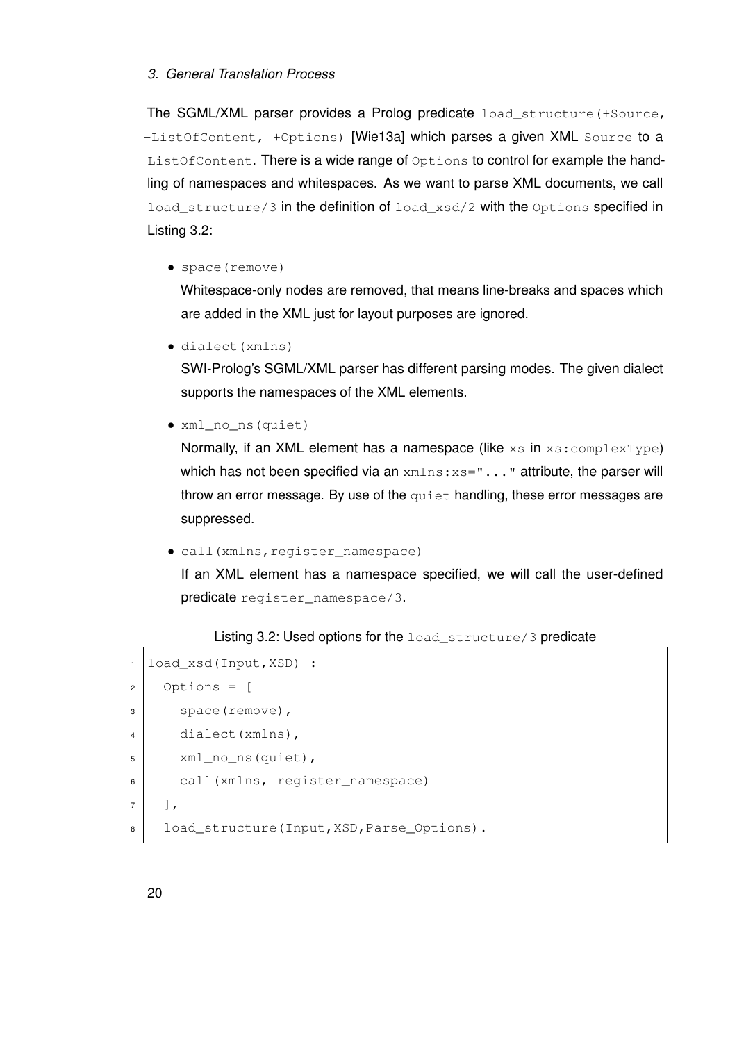The SGML/XML parser provides a Prolog predicate `load_structure(+Source, -ListOfContent, +Options)` [Wie13a] which parses a given XML `Source` to a `ListOfContent`. There is a wide range of `Options` to control for example the handling of namespaces and whitespaces. As we want to parse XML documents, we call `load_structure/3` in the definition of `load_xsd/2` with the `Options` specified in Listing 3.2:

- `space(remove)`
  Whitespace-only nodes are removed, that means line-breaks and spaces which are added in the XML just for layout purposes are ignored.
- `dialect(xmlns)`
  SWI-Prolog's SGML/XML parser has different parsing modes. The given dialect supports the namespaces of the XML elements.
- `xml_no_ns(quiet)`
  Normally, if an XML element has a namespace (like `xs` in `xs:complexType`) which has not been specified via an `xmlns:xs="..."` attribute, the parser will throw an error message. By use of the `quiet` handling, these error messages are suppressed.
- `call(xmlns,register_namespace)`
  If an XML element has a namespace specified, we will call the user-defined predicate `register_namespace/3`.

Listing 3.2: Used options for the `load_structure/3` predicate

```
load_xsd(Input,XSD) :-
  Options = [
    space(remove),
    dialect(xmlns),
    xml_no_ns(quiet),
    call(xmlns, register_namespace)
  ],
  load_structure(Input,XSD,Parse_Options).
```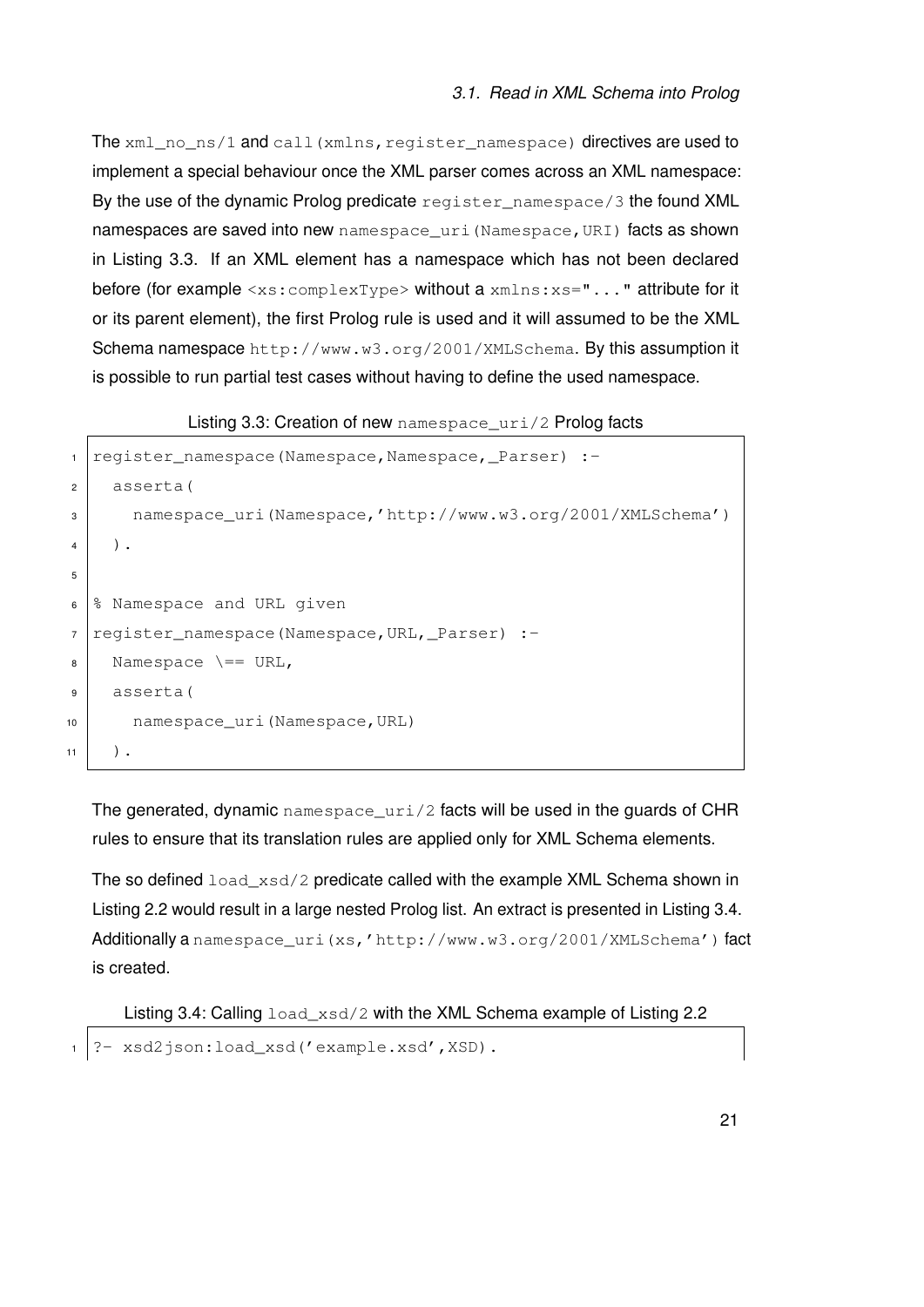The `xml_no_ns/1` and `call(xmlns,register_namespace)` directives are used to implement a special behaviour once the XML parser comes across an XML namespace: By the use of the dynamic Prolog predicate `register_namespace/3` the found XML namespaces are saved into new `namespace_uri(Namespace,URI)` facts as shown in Listing 3.3. If an XML element has a namespace which has not been declared before (for example `<xs:complexType>` without a `xmlns:xs="..."` attribute for it or its parent element), the first Prolog rule is used and it will assumed to be the XML Schema namespace `http://www.w3.org/2001/XMLSchema`. By this assumption it is possible to run partial test cases without having to define the used namespace.

Listing 3.3: Creation of new `namespace_uri/2` Prolog facts

```
register_namespace(Namespace,Namespace,_Parser) :-
  asserta(
    namespace_uri(Namespace,'http://www.w3.org/2001/XMLSchema')
  ).

% Namespace and URL given
register_namespace(Namespace,URL,_Parser) :-
  Namespace \== URL,
  asserta(
    namespace_uri(Namespace,URL)
  ).
```

The generated, dynamic `namespace_uri/2` facts will be used in the guards of CHR rules to ensure that its translation rules are applied only for XML Schema elements.

The so defined `load_xsd/2` predicate called with the example XML Schema shown in Listing 2.2 would result in a large nested Prolog list. An extract is presented in Listing 3.4. Additionally a `namespace_uri(xs,'http://www.w3.org/2001/XMLSchema')` fact is created.

Listing 3.4: Calling `load_xsd/2` with the XML Schema example of Listing 2.2

```
?- xsd2json:load_xsd('example.xsd',XSD).
```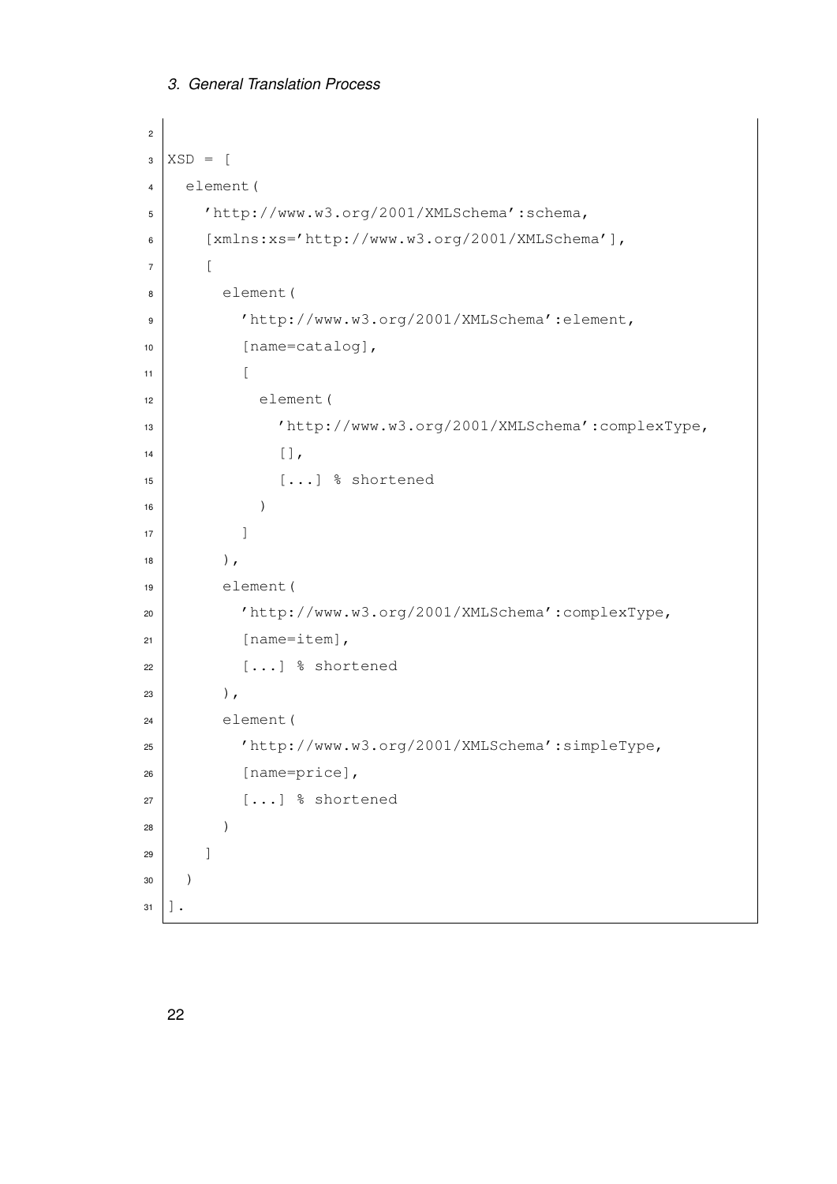```
XSD = [
  element(
    'http://www.w3.org/2001/XMLSchema':schema,
    [xmlns:xs='http://www.w3.org/2001/XMLSchema'],
    [
      element(
        'http://www.w3.org/2001/XMLSchema':element,
        [name=catalog],
        [
          element(
            'http://www.w3.org/2001/XMLSchema':complexType,
            [],
            [...] % shortened
          )
        ]
      ),
      element(
        'http://www.w3.org/2001/XMLSchema':complexType,
        [name=item],
        [...] % shortened
      ),
      element(
        'http://www.w3.org/2001/XMLSchema':simpleType,
        [name=price],
        [...] % shortened
      )
    ]
  )
].
```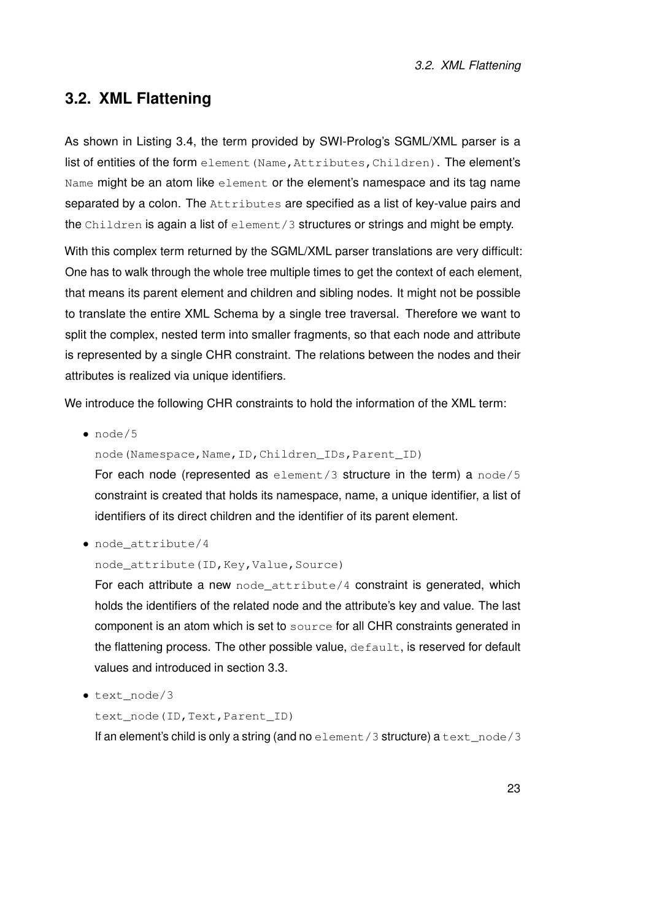## 3.2. XML Flattening

As shown in Listing 3.4, the term provided by SWI-Prolog's SGML/XML parser is a list of entities of the form `element(Name,Attributes,Children)`. The element's `Name` might be an atom like `element` or the element's namespace and its tag name separated by a colon. The `Attributes` are specified as a list of key-value pairs and the `Children` is again a list of `element/3` structures or strings and might be empty.

With this complex term returned by the SGML/XML parser translations are very difficult: One has to walk through the whole tree multiple times to get the context of each element, that means its parent element and children and sibling nodes. It might not be possible to translate the entire XML Schema by a single tree traversal. Therefore we want to split the complex, nested term into smaller fragments, so that each node and attribute is represented by a single CHR constraint. The relations between the nodes and their attributes is realized via unique identifiers.

We introduce the following CHR constraints to hold the information of the XML term:

- `node/5`

  `node(Namespace,Name,ID,Children_IDs,Parent_ID)`

  For each node (represented as `element/3` structure in the term) a `node/5` constraint is created that holds its namespace, name, a unique identifier, a list of identifiers of its direct children and the identifier of its parent element.

- `node_attribute/4`

  `node_attribute(ID,Key,Value,Source)`

  For each attribute a new `node_attribute/4` constraint is generated, which holds the identifiers of the related node and the attribute's key and value. The last component is an atom which is set to `source` for all CHR constraints generated in the flattening process. The other possible value, `default`, is reserved for default values and introduced in section 3.3.

- `text_node/3`

  `text_node(ID,Text,Parent_ID)`

  If an element's child is only a string (and no `element/3` structure) a `text_node/3`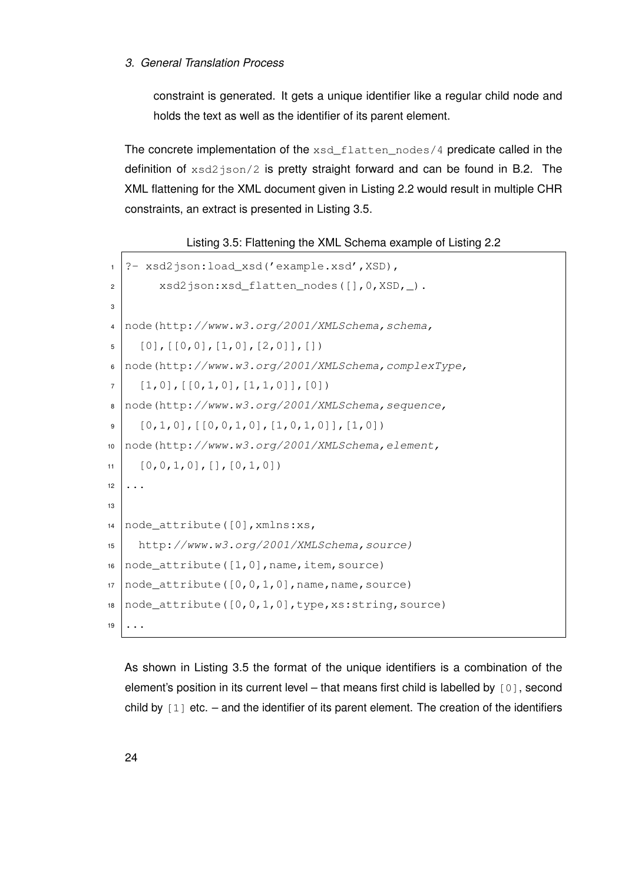constraint is generated. It gets a unique identifier like a regular child node and holds the text as well as the identifier of its parent element.

The concrete implementation of the `xsd_flatten_nodes/4` predicate called in the definition of `xsd2json/2` is pretty straight forward and can be found in B.2. The XML flattening for the XML document given in Listing 2.2 would result in multiple CHR constraints, an extract is presented in Listing 3.5.

Listing 3.5: Flattening the XML Schema example of Listing 2.2

```
?- xsd2json:load_xsd('example.xsd',XSD),
     xsd2json:xsd_flatten_nodes([],0,XSD,_).

node(http://www.w3.org/2001/XMLSchema,schema,
  [0],[[0,0],[1,0],[2,0]],[])
node(http://www.w3.org/2001/XMLSchema,complexType,
  [1,0],[[0,1,0],[1,1,0]],[0])
node(http://www.w3.org/2001/XMLSchema,sequence,
  [0,1,0],[[0,0,1,0],[1,0,1,0]],[1,0])
node(http://www.w3.org/2001/XMLSchema,element,
  [0,0,1,0],[],[0,1,0])
...

node_attribute([0],xmlns:xs,
  http://www.w3.org/2001/XMLSchema,source)
node_attribute([1,0],name,item,source)
node_attribute([0,0,1,0],name,name,source)
node_attribute([0,0,1,0],type,xs:string,source)
...
```

As shown in Listing 3.5 the format of the unique identifiers is a combination of the element's position in its current level – that means first child is labelled by `[0]`, second child by `[1]` etc. – and the identifier of its parent element. The creation of the identifiers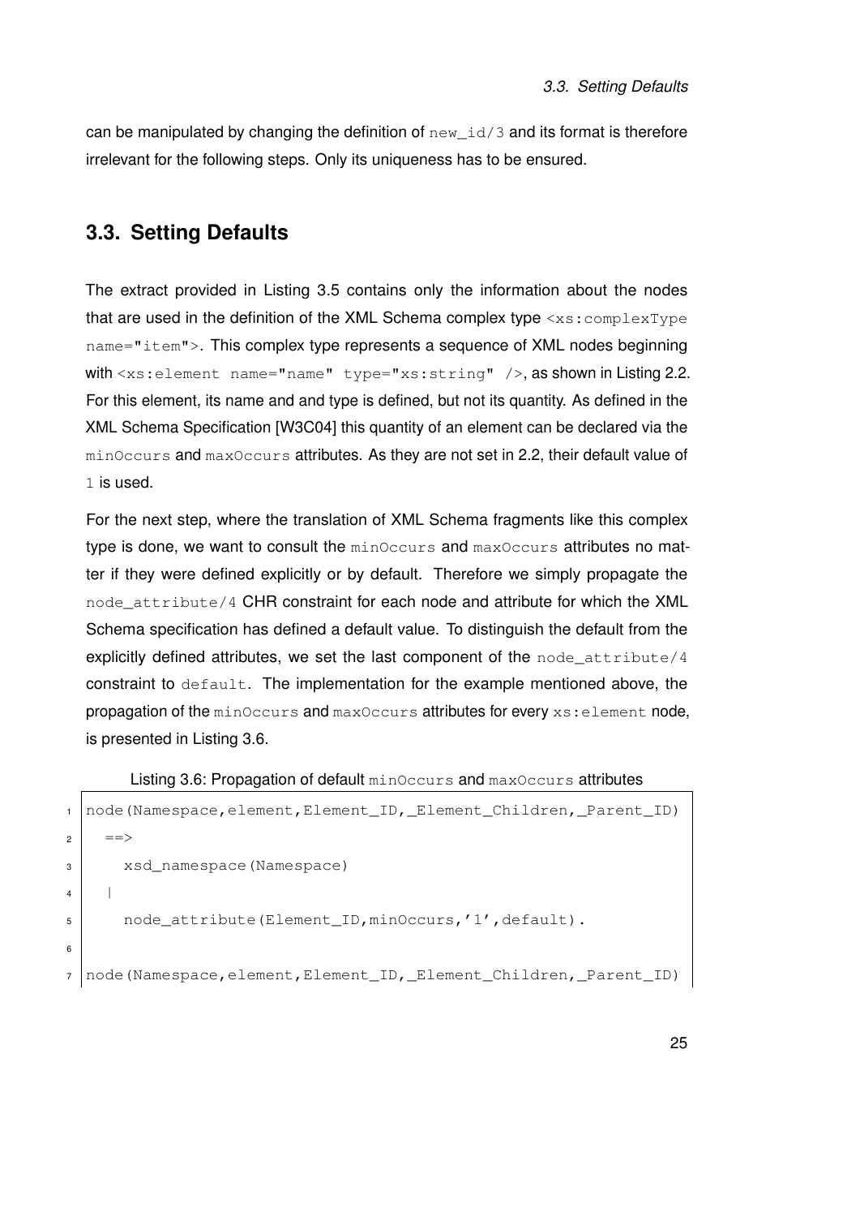can be manipulated by changing the definition of `new_id/3` and its format is therefore irrelevant for the following steps. Only its uniqueness has to be ensured.

## 3.3. Setting Defaults

The extract provided in Listing 3.5 contains only the information about the nodes that are used in the definition of the XML Schema complex type `<xs:complexType name="item">`. This complex type represents a sequence of XML nodes beginning with `<xs:element name="name" type="xs:string" />`, as shown in Listing 2.2. For this element, its name and and type is defined, but not its quantity. As defined in the XML Schema Specification [W3C04] this quantity of an element can be declared via the `minOccurs` and `maxOccurs` attributes. As they are not set in 2.2, their default value of `1` is used.

For the next step, where the translation of XML Schema fragments like this complex type is done, we want to consult the `minOccurs` and `maxOccurs` attributes no matter if they were defined explicitly or by default. Therefore we simply propagate the `node_attribute/4` CHR constraint for each node and attribute for which the XML Schema specification has defined a default value. To distinguish the default from the explicitly defined attributes, we set the last component of the `node_attribute/4` constraint to `default`. The implementation for the example mentioned above, the propagation of the `minOccurs` and `maxOccurs` attributes for every `xs:element` node, is presented in Listing 3.6.

Listing 3.6: Propagation of default `minOccurs` and `maxOccurs` attributes

```
1  node(Namespace,element,Element_ID,_Element_Children,_Parent_ID)
2    ==>
3      xsd_namespace(Namespace)
4    |
5      node_attribute(Element_ID,minOccurs,'1',default).
6
7  node(Namespace,element,Element_ID,_Element_Children,_Parent_ID)
```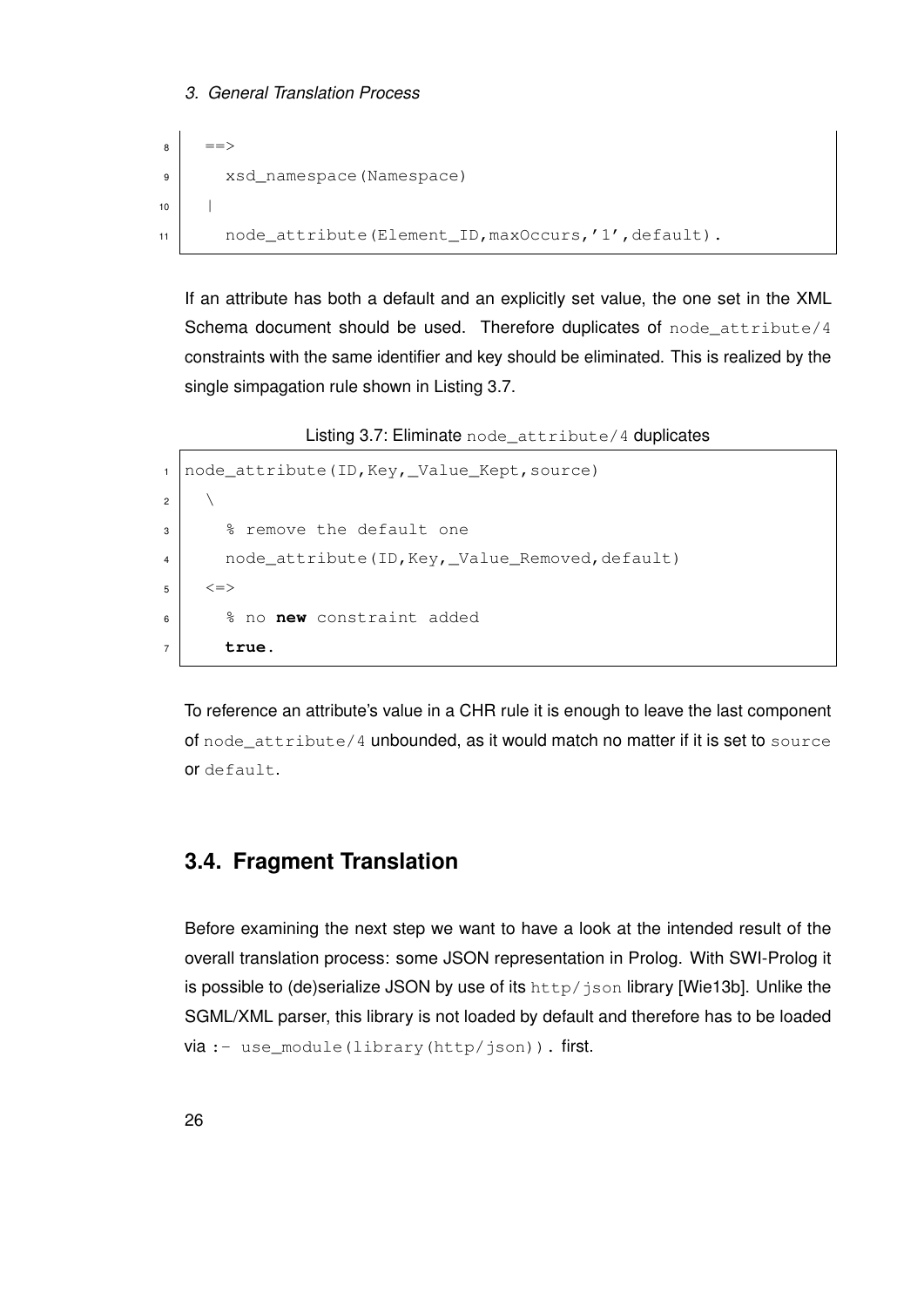```
  ==>
    xsd_namespace(Namespace)
  |
    node_attribute(Element_ID,maxOccurs,'1',default).
```

If an attribute has both a default and an explicitly set value, the one set in the XML Schema document should be used. Therefore duplicates of `node_attribute/4` constraints with the same identifier and key should be eliminated. This is realized by the single simpagation rule shown in Listing 3.7.

Listing 3.7: Eliminate `node_attribute/4` duplicates

```
node_attribute(ID,Key,_Value_Kept,source)
  \
    % remove the default one
    node_attribute(ID,Key,_Value_Removed,default)
  <=>
    % no new constraint added
    true.
```

To reference an attribute's value in a CHR rule it is enough to leave the last component of `node_attribute/4` unbounded, as it would match no matter if it is set to `source` or `default`.

## 3.4. Fragment Translation

Before examining the next step we want to have a look at the intended result of the overall translation process: some JSON representation in Prolog. With SWI-Prolog it is possible to (de)serialize JSON by use of its `http/json` library [Wie13b]. Unlike the SGML/XML parser, this library is not loaded by default and therefore has to be loaded via `:- use_module(library(http/json)).` first.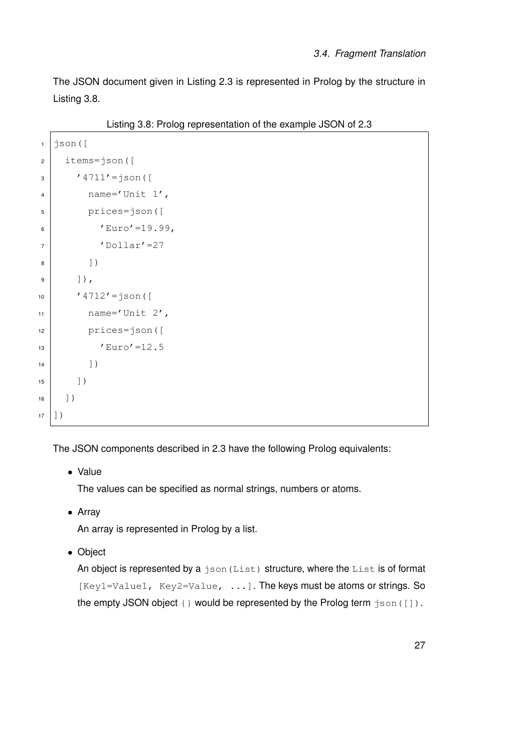The JSON document given in Listing 2.3 is represented in Prolog by the structure in Listing 3.8.

Listing 3.8: Prolog representation of the example JSON of 2.3

```
json([
  items=json([
    '4711'=json([
      name='Unit 1',
      prices=json([
        'Euro'=19.99,
        'Dollar'=27
      ])
    ]),
    '4712'=json([
      name='Unit 2',
      prices=json([
        'Euro'=12.5
      ])
    ])
  ])
])
```

The JSON components described in 2.3 have the following Prolog equivalents:

- Value

  The values can be specified as normal strings, numbers or atoms.

- Array

  An array is represented in Prolog by a list.

- Object

  An object is represented by a `json(List)` structure, where the `List` is of format `[Key1=Value1, Key2=Value, ...]`. The keys must be atoms or strings. So the empty JSON object `{}` would be represented by the Prolog term `json([])`.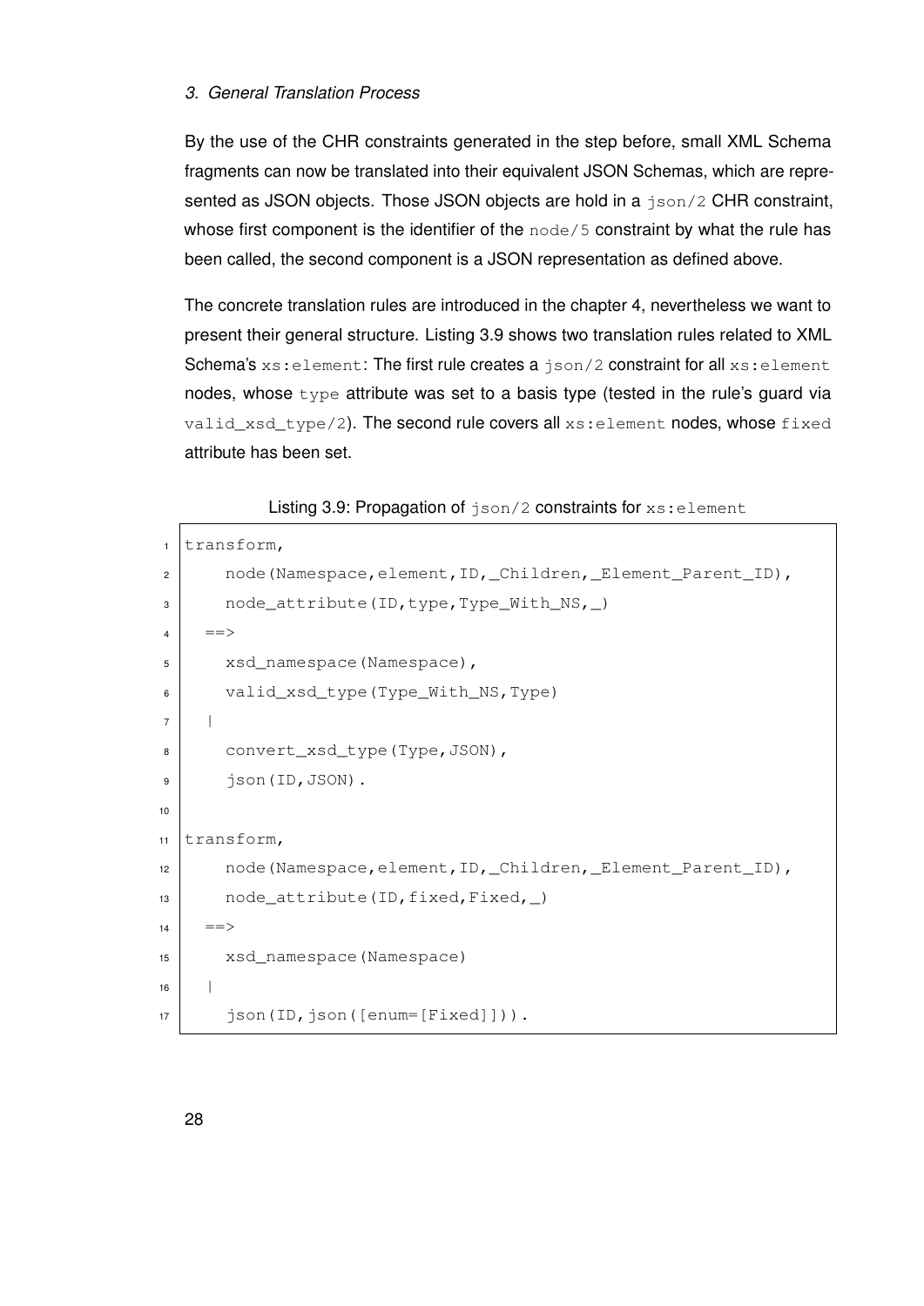By the use of the CHR constraints generated in the step before, small XML Schema fragments can now be translated into their equivalent JSON Schemas, which are represented as JSON objects. Those JSON objects are hold in a `json/2` CHR constraint, whose first component is the identifier of the `node/5` constraint by what the rule has been called, the second component is a JSON representation as defined above.

The concrete translation rules are introduced in the chapter 4, nevertheless we want to present their general structure. Listing 3.9 shows two translation rules related to XML Schema's `xs:element`: The first rule creates a `json/2` constraint for all `xs:element` nodes, whose `type` attribute was set to a basis type (tested in the rule's guard via `valid_xsd_type/2`). The second rule covers all `xs:element` nodes, whose `fixed` attribute has been set.

Listing 3.9: Propagation of `json/2` constraints for `xs:element`

```
transform,
    node(Namespace,element,ID,_Children,_Element_Parent_ID),
    node_attribute(ID,type,Type_With_NS,_)
  ==>
    xsd_namespace(Namespace),
    valid_xsd_type(Type_With_NS,Type)
  |
    convert_xsd_type(Type,JSON),
    json(ID,JSON).

transform,
    node(Namespace,element,ID,_Children,_Element_Parent_ID),
    node_attribute(ID,fixed,Fixed,_)
  ==>
    xsd_namespace(Namespace)
  |
    json(ID,json([enum=[Fixed]])).
```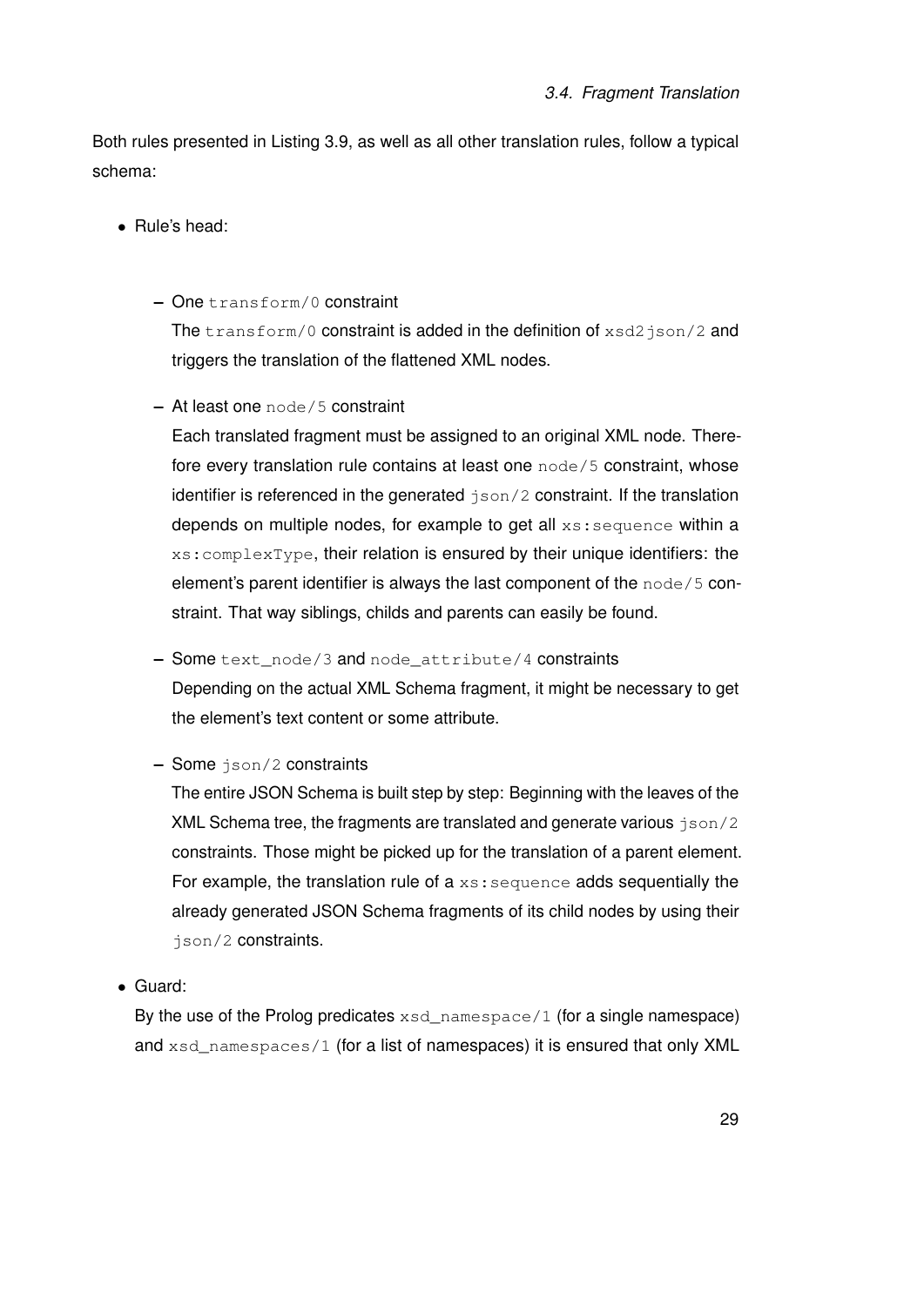Both rules presented in Listing 3.9, as well as all other translation rules, follow a typical schema:

- Rule's head:
  - One `transform/0` constraint
    The `transform/0` constraint is added in the definition of `xsd2json/2` and triggers the translation of the flattened XML nodes.
  - At least one `node/5` constraint
    Each translated fragment must be assigned to an original XML node. Therefore every translation rule contains at least one `node/5` constraint, whose identifier is referenced in the generated `json/2` constraint. If the translation depends on multiple nodes, for example to get all `xs:sequence` within a `xs:complexType`, their relation is ensured by their unique identifiers: the element's parent identifier is always the last component of the `node/5` constraint. That way siblings, childs and parents can easily be found.
  - Some `text_node/3` and `node_attribute/4` constraints
    Depending on the actual XML Schema fragment, it might be necessary to get the element's text content or some attribute.
  - Some `json/2` constraints
    The entire JSON Schema is built step by step: Beginning with the leaves of the XML Schema tree, the fragments are translated and generate various `json/2` constraints. Those might be picked up for the translation of a parent element. For example, the translation rule of a `xs:sequence` adds sequentially the already generated JSON Schema fragments of its child nodes by using their `json/2` constraints.
- Guard:
  By the use of the Prolog predicates `xsd_namespace/1` (for a single namespace) and `xsd_namespaces/1` (for a list of namespaces) it is ensured that only XML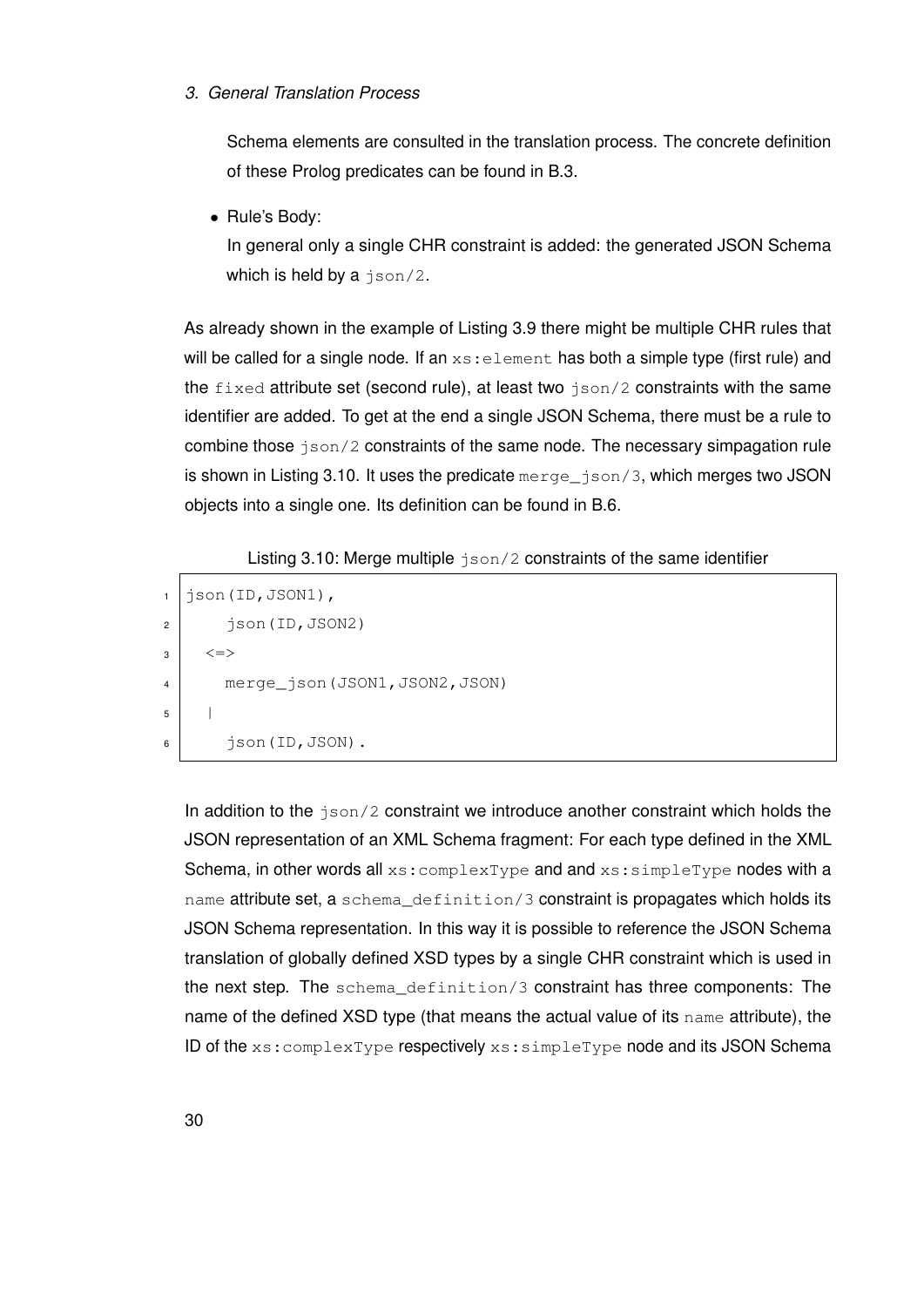Schema elements are consulted in the translation process. The concrete definition of these Prolog predicates can be found in B.3.

- Rule's Body:
  In general only a single CHR constraint is added: the generated JSON Schema which is held by a `json/2`.

As already shown in the example of Listing 3.9 there might be multiple CHR rules that will be called for a single node. If an `xs:element` has both a simple type (first rule) and the `fixed` attribute set (second rule), at least two `json/2` constraints with the same identifier are added. To get at the end a single JSON Schema, there must be a rule to combine those `json/2` constraints of the same node. The necessary simpagation rule is shown in Listing 3.10. It uses the predicate `merge_json/3`, which merges two JSON objects into a single one. Its definition can be found in B.6.

Listing 3.10: Merge multiple `json/2` constraints of the same identifier

```
json(ID,JSON1),
    json(ID,JSON2)
  <=>
    merge_json(JSON1,JSON2,JSON)
  |
    json(ID,JSON).
```

In addition to the `json/2` constraint we introduce another constraint which holds the JSON representation of an XML Schema fragment: For each type defined in the XML Schema, in other words all `xs:complexType` and and `xs:simpleType` nodes with a `name` attribute set, a `schema_definition/3` constraint is propagates which holds its JSON Schema representation. In this way it is possible to reference the JSON Schema translation of globally defined XSD types by a single CHR constraint which is used in the next step. The `schema_definition/3` constraint has three components: The name of the defined XSD type (that means the actual value of its `name` attribute), the ID of the `xs:complexType` respectively `xs:simpleType` node and its JSON Schema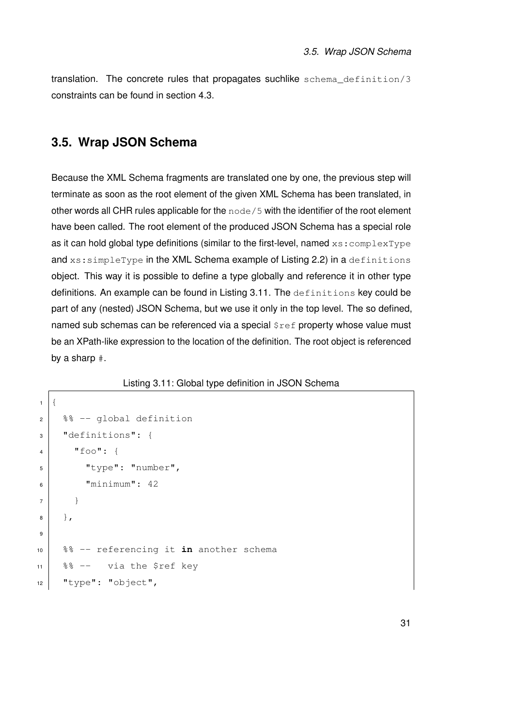translation. The concrete rules that propagates suchlike `schema_definition/3` constraints can be found in section 4.3.

## 3.5. Wrap JSON Schema

Because the XML Schema fragments are translated one by one, the previous step will terminate as soon as the root element of the given XML Schema has been translated, in other words all CHR rules applicable for the `node/5` with the identifier of the root element have been called. The root element of the produced JSON Schema has a special role as it can hold global type definitions (similar to the first-level, named `xs:complexType` and `xs:simpleType` in the XML Schema example of Listing 2.2) in a `definitions` object. This way it is possible to define a type globally and reference it in other type definitions. An example can be found in Listing 3.11. The `definitions` key could be part of any (nested) JSON Schema, but we use it only in the top level. The so defined, named sub schemas can be referenced via a special `$ref` property whose value must be an XPath-like expression to the location of the definition. The root object is referenced by a sharp `#`.

Listing 3.11: Global type definition in JSON Schema

```
{
  %% -- global definition
  "definitions": {
    "foo": {
      "type": "number",
      "minimum": 42
    }
  },

  %% -- referencing it in another schema
  %% --   via the $ref key
  "type": "object",
```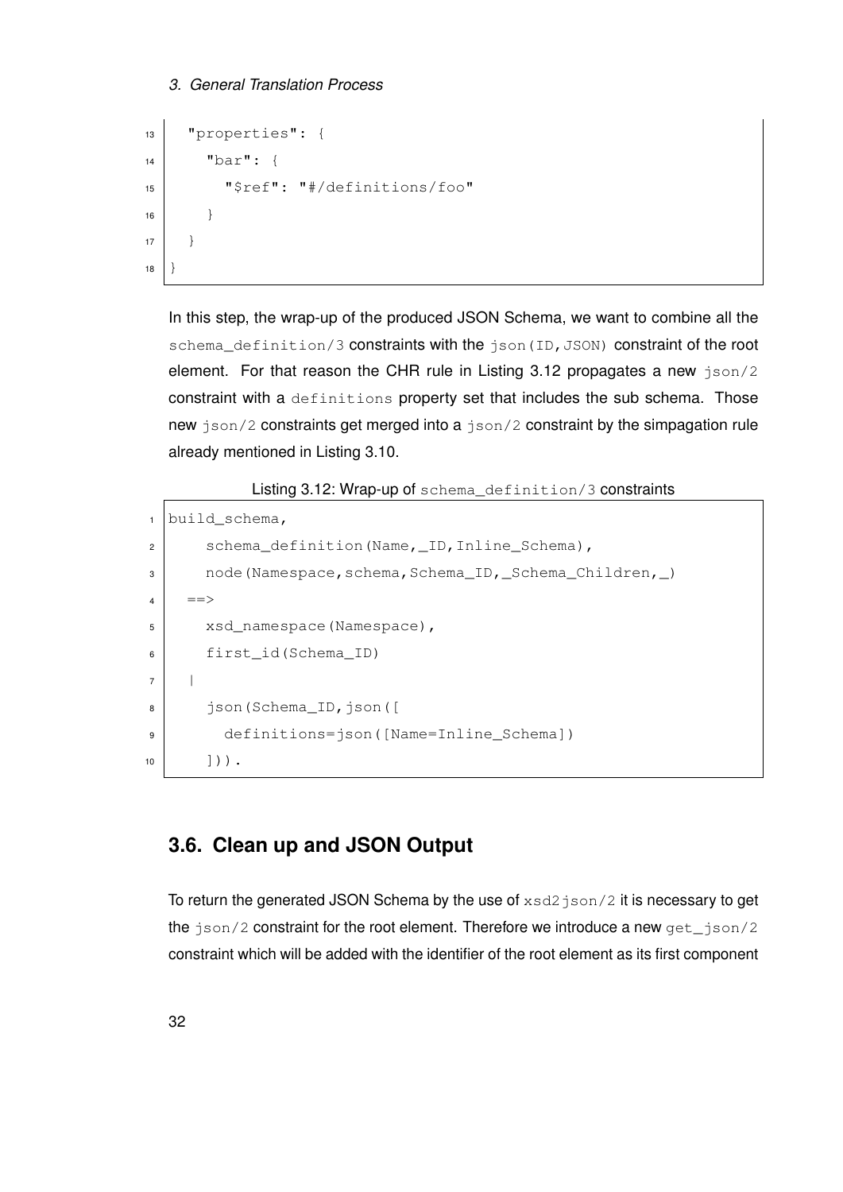```
  "properties": {
    "bar": {
      "$ref": "#/definitions/foo"
    }
  }
}
```

In this step, the wrap-up of the produced JSON Schema, we want to combine all the `schema_definition/3` constraints with the `json(ID,JSON)` constraint of the root element. For that reason the CHR rule in Listing 3.12 propagates a new `json/2` constraint with a `definitions` property set that includes the sub schema. Those new `json/2` constraints get merged into a `json/2` constraint by the simpagation rule already mentioned in Listing 3.10.

Listing 3.12: Wrap-up of `schema_definition/3` constraints

```
build_schema,
    schema_definition(Name,_ID,Inline_Schema),
    node(Namespace,schema,Schema_ID,_Schema_Children,_)
  ==>
    xsd_namespace(Namespace),
    first_id(Schema_ID)
  |
    json(Schema_ID,json([
      definitions=json([Name=Inline_Schema])
    ])).
```

## 3.6. Clean up and JSON Output

To return the generated JSON Schema by the use of `xsd2json/2` it is necessary to get the `json/2` constraint for the root element. Therefore we introduce a new `get_json/2` constraint which will be added with the identifier of the root element as its first component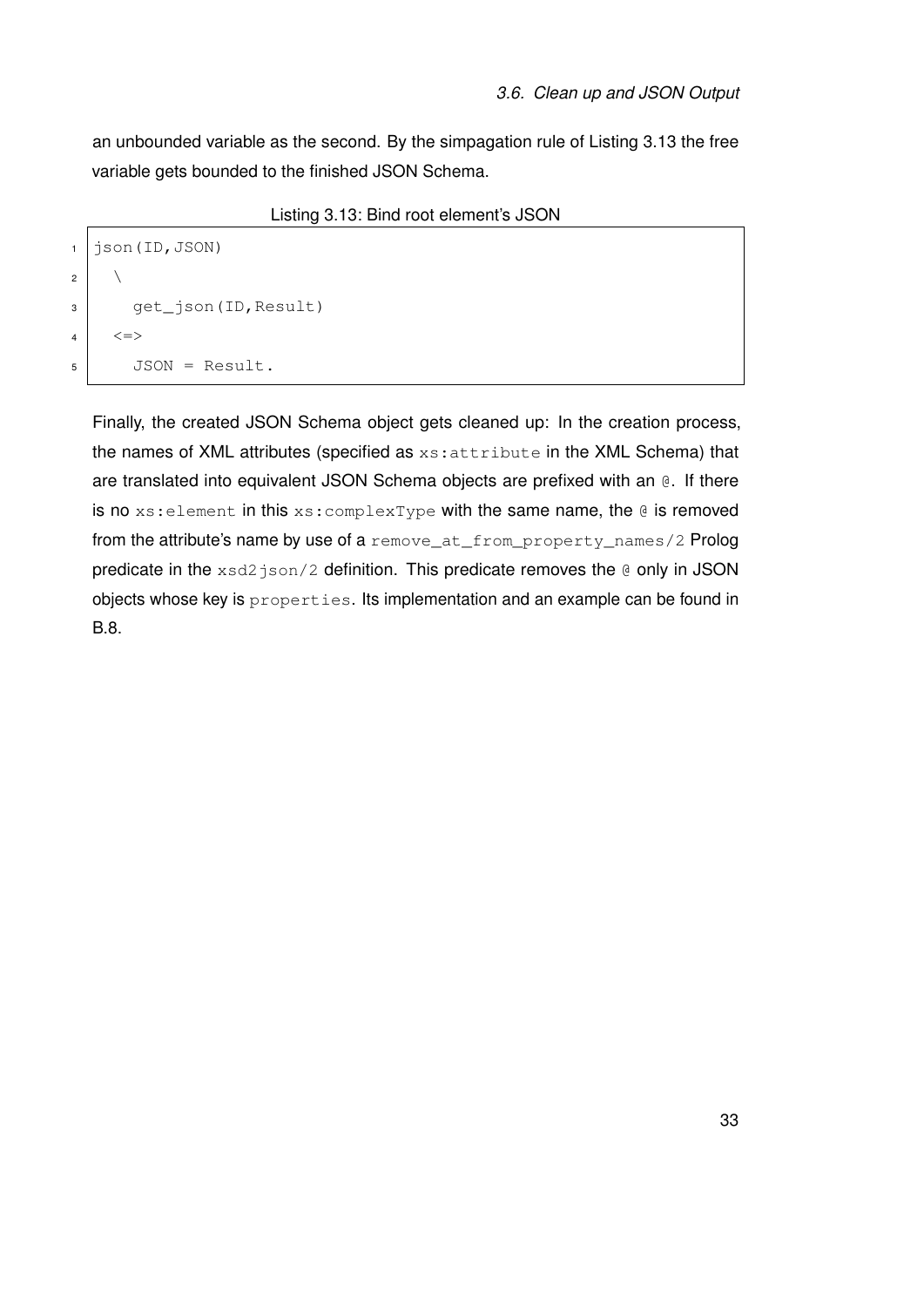an unbounded variable as the second. By the simpagation rule of Listing 3.13 the free variable gets bounded to the finished JSON Schema.

Listing 3.13: Bind root element's JSON

```
json(ID,JSON)
  \
    get_json(ID,Result)
  <=>
    JSON = Result.
```

Finally, the created JSON Schema object gets cleaned up: In the creation process, the names of XML attributes (specified as `xs:attribute` in the XML Schema) that are translated into equivalent JSON Schema objects are prefixed with an `@`. If there is no `xs:element` in this `xs:complexType` with the same name, the `@` is removed from the attribute's name by use of a `remove_at_from_property_names/2` Prolog predicate in the `xsd2json/2` definition. This predicate removes the `@` only in JSON objects whose key is `properties`. Its implementation and an example can be found in B.8.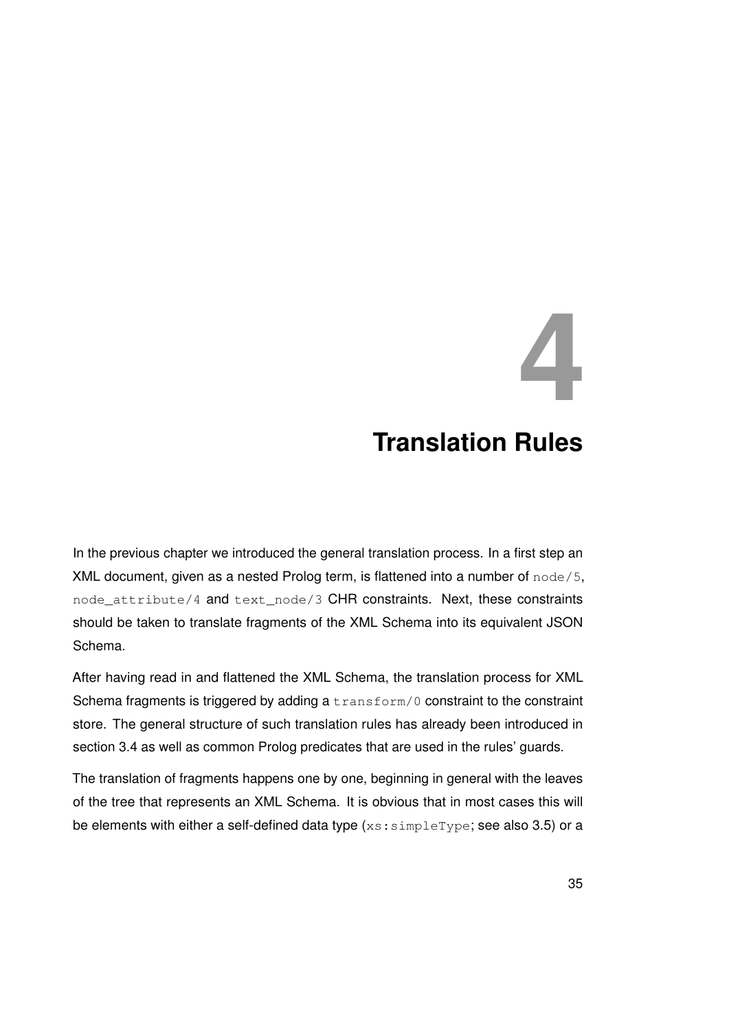# 4 Translation Rules

In the previous chapter we introduced the general translation process. In a first step an XML document, given as a nested Prolog term, is flattened into a number of `node/5`, `node_attribute/4` and `text_node/3` CHR constraints. Next, these constraints should be taken to translate fragments of the XML Schema into its equivalent JSON Schema.

After having read in and flattened the XML Schema, the translation process for XML Schema fragments is triggered by adding a `transform/0` constraint to the constraint store. The general structure of such translation rules has already been introduced in section 3.4 as well as common Prolog predicates that are used in the rules' guards.

The translation of fragments happens one by one, beginning in general with the leaves of the tree that represents an XML Schema. It is obvious that in most cases this will be elements with either a self-defined data type (`xs:simpleType`; see also 3.5) or a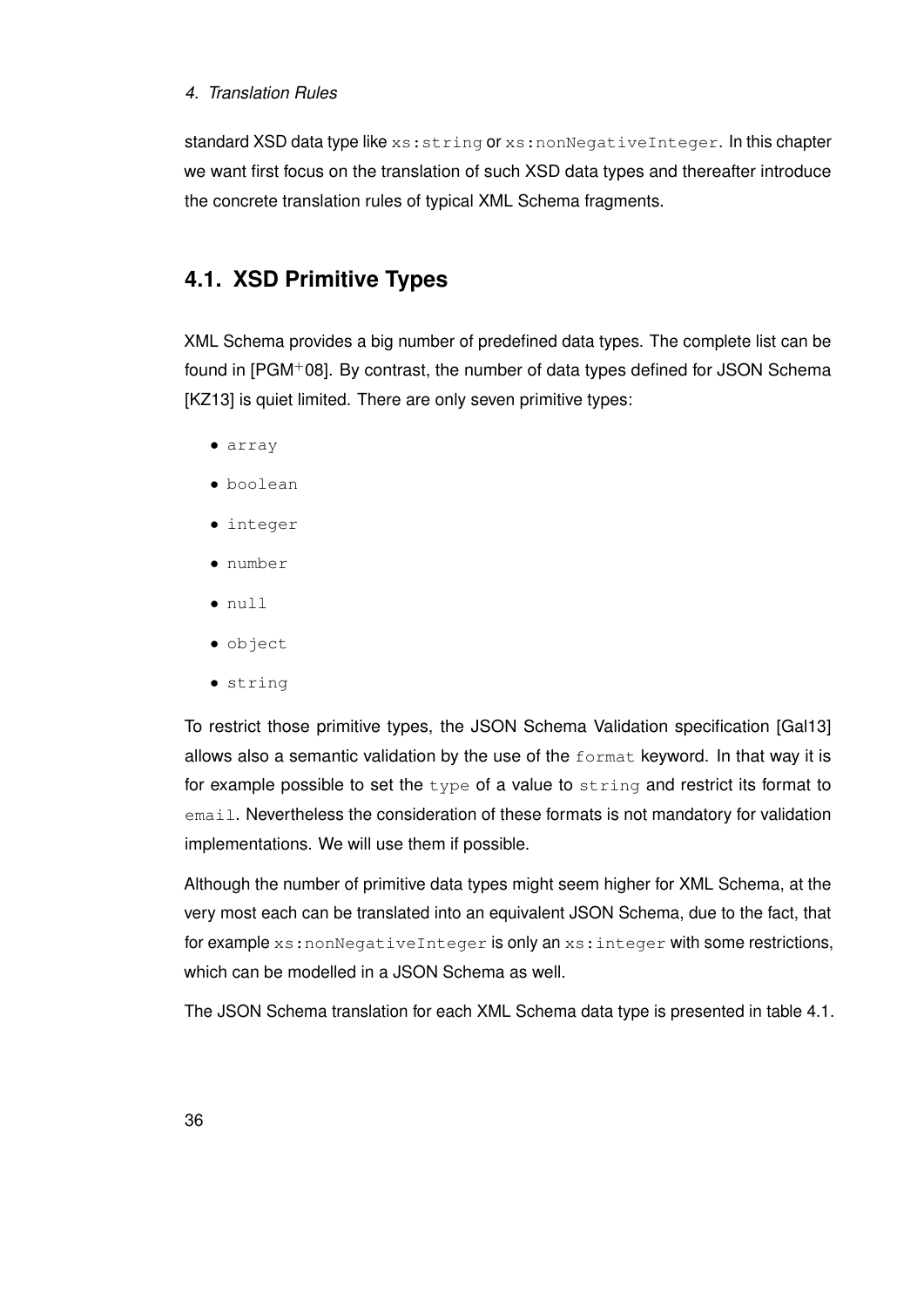standard XSD data type like `xs:string` or `xs:nonNegativeInteger`. In this chapter we want first focus on the translation of such XSD data types and thereafter introduce the concrete translation rules of typical XML Schema fragments.

## 4.1. XSD Primitive Types

XML Schema provides a big number of predefined data types. The complete list can be found in [PGM+08]. By contrast, the number of data types defined for JSON Schema [KZ13] is quiet limited. There are only seven primitive types:

- `array`
- `boolean`
- `integer`
- `number`
- `null`
- `object`
- `string`

To restrict those primitive types, the JSON Schema Validation specification [Gal13] allows also a semantic validation by the use of the `format` keyword. In that way it is for example possible to set the `type` of a value to `string` and restrict its format to `email`. Nevertheless the consideration of these formats is not mandatory for validation implementations. We will use them if possible.

Although the number of primitive data types might seem higher for XML Schema, at the very most each can be translated into an equivalent JSON Schema, due to the fact, that for example `xs:nonNegativeInteger` is only an `xs:integer` with some restrictions, which can be modelled in a JSON Schema as well.

The JSON Schema translation for each XML Schema data type is presented in table 4.1.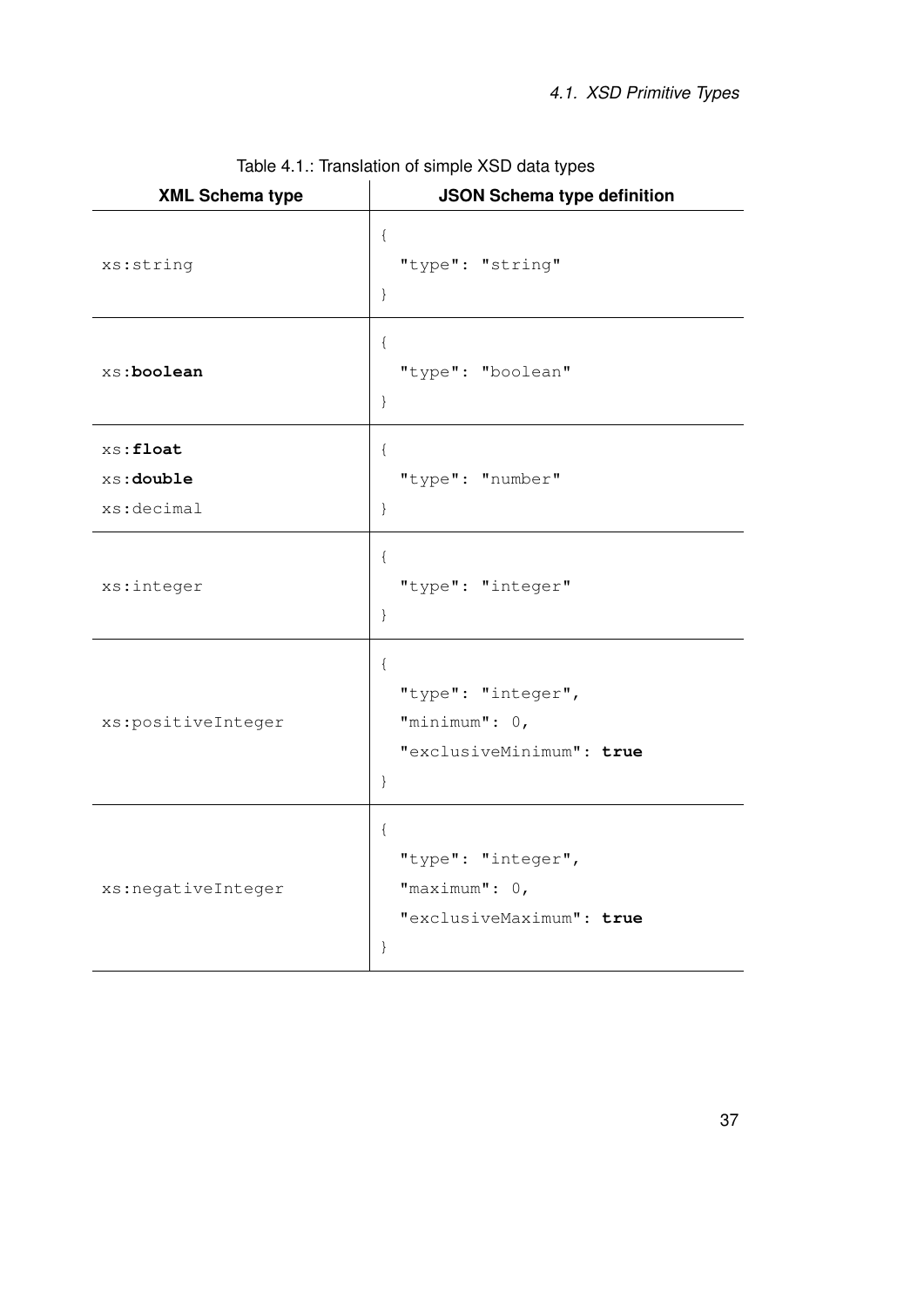Table 4.1.: Translation of simple XSD data types

| XML Schema type | JSON Schema type definition |
|---|---|
| xs:string | `{ "type": "string" }` |
| xs:**boolean** | `{ "type": "boolean" }` |
| xs:**float**<br>xs:**double**<br>xs:decimal | `{ "type": "number" }` |
| xs:integer | `{ "type": "integer" }` |
| xs:positiveInteger | `{ "type": "integer", "minimum": 0, "exclusiveMinimum": true }` |
| xs:negativeInteger | `{ "type": "integer", "maximum": 0, "exclusiveMaximum": true }` |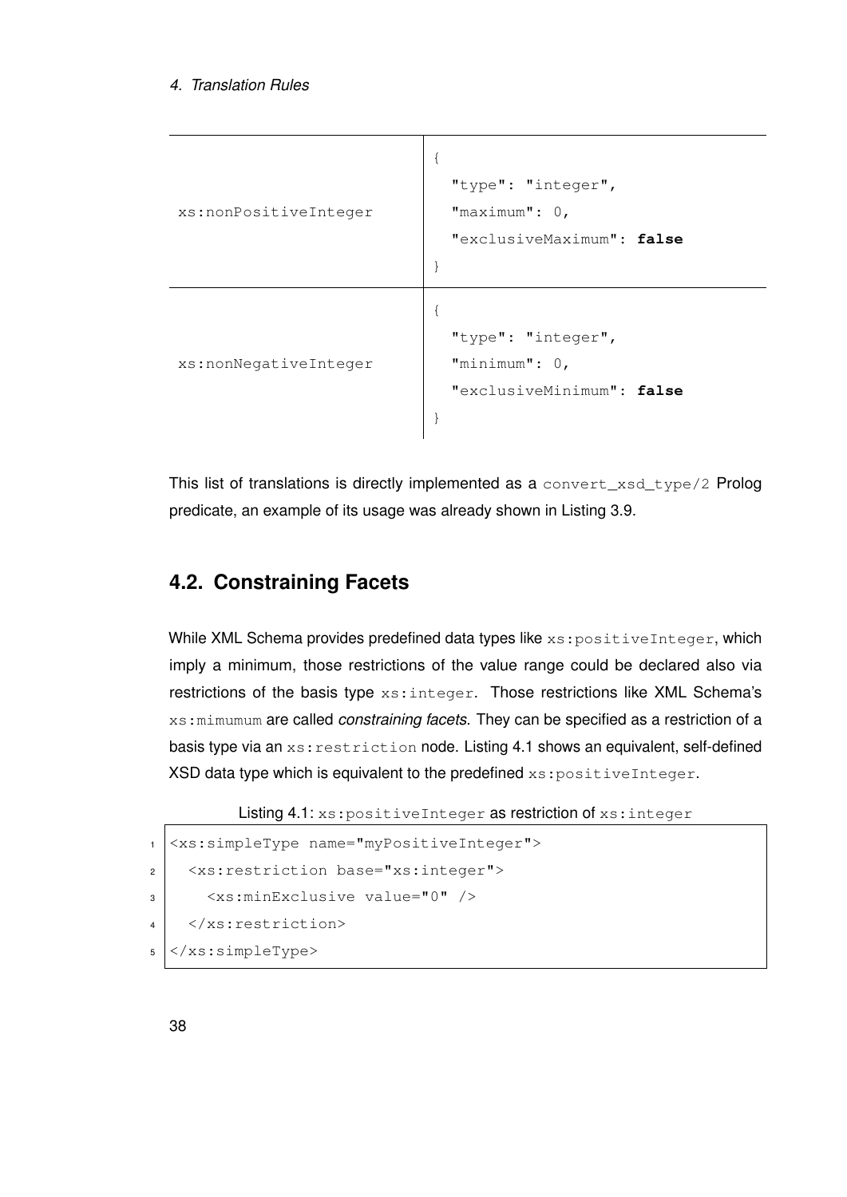| | |
|---|---|
| `xs:nonPositiveInteger` | `{ "type": "integer", "maximum": 0, "exclusiveMaximum": false }` |
| `xs:nonNegativeInteger` | `{ "type": "integer", "minimum": 0, "exclusiveMinimum": false }` |

This list of translations is directly implemented as a `convert_xsd_type/2` Prolog predicate, an example of its usage was already shown in Listing 3.9.

## 4.2. Constraining Facets

While XML Schema provides predefined data types like `xs:positiveInteger`, which imply a minimum, those restrictions of the value range could be declared also via restrictions of the basis type `xs:integer`. Those restrictions like XML Schema's `xs:mimumum` are called *constraining facets*. They can be specified as a restriction of a basis type via an `xs:restriction` node. Listing 4.1 shows an equivalent, self-defined XSD data type which is equivalent to the predefined `xs:positiveInteger`.

Listing 4.1: `xs:positiveInteger` as restriction of `xs:integer`

```
<xs:simpleType name="myPositiveInteger">
  <xs:restriction base="xs:integer">
    <xs:minExclusive value="0" />
  </xs:restriction>
</xs:simpleType>
```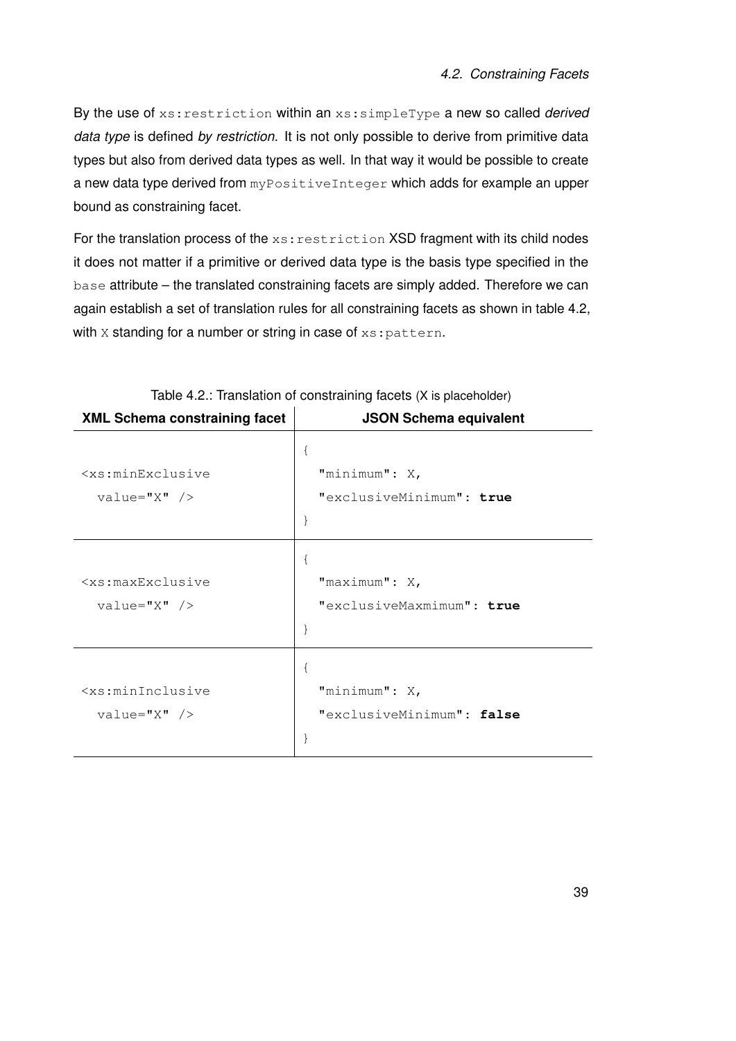By the use of `xs:restriction` within an `xs:simpleType` a new so called *derived data type* is defined *by restriction*. It is not only possible to derive from primitive data types but also from derived data types as well. In that way it would be possible to create a new data type derived from `myPositiveInteger` which adds for example an upper bound as constraining facet.

For the translation process of the `xs:restriction` XSD fragment with its child nodes it does not matter if a primitive or derived data type is the basis type specified in the `base` attribute – the translated constraining facets are simply added. Therefore we can again establish a set of translation rules for all constraining facets as shown in table 4.2, with `X` standing for a number or string in case of `xs:pattern`.

Table 4.2.: Translation of constraining facets (X is placeholder)

| XML Schema constraining facet | JSON Schema equivalent |
|---|---|
| `<xs:minExclusive value="X" />` | `{ "minimum": X, "exclusiveMinimum": true }` |
| `<xs:maxExclusive value="X" />` | `{ "maximum": X, "exclusiveMaxmimum": true }` |
| `<xs:minInclusive value="X" />` | `{ "minimum": X, "exclusiveMinimum": false }` |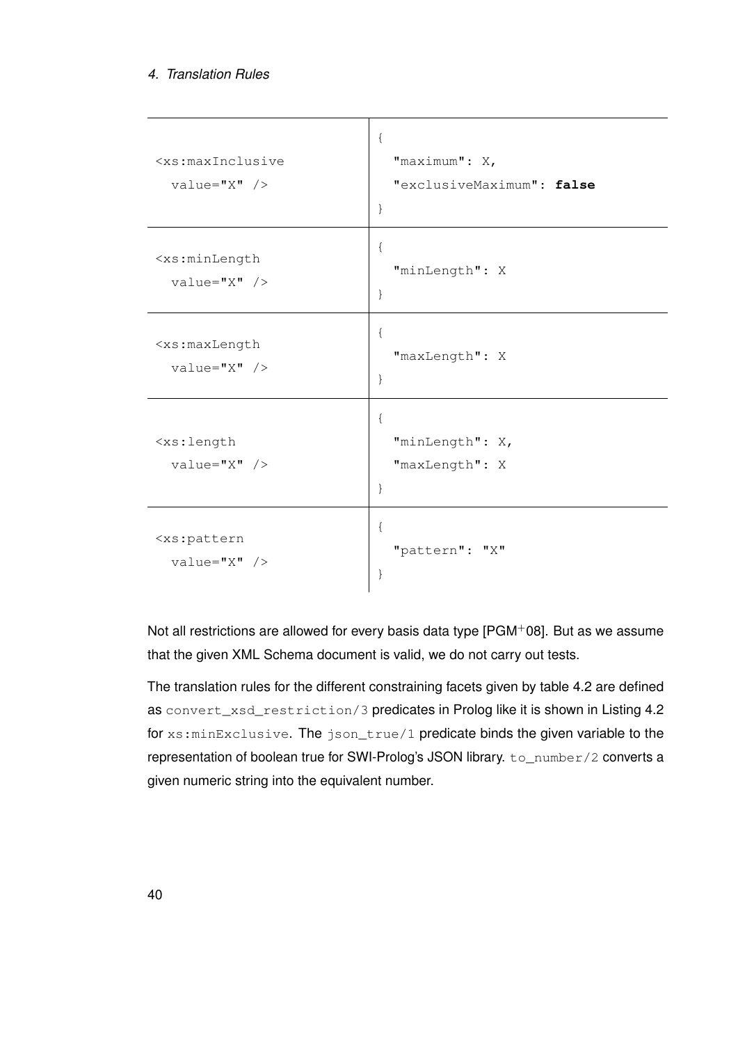| | |
|---|---|
| `<xs:maxInclusive value="X" />` | `{ "maximum": X, "exclusiveMaximum": false }` |
| `<xs:minLength value="X" />` | `{ "minLength": X }` |
| `<xs:maxLength value="X" />` | `{ "maxLength": X }` |
| `<xs:length value="X" />` | `{ "minLength": X, "maxLength": X }` |
| `<xs:pattern value="X" />` | `{ "pattern": "X" }` |

Not all restrictions are allowed for every basis data type [PGM+08]. But as we assume that the given XML Schema document is valid, we do not carry out tests.

The translation rules for the different constraining facets given by table 4.2 are defined as `convert_xsd_restriction/3` predicates in Prolog like it is shown in Listing 4.2 for `xs:minExclusive`. The `json_true/1` predicate binds the given variable to the representation of boolean true for SWI-Prolog's JSON library. `to_number/2` converts a given numeric string into the equivalent number.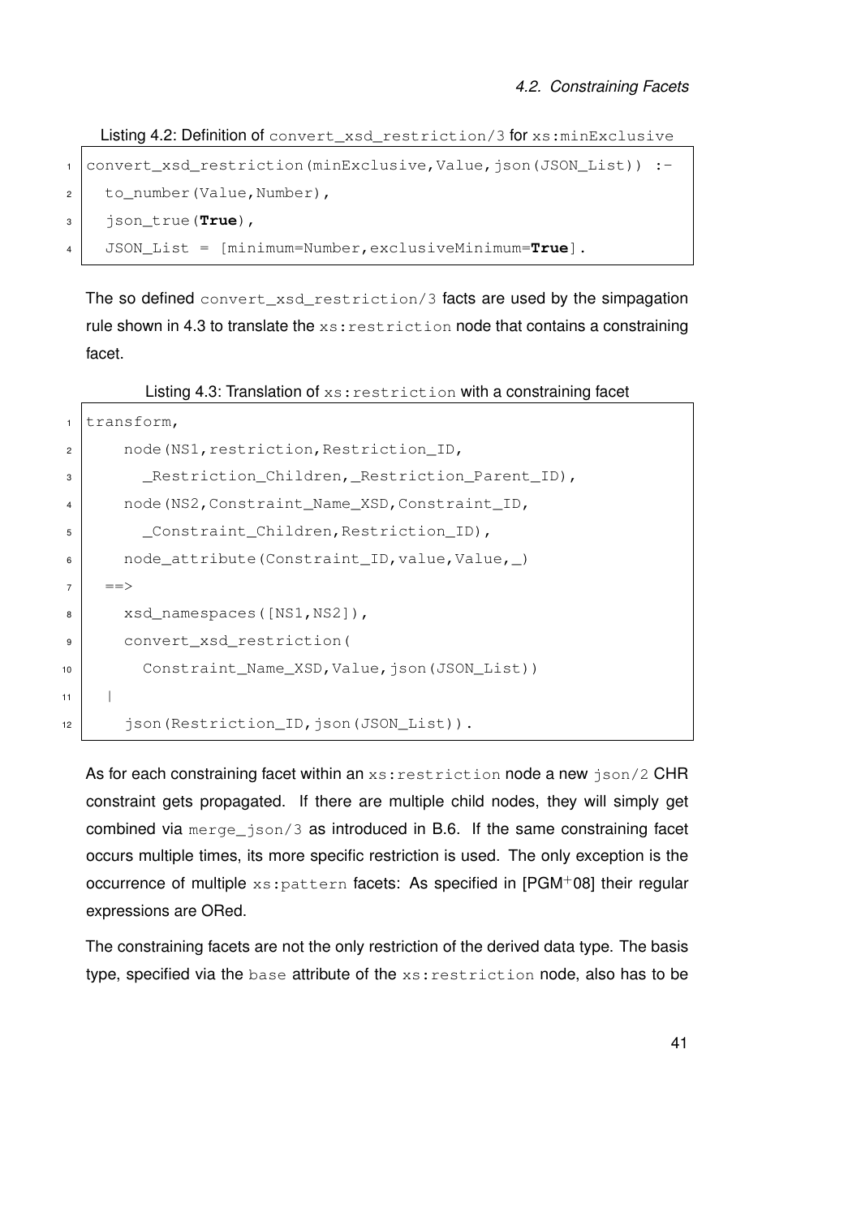Listing 4.2: Definition of `convert_xsd_restriction/3` for `xs:minExclusive`

```
convert_xsd_restriction(minExclusive,Value,json(JSON_List)) :-
  to_number(Value,Number),
  json_true(True),
  JSON_List = [minimum=Number,exclusiveMinimum=True].
```

The so defined `convert_xsd_restriction/3` facts are used by the simpagation rule shown in 4.3 to translate the `xs:restriction` node that contains a constraining facet.

Listing 4.3: Translation of `xs:restriction` with a constraining facet

```
transform,
    node(NS1,restriction,Restriction_ID,
      _Restriction_Children,_Restriction_Parent_ID),
    node(NS2,Constraint_Name_XSD,Constraint_ID,
      _Constraint_Children,Restriction_ID),
    node_attribute(Constraint_ID,value,Value,_)
  ==>
    xsd_namespaces([NS1,NS2]),
    convert_xsd_restriction(
      Constraint_Name_XSD,Value,json(JSON_List))
  |
    json(Restriction_ID,json(JSON_List)).
```

As for each constraining facet within an `xs:restriction` node a new `json/2` CHR constraint gets propagated. If there are multiple child nodes, they will simply get combined via `merge_json/3` as introduced in B.6. If the same constraining facet occurs multiple times, its more specific restriction is used. The only exception is the occurrence of multiple `xs:pattern` facets: As specified in [PGM+08] their regular expressions are ORed.

The constraining facets are not the only restriction of the derived data type. The basis type, specified via the `base` attribute of the `xs:restriction` node, also has to be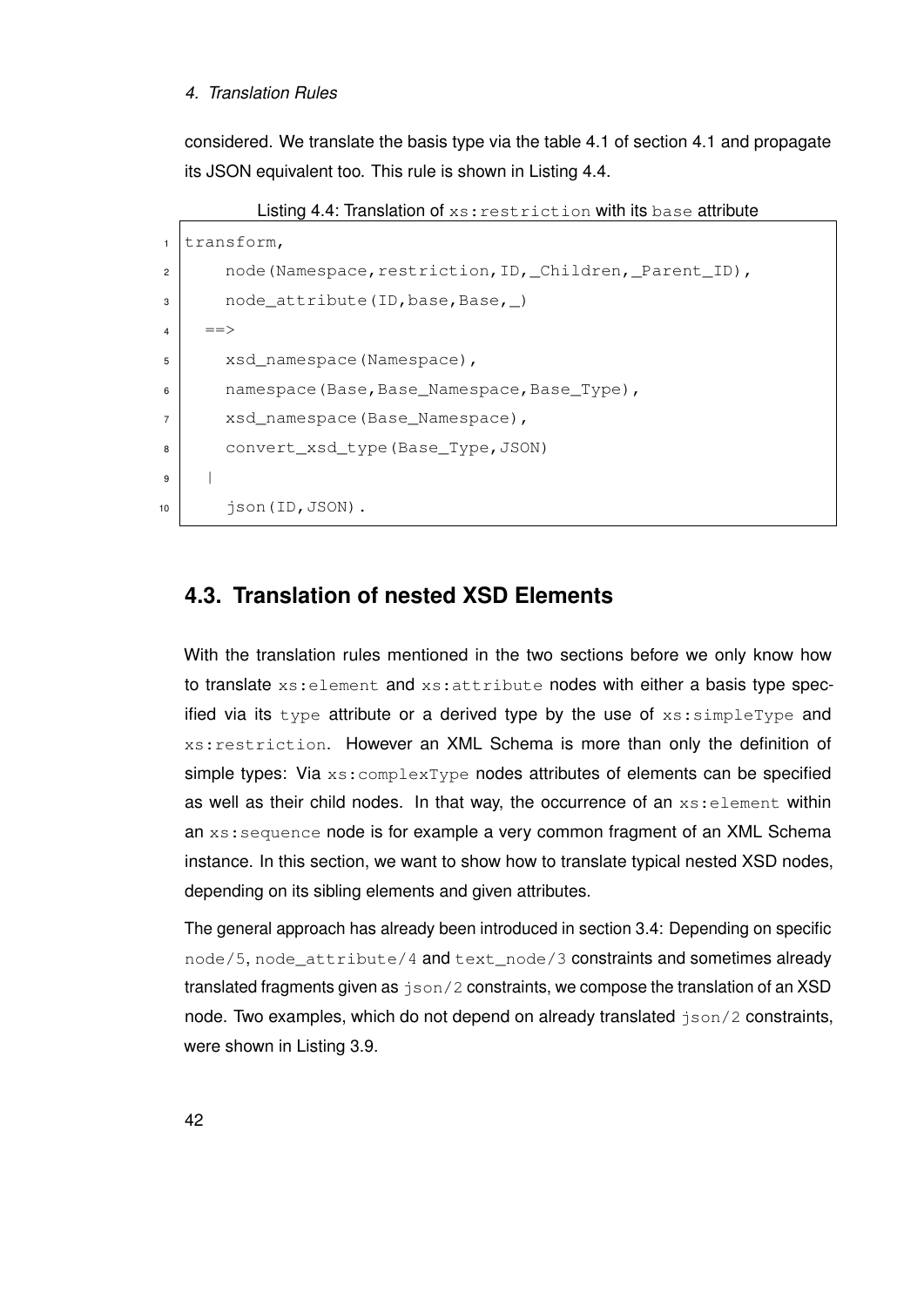considered. We translate the basis type via the table 4.1 of section 4.1 and propagate its JSON equivalent too. This rule is shown in Listing 4.4.

Listing 4.4: Translation of `xs:restriction` with its `base` attribute

```
transform,
    node(Namespace,restriction,ID,_Children,_Parent_ID),
    node_attribute(ID,base,Base,_)
  ==>
    xsd_namespace(Namespace),
    namespace(Base,Base_Namespace,Base_Type),
    xsd_namespace(Base_Namespace),
    convert_xsd_type(Base_Type,JSON)
  |
    json(ID,JSON).
```

## 4.3. Translation of nested XSD Elements

With the translation rules mentioned in the two sections before we only know how to translate `xs:element` and `xs:attribute` nodes with either a basis type specified via its `type` attribute or a derived type by the use of `xs:simpleType` and `xs:restriction`. However an XML Schema is more than only the definition of simple types: Via `xs:complexType` nodes attributes of elements can be specified as well as their child nodes. In that way, the occurrence of an `xs:element` within an `xs:sequence` node is for example a very common fragment of an XML Schema instance. In this section, we want to show how to translate typical nested XSD nodes, depending on its sibling elements and given attributes.

The general approach has already been introduced in section 3.4: Depending on specific `node/5`, `node_attribute/4` and `text_node/3` constraints and sometimes already translated fragments given as `json/2` constraints, we compose the translation of an XSD node. Two examples, which do not depend on already translated `json/2` constraints, were shown in Listing 3.9.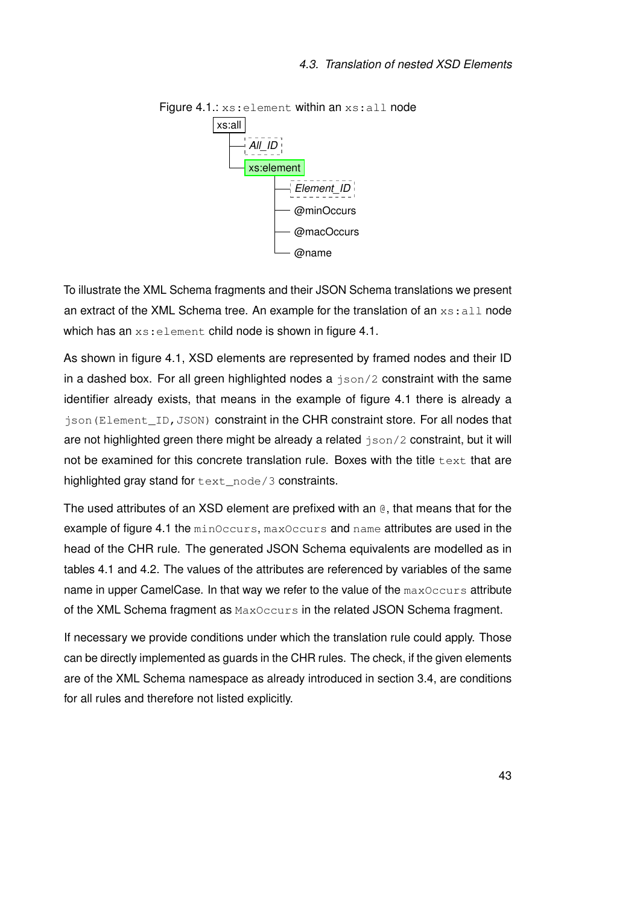Figure 4.1.: `xs:element` within an `xs:all` node

```
xs:all
 ├── All_ID
 └── xs:element
      ├── Element_ID
      ├── @minOccurs
      ├── @macOccurs
      └── @name
```

To illustrate the XML Schema fragments and their JSON Schema translations we present an extract of the XML Schema tree. An example for the translation of an `xs:all` node which has an `xs:element` child node is shown in figure 4.1.

As shown in figure 4.1, XSD elements are represented by framed nodes and their ID in a dashed box. For all green highlighted nodes a `json/2` constraint with the same identifier already exists, that means in the example of figure 4.1 there is already a `json(Element_ID,JSON)` constraint in the CHR constraint store. For all nodes that are not highlighted green there might be already a related `json/2` constraint, but it will not be examined for this concrete translation rule. Boxes with the title `text` that are highlighted gray stand for `text_node/3` constraints.

The used attributes of an XSD element are prefixed with an `@`, that means that for the example of figure 4.1 the `minOccurs`, `maxOccurs` and `name` attributes are used in the head of the CHR rule. The generated JSON Schema equivalents are modelled as in tables 4.1 and 4.2. The values of the attributes are referenced by variables of the same name in upper CamelCase. In that way we refer to the value of the `maxOccurs` attribute of the XML Schema fragment as `MaxOccurs` in the related JSON Schema fragment.

If necessary we provide conditions under which the translation rule could apply. Those can be directly implemented as guards in the CHR rules. The check, if the given elements are of the XML Schema namespace as already introduced in section 3.4, are conditions for all rules and therefore not listed explicitly.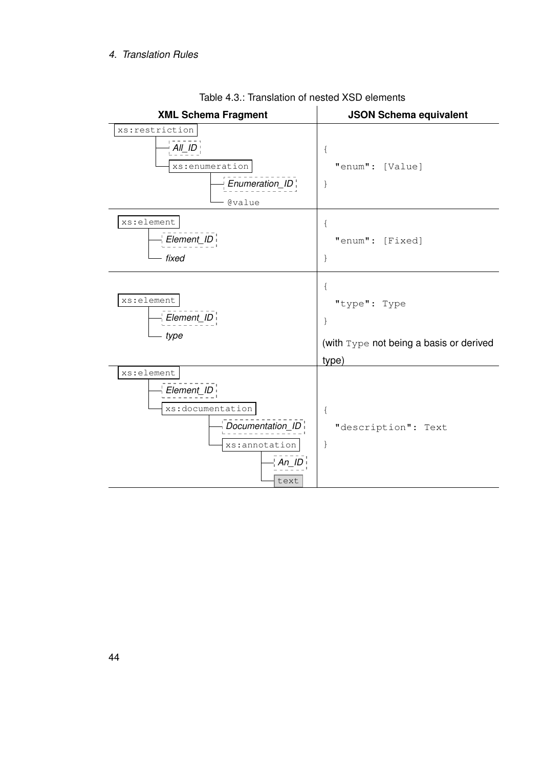Table 4.3.: Translation of nested XSD elements

| XML Schema Fragment | JSON Schema equivalent |
|---|---|
| `xs:restriction`<br>— *All_ID*<br>— `xs:enumeration`<br>    — *Enumeration_ID*<br>    — `@value` | `{ "enum": [Value] }` |
| `xs:element`<br>— *Element_ID*<br>— *fixed* | `{ "enum": [Fixed] }` |
| `xs:element`<br>— *Element_ID*<br>— *type* | `{ "type": Type }`<br><br>(with `Type` not being a basis or derived type) |
| `xs:element`<br>— *Element_ID*<br>— `xs:documentation`<br>    — *Documentation_ID*<br>    — `xs:annotation`<br>        — *An_ID*<br>        — `text` | `{ "description": Text }` |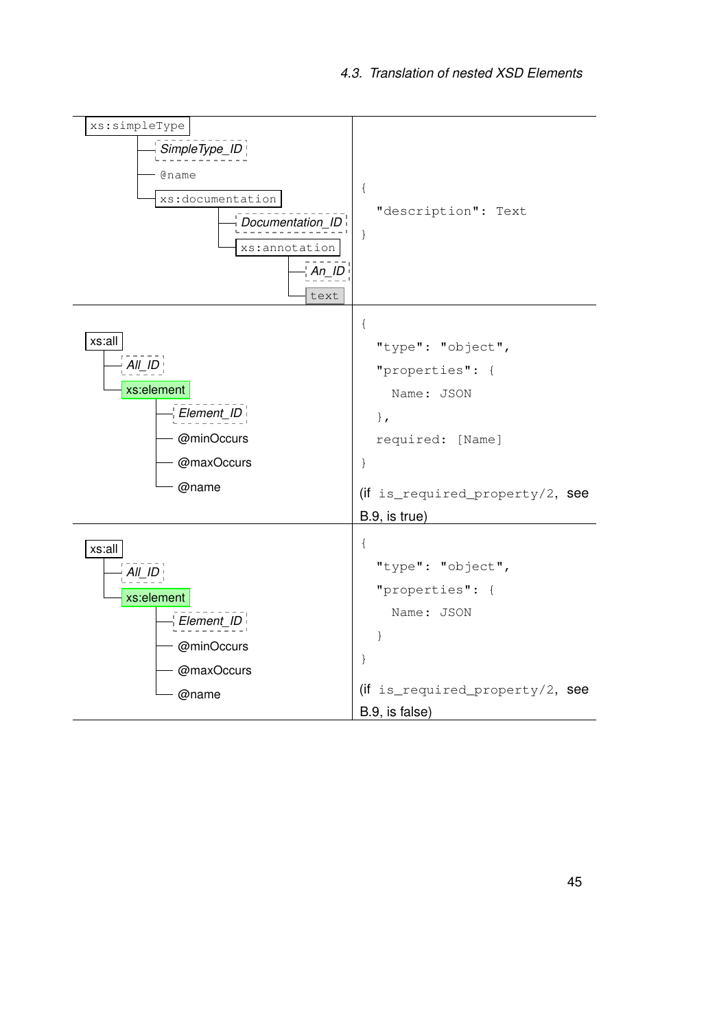| XSD | JSON Schema |
| --- | --- |
| xs:simpleType<br>  SimpleType_ID<br>  @name<br>  xs:documentation<br>    Documentation_ID<br>    xs:annotation<br>      An_ID<br>      text | `{ "description": Text }` |
| xs:all<br>  All_ID<br>  xs:element<br>    Element_ID<br>    @minOccurs<br>    @maxOccurs<br>    @name | `{ "type": "object", "properties": { Name: JSON }, required: [Name] }`<br>(if `is_required_property/2`, see B.9, is true) |
| xs:all<br>  All_ID<br>  xs:element<br>    Element_ID<br>    @minOccurs<br>    @maxOccurs<br>    @name | `{ "type": "object", "properties": { Name: JSON } }`<br>(if `is_required_property/2`, see B.9, is false) |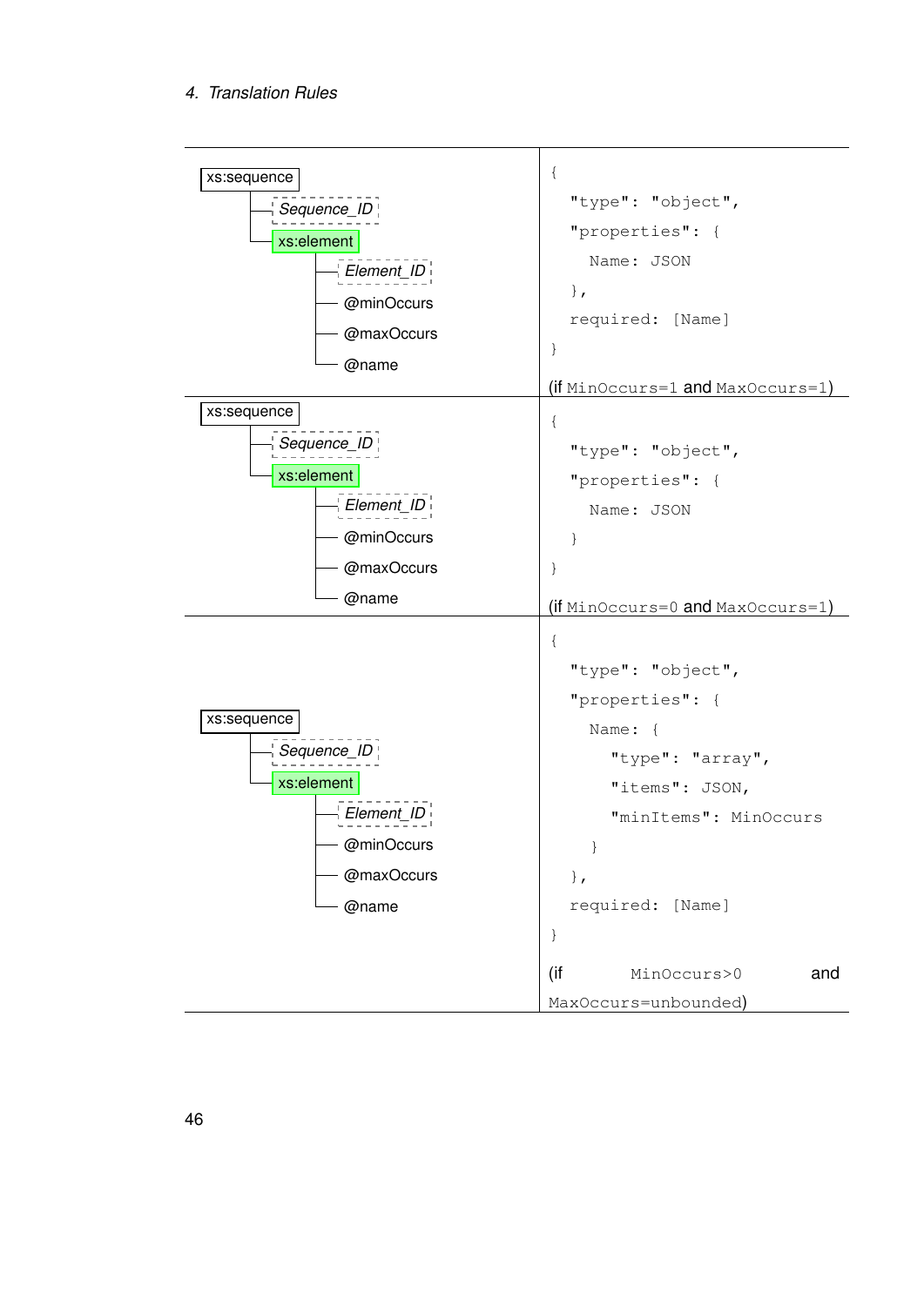| | |
|---|---|
| xs:sequence<br>├ *Sequence_ID*<br>└ xs:element<br>&nbsp;&nbsp;&nbsp;├ *Element_ID*<br>&nbsp;&nbsp;&nbsp;├ @minOccurs<br>&nbsp;&nbsp;&nbsp;├ @maxOccurs<br>&nbsp;&nbsp;&nbsp;└ @name | `{`<br>`"type": "object",`<br>`"properties": {`<br>`Name: JSON`<br>`},`<br>`required: [Name]`<br>`}`<br>(if `MinOccurs=1` and `MaxOccurs=1`) |
| xs:sequence<br>├ *Sequence_ID*<br>└ xs:element<br>&nbsp;&nbsp;&nbsp;├ *Element_ID*<br>&nbsp;&nbsp;&nbsp;├ @minOccurs<br>&nbsp;&nbsp;&nbsp;├ @maxOccurs<br>&nbsp;&nbsp;&nbsp;└ @name | `{`<br>`"type": "object",`<br>`"properties": {`<br>`Name: JSON`<br>`}`<br>`}`<br>(if `MinOccurs=0` and `MaxOccurs=1`) |
| xs:sequence<br>├ *Sequence_ID*<br>└ xs:element<br>&nbsp;&nbsp;&nbsp;├ *Element_ID*<br>&nbsp;&nbsp;&nbsp;├ @minOccurs<br>&nbsp;&nbsp;&nbsp;├ @maxOccurs<br>&nbsp;&nbsp;&nbsp;└ @name | `{`<br>`"type": "object",`<br>`"properties": {`<br>`Name: {`<br>`"type": "array",`<br>`"items": JSON,`<br>`"minItems": MinOccurs`<br>`}`<br>`},`<br>`required: [Name]`<br>`}`<br>(if `MinOccurs>0` and `MaxOccurs=unbounded`) |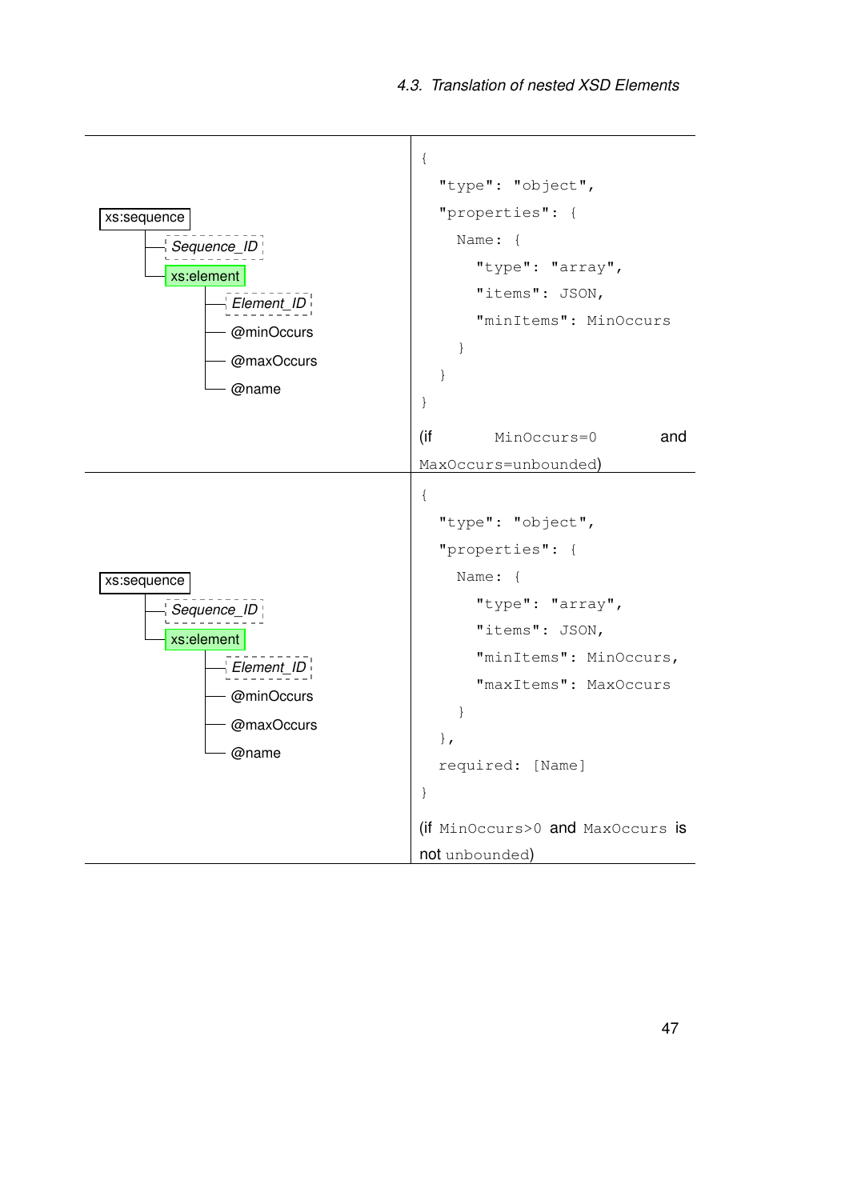| | |
|---|---|
| xs:sequence<br>— *Sequence_ID*<br>— xs:element<br>&nbsp;&nbsp;&nbsp;&nbsp;— *Element_ID*<br>&nbsp;&nbsp;&nbsp;&nbsp;— @minOccurs<br>&nbsp;&nbsp;&nbsp;&nbsp;— @maxOccurs<br>&nbsp;&nbsp;&nbsp;&nbsp;— @name | `{`<br>`  "type": "object",`<br>`  "properties": {`<br>`    Name: {`<br>`      "type": "array",`<br>`      "items": JSON,`<br>`      "minItems": MinOccurs`<br>`    }`<br>`  }`<br>`}`<br>(if `MinOccurs=0` and `MaxOccurs=unbounded`) |
| xs:sequence<br>— *Sequence_ID*<br>— xs:element<br>&nbsp;&nbsp;&nbsp;&nbsp;— *Element_ID*<br>&nbsp;&nbsp;&nbsp;&nbsp;— @minOccurs<br>&nbsp;&nbsp;&nbsp;&nbsp;— @maxOccurs<br>&nbsp;&nbsp;&nbsp;&nbsp;— @name | `{`<br>`  "type": "object",`<br>`  "properties": {`<br>`    Name: {`<br>`      "type": "array",`<br>`      "items": JSON,`<br>`      "minItems": MinOccurs,`<br>`      "maxItems": MaxOccurs`<br>`    }`<br>`  },`<br>`  required: [Name]`<br>`}`<br>(if `MinOccurs>0` and `MaxOccurs` is not `unbounded`) |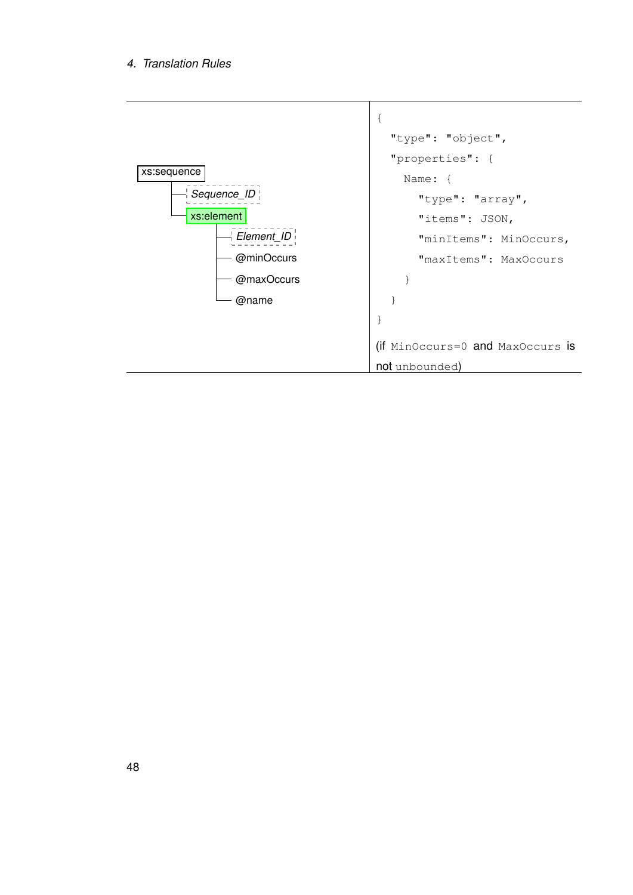| | |
|---|---|
| xs:sequence<br>├ *Sequence_ID*<br>└ xs:element<br>&nbsp;&nbsp;&nbsp;&nbsp;├ *Element_ID*<br>&nbsp;&nbsp;&nbsp;&nbsp;├ @minOccurs<br>&nbsp;&nbsp;&nbsp;&nbsp;├ @maxOccurs<br>&nbsp;&nbsp;&nbsp;&nbsp;└ @name | `{`<br>&nbsp;&nbsp;`"type": "object",`<br>&nbsp;&nbsp;`"properties": {`<br>&nbsp;&nbsp;&nbsp;&nbsp;`Name: {`<br>&nbsp;&nbsp;&nbsp;&nbsp;&nbsp;&nbsp;`"type": "array",`<br>&nbsp;&nbsp;&nbsp;&nbsp;&nbsp;&nbsp;`"items": JSON,`<br>&nbsp;&nbsp;&nbsp;&nbsp;&nbsp;&nbsp;`"minItems": MinOccurs,`<br>&nbsp;&nbsp;&nbsp;&nbsp;&nbsp;&nbsp;`"maxItems": MaxOccurs`<br>&nbsp;&nbsp;&nbsp;&nbsp;`}`<br>&nbsp;&nbsp;`}`<br>`}`<br>(if `MinOccurs=0` and `MaxOccurs` is not `unbounded`) |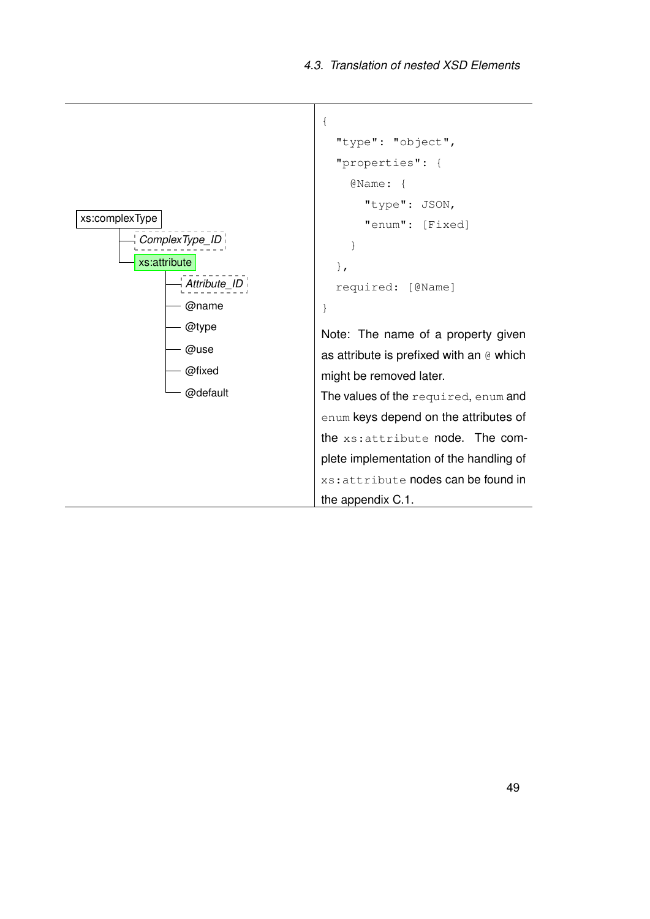| | |
|---|---|
| xs:complexType<br>├ *ComplexType_ID*<br>└ xs:attribute<br>&nbsp;&nbsp;&nbsp;&nbsp;├ *Attribute_ID*<br>&nbsp;&nbsp;&nbsp;&nbsp;├ @name<br>&nbsp;&nbsp;&nbsp;&nbsp;├ @type<br>&nbsp;&nbsp;&nbsp;&nbsp;├ @use<br>&nbsp;&nbsp;&nbsp;&nbsp;├ @fixed<br>&nbsp;&nbsp;&nbsp;&nbsp;└ @default | `{ "type": "object", "properties": { @Name: { "type": JSON, "enum": [Fixed] } }, required: [@Name] }`<br><br>Note: The name of a property given as attribute is prefixed with an `@` which might be removed later.<br>The values of the `required`, `enum` and `enum` keys depend on the attributes of the `xs:attribute` node. The complete implementation of the handling of `xs:attribute` nodes can be found in the appendix C.1. |

```
{
  "type": "object",
  "properties": {
    @Name: {
      "type": JSON,
      "enum": [Fixed]
    }
  },
  required: [@Name]
}
```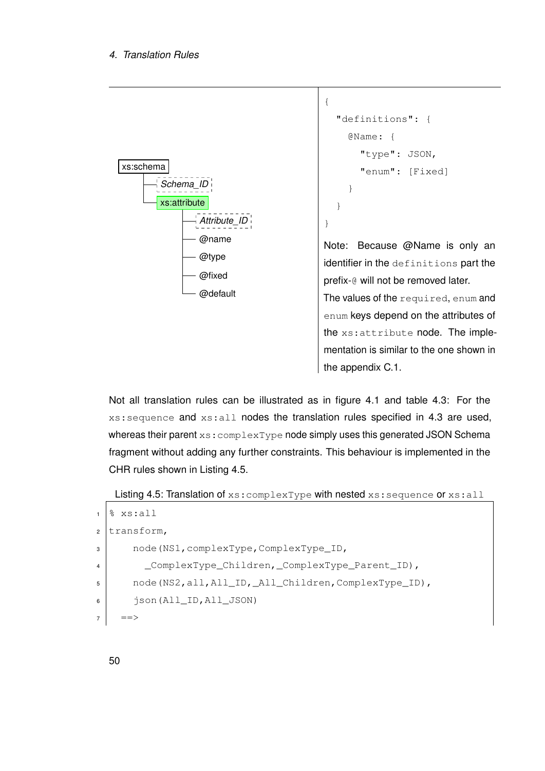| | |
|---|---|
| xs:schema<br>├ *Schema_ID*<br>└ xs:attribute<br>&nbsp;&nbsp;&nbsp;&nbsp;├ *Attribute_ID*<br>&nbsp;&nbsp;&nbsp;&nbsp;├ @name<br>&nbsp;&nbsp;&nbsp;&nbsp;├ @type<br>&nbsp;&nbsp;&nbsp;&nbsp;├ @fixed<br>&nbsp;&nbsp;&nbsp;&nbsp;└ @default | `{ "definitions": { @Name: { "type": JSON, "enum": [Fixed] } } }`<br>Note: Because @Name is only an identifier in the `definitions` part the prefix-`@` will not be removed later.<br>The values of the `required`, `enum` and `enum` keys depend on the attributes of the `xs:attribute` node. The implementation is similar to the one shown in the appendix C.1. |

Not all translation rules can be illustrated as in figure 4.1 and table 4.3: For the `xs:sequence` and `xs:all` nodes the translation rules specified in 4.3 are used, whereas their parent `xs:complexType` node simply uses this generated JSON Schema fragment without adding any further constraints. This behaviour is implemented in the CHR rules shown in Listing 4.5.

Listing 4.5: Translation of `xs:complexType` with nested `xs:sequence` or `xs:all`

```
1  % xs:all
2  transform,
3      node(NS1,complexType,ComplexType_ID,
4        _ComplexType_Children,_ComplexType_Parent_ID),
5      node(NS2,all,All_ID,_All_Children,ComplexType_ID),
6      json(All_ID,All_JSON)
7    ==>
```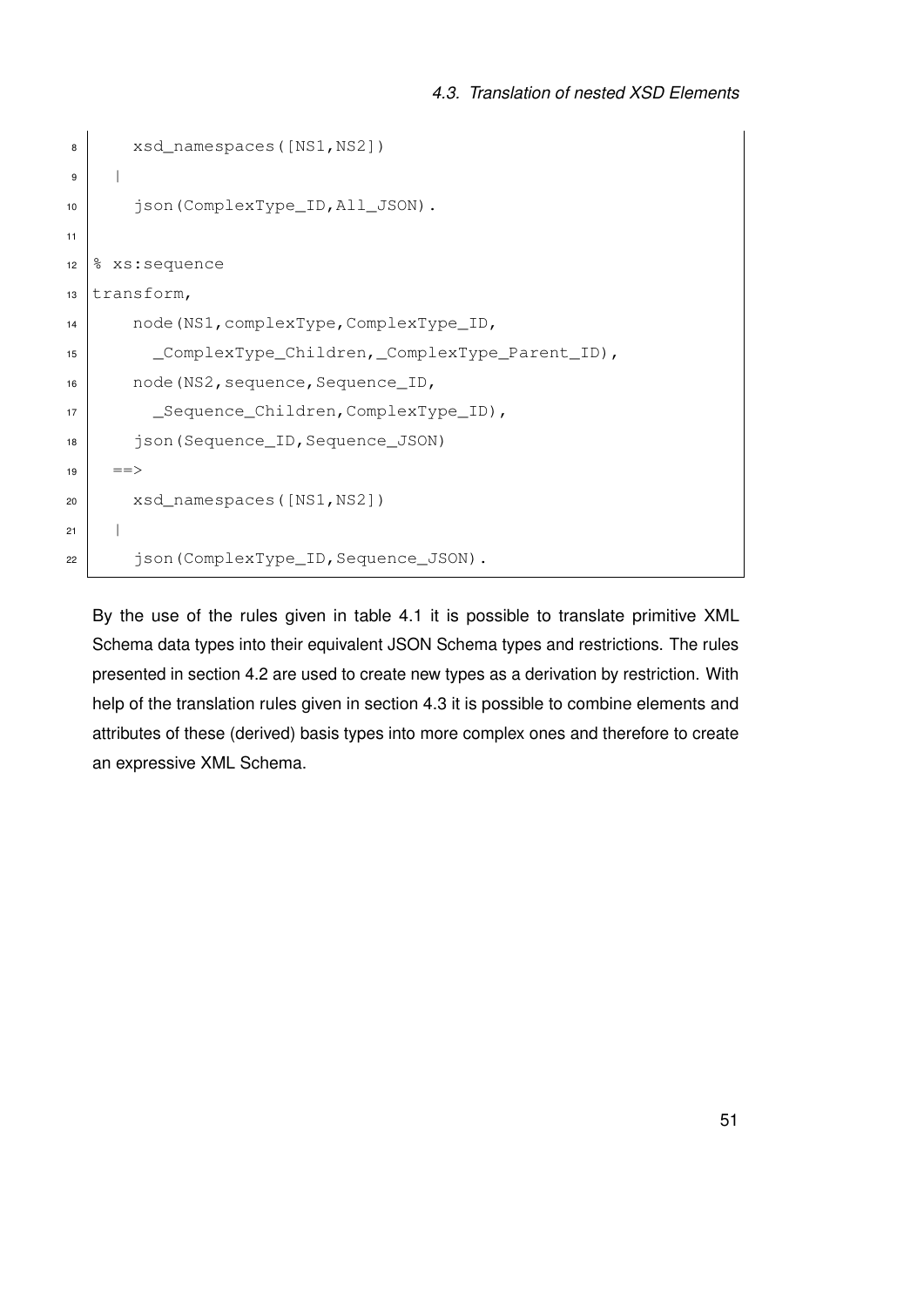```
    xsd_namespaces([NS1,NS2])
  |
    json(ComplexType_ID,All_JSON).

% xs:sequence
transform,
    node(NS1,complexType,ComplexType_ID,
      _ComplexType_Children,_ComplexType_Parent_ID),
    node(NS2,sequence,Sequence_ID,
      _Sequence_Children,ComplexType_ID),
    json(Sequence_ID,Sequence_JSON)
  ==>
    xsd_namespaces([NS1,NS2])
  |
    json(ComplexType_ID,Sequence_JSON).
```

By the use of the rules given in table 4.1 it is possible to translate primitive XML Schema data types into their equivalent JSON Schema types and restrictions. The rules presented in section 4.2 are used to create new types as a derivation by restriction. With help of the translation rules given in section 4.3 it is possible to combine elements and attributes of these (derived) basis types into more complex ones and therefore to create an expressive XML Schema.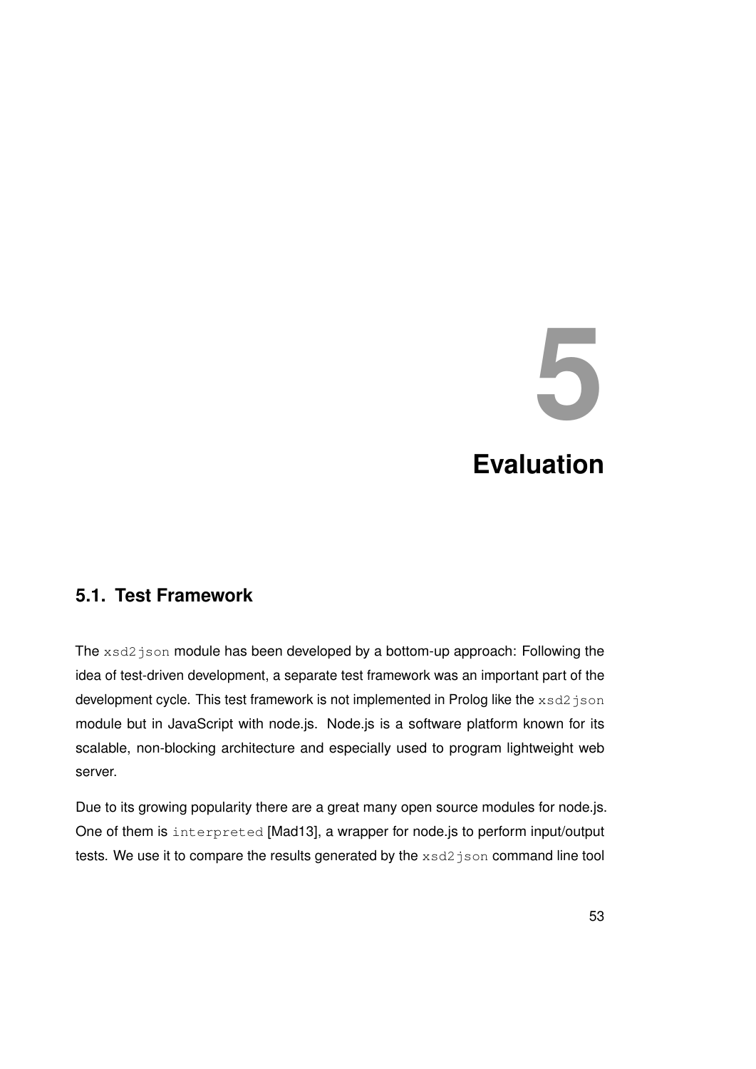# 5 Evaluation

## 5.1. Test Framework

The `xsd2json` module has been developed by a bottom-up approach: Following the idea of test-driven development, a separate test framework was an important part of the development cycle. This test framework is not implemented in Prolog like the `xsd2json` module but in JavaScript with node.js. Node.js is a software platform known for its scalable, non-blocking architecture and especially used to program lightweight web server.

Due to its growing popularity there are a great many open source modules for node.js. One of them is `interpreted` [Mad13], a wrapper for node.js to perform input/output tests. We use it to compare the results generated by the `xsd2json` command line tool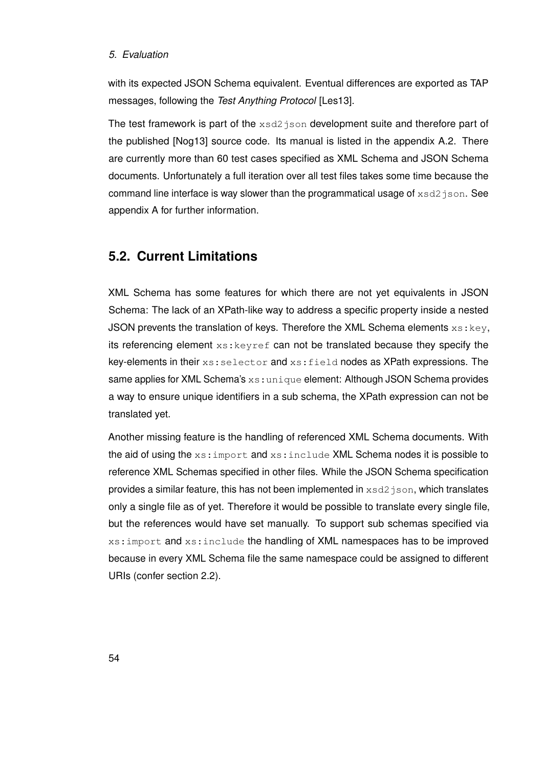with its expected JSON Schema equivalent. Eventual differences are exported as TAP messages, following the *Test Anything Protocol* [Les13].

The test framework is part of the `xsd2json` development suite and therefore part of the published [Nog13] source code. Its manual is listed in the appendix A.2. There are currently more than 60 test cases specified as XML Schema and JSON Schema documents. Unfortunately a full iteration over all test files takes some time because the command line interface is way slower than the programmatical usage of `xsd2json`. See appendix A for further information.

## 5.2. Current Limitations

XML Schema has some features for which there are not yet equivalents in JSON Schema: The lack of an XPath-like way to address a specific property inside a nested JSON prevents the translation of keys. Therefore the XML Schema elements `xs:key`, its referencing element `xs:keyref` can not be translated because they specify the key-elements in their `xs:selector` and `xs:field` nodes as XPath expressions. The same applies for XML Schema's `xs:unique` element: Although JSON Schema provides a way to ensure unique identifiers in a sub schema, the XPath expression can not be translated yet.

Another missing feature is the handling of referenced XML Schema documents. With the aid of using the `xs:import` and `xs:include` XML Schema nodes it is possible to reference XML Schemas specified in other files. While the JSON Schema specification provides a similar feature, this has not been implemented in `xsd2json`, which translates only a single file as of yet. Therefore it would be possible to translate every single file, but the references would have set manually. To support sub schemas specified via `xs:import` and `xs:include` the handling of XML namespaces has to be improved because in every XML Schema file the same namespace could be assigned to different URIs (confer section 2.2).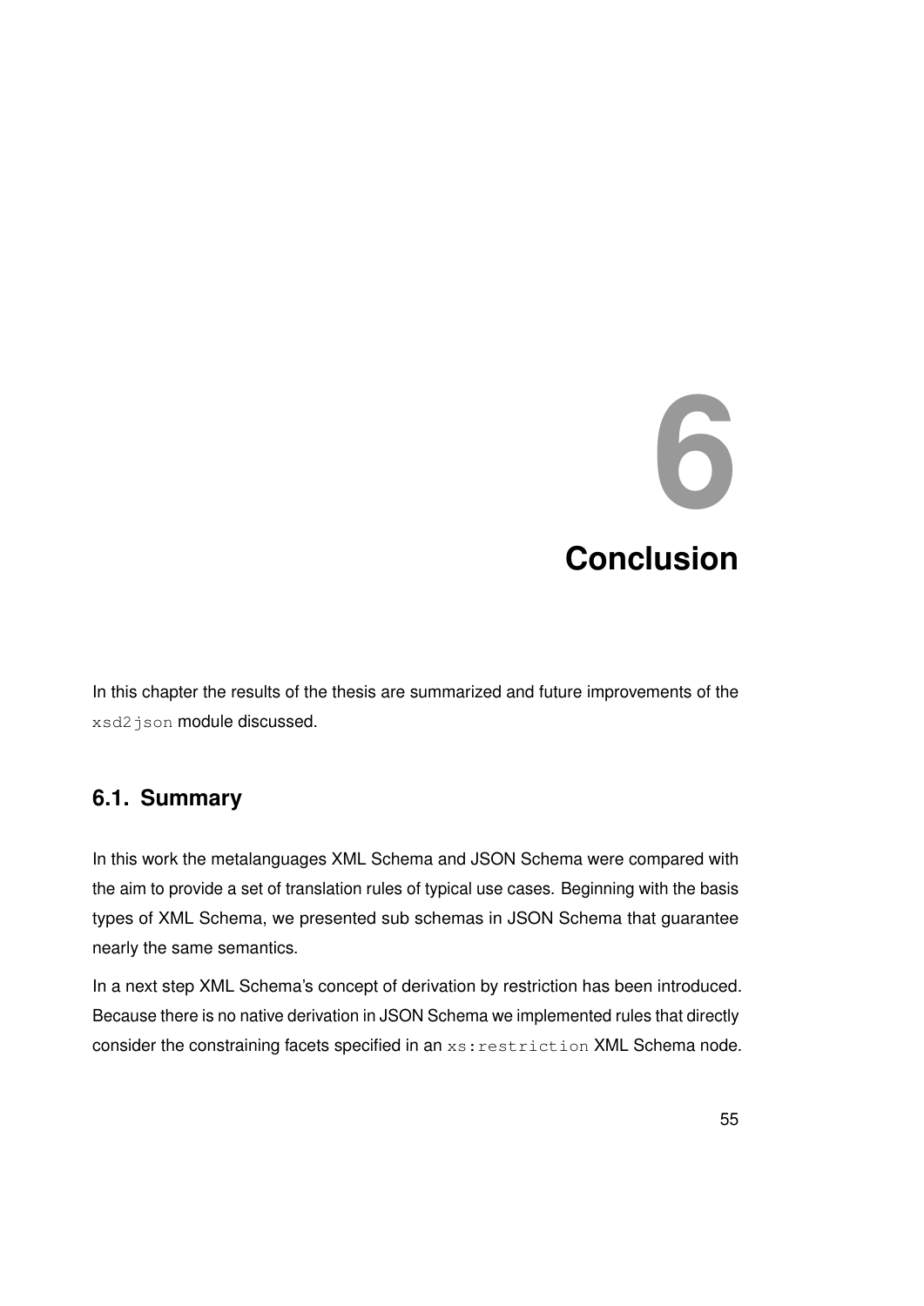# 6 Conclusion

In this chapter the results of the thesis are summarized and future improvements of the `xsd2json` module discussed.

## 6.1. Summary

In this work the metalanguages XML Schema and JSON Schema were compared with the aim to provide a set of translation rules of typical use cases. Beginning with the basis types of XML Schema, we presented sub schemas in JSON Schema that guarantee nearly the same semantics.

In a next step XML Schema's concept of derivation by restriction has been introduced. Because there is no native derivation in JSON Schema we implemented rules that directly consider the constraining facets specified in an `xs:restriction` XML Schema node.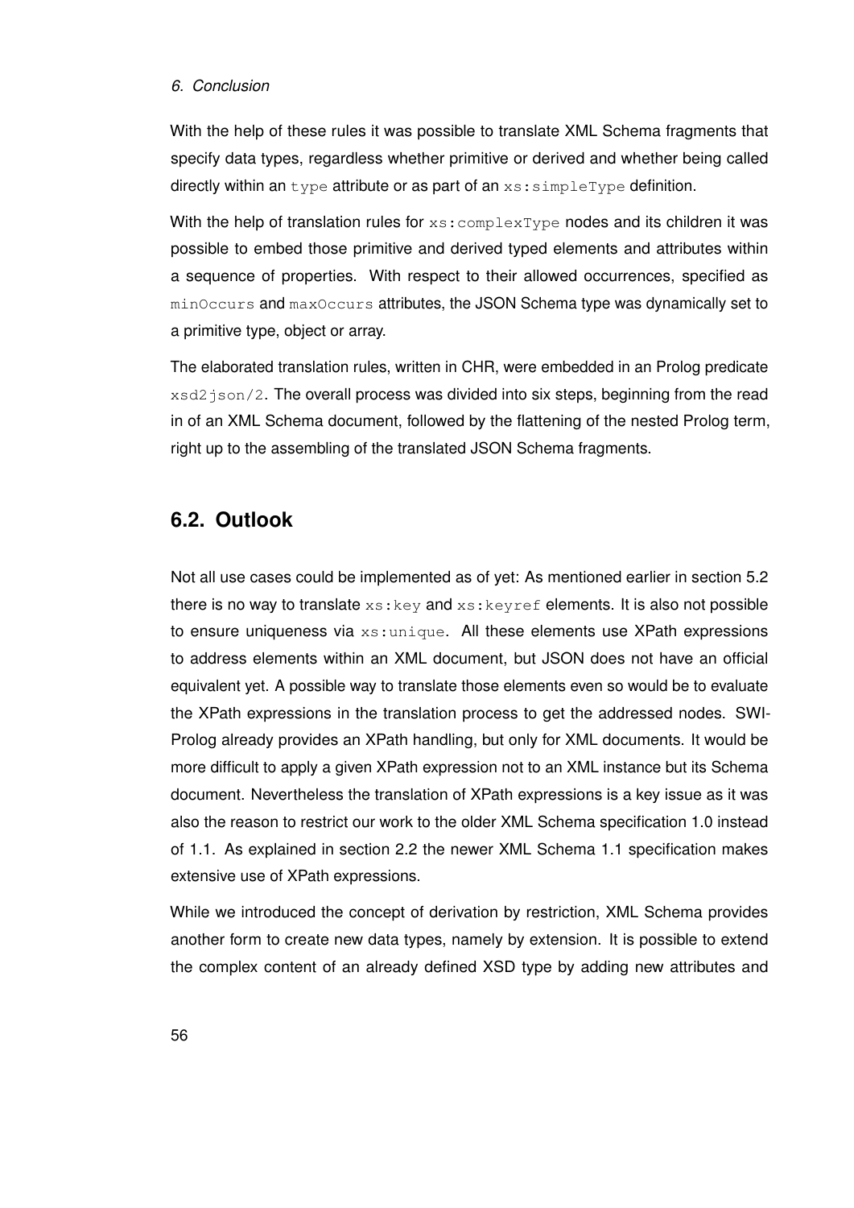With the help of these rules it was possible to translate XML Schema fragments that specify data types, regardless whether primitive or derived and whether being called directly within an `type` attribute or as part of an `xs:simpleType` definition.

With the help of translation rules for `xs:complexType` nodes and its children it was possible to embed those primitive and derived typed elements and attributes within a sequence of properties. With respect to their allowed occurrences, specified as `minOccurs` and `maxOccurs` attributes, the JSON Schema type was dynamically set to a primitive type, object or array.

The elaborated translation rules, written in CHR, were embedded in an Prolog predicate `xsd2json/2`. The overall process was divided into six steps, beginning from the read in of an XML Schema document, followed by the flattening of the nested Prolog term, right up to the assembling of the translated JSON Schema fragments.

## 6.2. Outlook

Not all use cases could be implemented as of yet: As mentioned earlier in section 5.2 there is no way to translate `xs:key` and `xs:keyref` elements. It is also not possible to ensure uniqueness via `xs:unique`. All these elements use XPath expressions to address elements within an XML document, but JSON does not have an official equivalent yet. A possible way to translate those elements even so would be to evaluate the XPath expressions in the translation process to get the addressed nodes. SWI-Prolog already provides an XPath handling, but only for XML documents. It would be more difficult to apply a given XPath expression not to an XML instance but its Schema document. Nevertheless the translation of XPath expressions is a key issue as it was also the reason to restrict our work to the older XML Schema specification 1.0 instead of 1.1. As explained in section 2.2 the newer XML Schema 1.1 specification makes extensive use of XPath expressions.

While we introduced the concept of derivation by restriction, XML Schema provides another form to create new data types, namely by extension. It is possible to extend the complex content of an already defined XSD type by adding new attributes and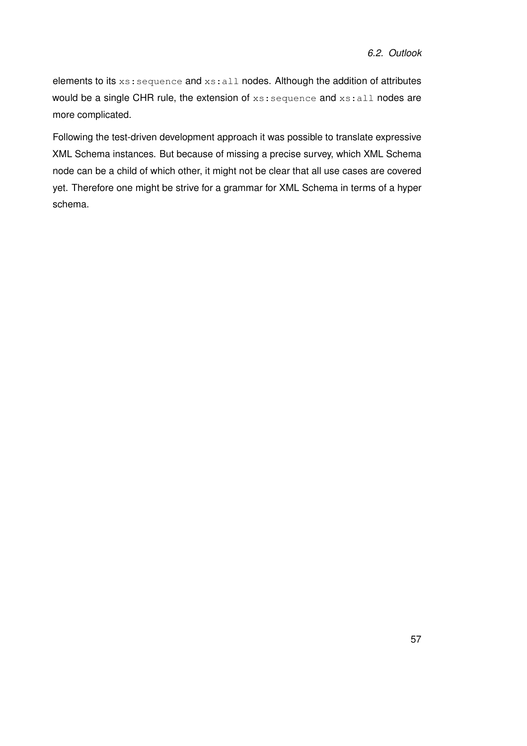elements to its `xs:sequence` and `xs:all` nodes. Although the addition of attributes would be a single CHR rule, the extension of `xs:sequence` and `xs:all` nodes are more complicated.

Following the test-driven development approach it was possible to translate expressive XML Schema instances. But because of missing a precise survey, which XML Schema node can be a child of which other, it might not be clear that all use cases are covered yet. Therefore one might be strive for a grammar for XML Schema in terms of a hyper schema.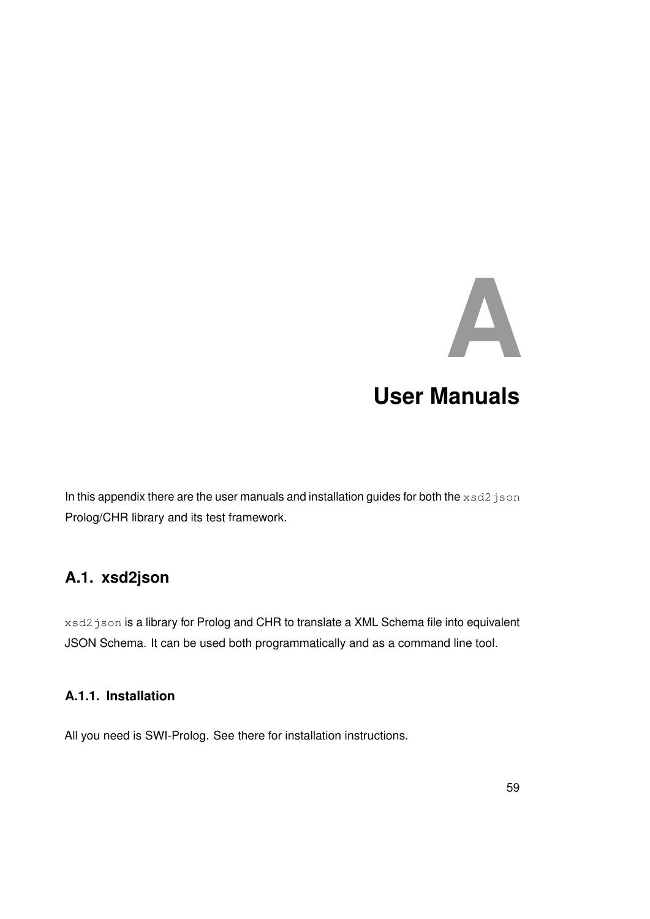# A User Manuals

In this appendix there are the user manuals and installation guides for both the `xsd2json` Prolog/CHR library and its test framework.

## A.1. xsd2json

`xsd2json` is a library for Prolog and CHR to translate a XML Schema file into equivalent JSON Schema. It can be used both programmatically and as a command line tool.

### A.1.1. Installation

All you need is SWI-Prolog. See there for installation instructions.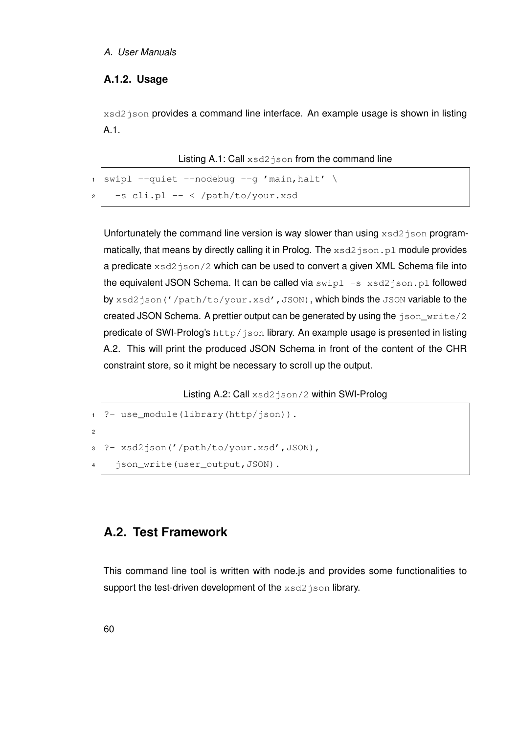### A.1.2. Usage

`xsd2json` provides a command line interface. An example usage is shown in listing A.1.

Listing A.1: Call `xsd2json` from the command line

```
swipl --quiet --nodebug --g 'main,halt' \
  -s cli.pl -- < /path/to/your.xsd
```

Unfortunately the command line version is way slower than using `xsd2json` programmatically, that means by directly calling it in Prolog. The `xsd2json.pl` module provides a predicate `xsd2json/2` which can be used to convert a given XML Schema file into the equivalent JSON Schema. It can be called via `swipl -s xsd2json.pl` followed by `xsd2json('/path/to/your.xsd',JSON)`, which binds the `JSON` variable to the created JSON Schema. A prettier output can be generated by using the `json_write/2` predicate of SWI-Prolog's `http/json` library. An example usage is presented in listing A.2. This will print the produced JSON Schema in front of the content of the CHR constraint store, so it might be necessary to scroll up the output.

Listing A.2: Call `xsd2json/2` within SWI-Prolog

```
?- use_module(library(http/json)).

?- xsd2json('/path/to/your.xsd',JSON),
  json_write(user_output,JSON).
```

## A.2. Test Framework

This command line tool is written with node.js and provides some functionalities to support the test-driven development of the `xsd2json` library.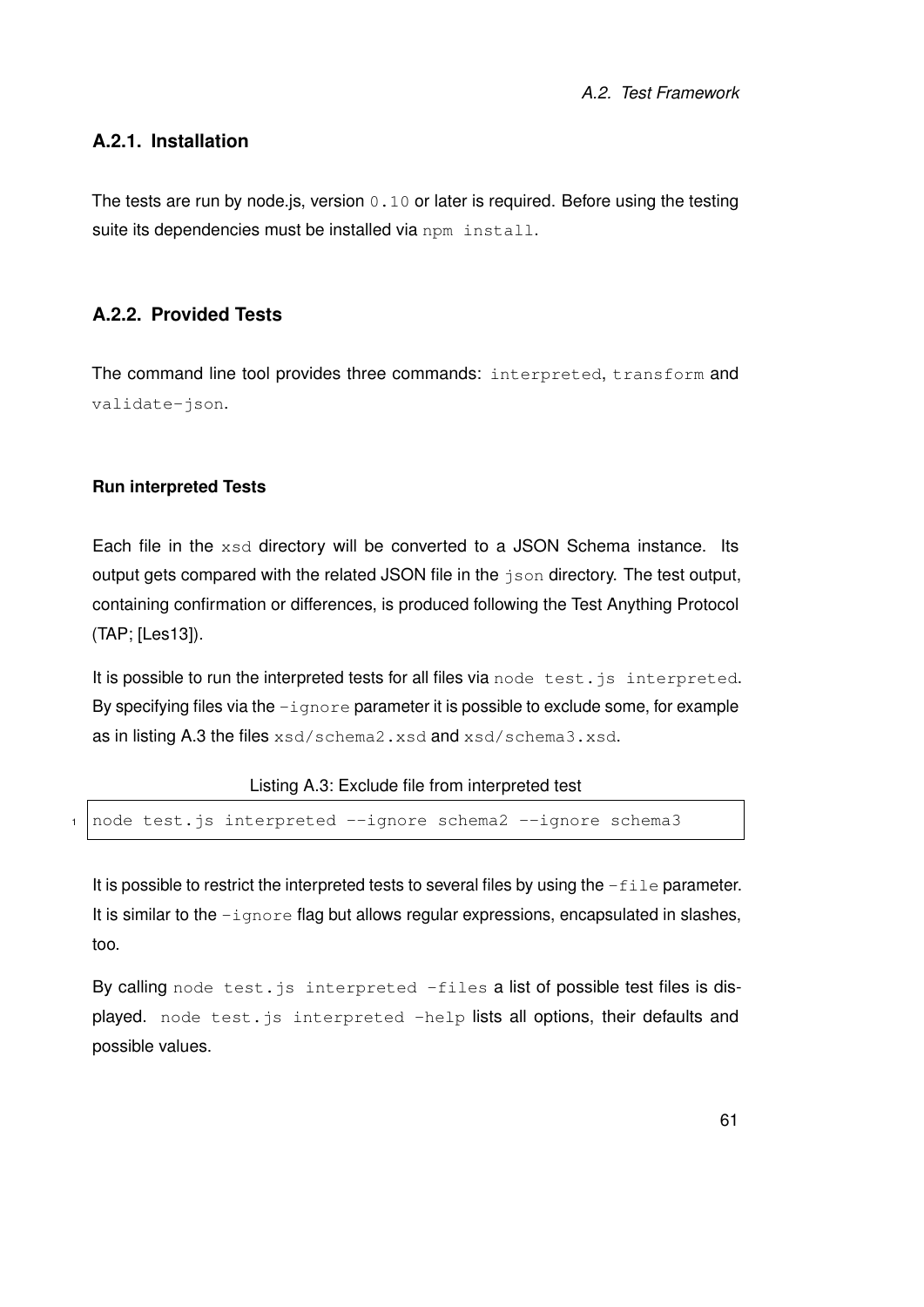### A.2.1. Installation

The tests are run by node.js, version `0.10` or later is required. Before using the testing suite its dependencies must be installed via `npm install`.

### A.2.2. Provided Tests

The command line tool provides three commands: `interpreted`, `transform` and `validate-json`.

#### Run interpreted Tests

Each file in the `xsd` directory will be converted to a JSON Schema instance. Its output gets compared with the related JSON file in the `json` directory. The test output, containing confirmation or differences, is produced following the Test Anything Protocol (TAP; [Les13]).

It is possible to run the interpreted tests for all files via `node test.js interpreted`. By specifying files via the `-ignore` parameter it is possible to exclude some, for example as in listing A.3 the files `xsd/schema2.xsd` and `xsd/schema3.xsd`.

Listing A.3: Exclude file from interpreted test

```
node test.js interpreted --ignore schema2 --ignore schema3
```

It is possible to restrict the interpreted tests to several files by using the `-file` parameter. It is similar to the `-ignore` flag but allows regular expressions, encapsulated in slashes, too.

By calling `node test.js interpreted -files` a list of possible test files is displayed. `node test.js interpreted -help` lists all options, their defaults and possible values.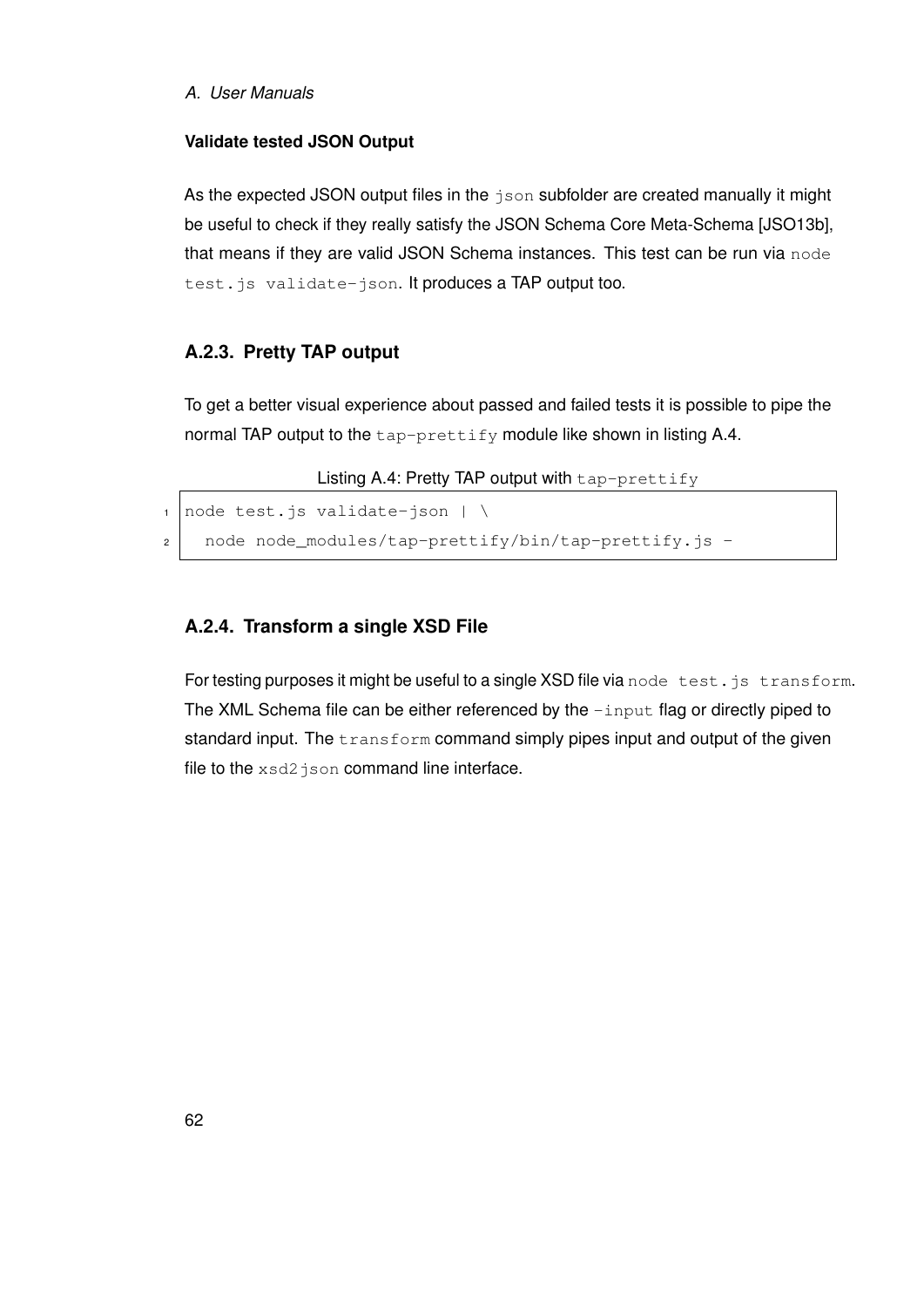#### Validate tested JSON Output

As the expected JSON output files in the `json` subfolder are created manually it might be useful to check if they really satisfy the JSON Schema Core Meta-Schema [JSO13b], that means if they are valid JSON Schema instances. This test can be run via `node test.js validate-json`. It produces a TAP output too.

### A.2.3. Pretty TAP output

To get a better visual experience about passed and failed tests it is possible to pipe the normal TAP output to the `tap-prettify` module like shown in listing A.4.

Listing A.4: Pretty TAP output with `tap-prettify`

```
node test.js validate-json | \
  node node_modules/tap-prettify/bin/tap-prettify.js -
```

### A.2.4. Transform a single XSD File

For testing purposes it might be useful to a single XSD file via `node test.js transform`. The XML Schema file can be either referenced by the `-input` flag or directly piped to standard input. The `transform` command simply pipes input and output of the given file to the `xsd2json` command line interface.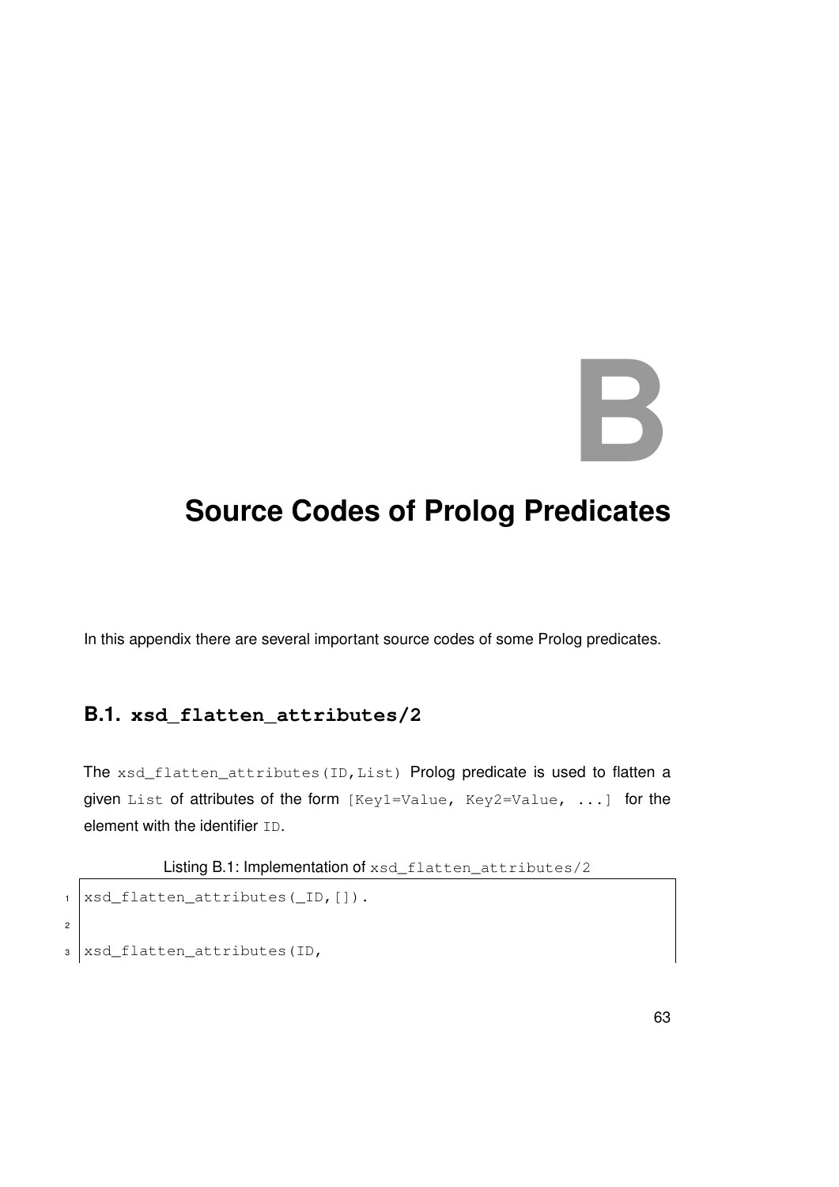# B

# Source Codes of Prolog Predicates

In this appendix there are several important source codes of some Prolog predicates.

## B.1. `xsd_flatten_attributes/2`

The `xsd_flatten_attributes(ID,List)` Prolog predicate is used to flatten a given `List` of attributes of the form `[Key1=Value, Key2=Value, ...]` for the element with the identifier `ID`.

Listing B.1: Implementation of `xsd_flatten_attributes/2`

```
xsd_flatten_attributes(_ID,[]).

xsd_flatten_attributes(ID,
```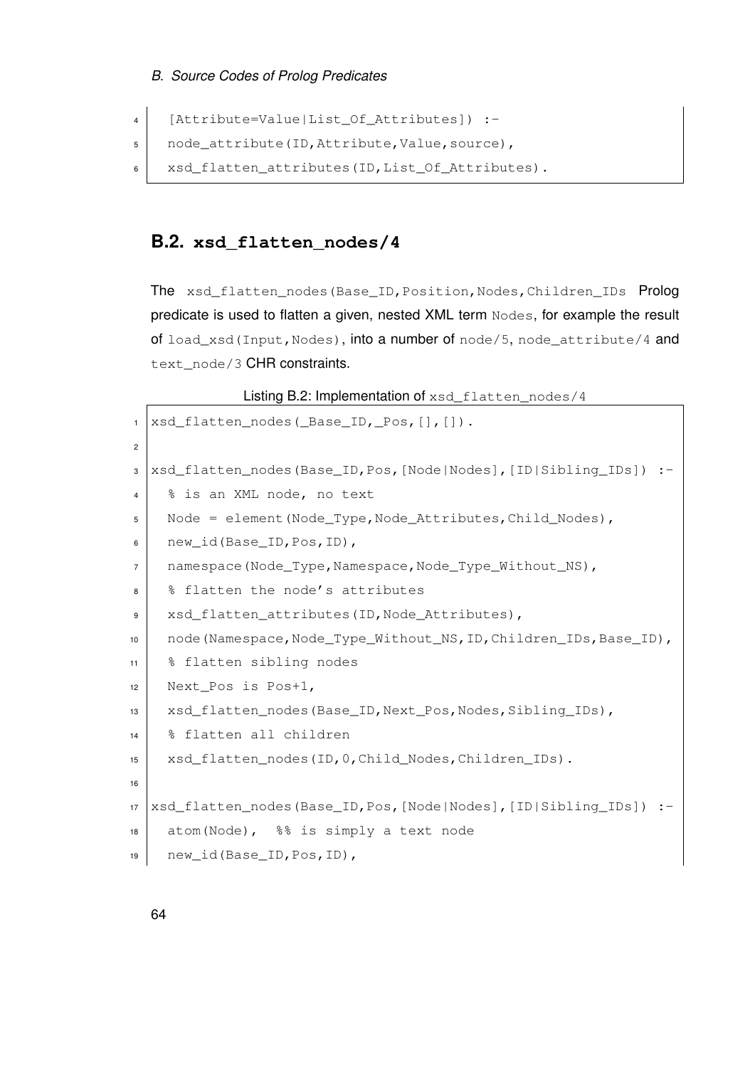```
  [Attribute=Value|List_Of_Attributes]) :-
  node_attribute(ID,Attribute,Value,source),
  xsd_flatten_attributes(ID,List_Of_Attributes).
```

## B.2. `xsd_flatten_nodes/4`

The `xsd_flatten_nodes(Base_ID,Position,Nodes,Children_IDs` Prolog predicate is used to flatten a given, nested XML term `Nodes`, for example the result of `load_xsd(Input,Nodes)`, into a number of `node/5`, `node_attribute/4` and `text_node/3` CHR constraints.

Listing B.2: Implementation of `xsd_flatten_nodes/4`

```
xsd_flatten_nodes(_Base_ID,_Pos,[],[]).

xsd_flatten_nodes(Base_ID,Pos,[Node|Nodes],[ID|Sibling_IDs]) :-
  % is an XML node, no text
  Node = element(Node_Type,Node_Attributes,Child_Nodes),
  new_id(Base_ID,Pos,ID),
  namespace(Node_Type,Namespace,Node_Type_Without_NS),
  % flatten the node's attributes
  xsd_flatten_attributes(ID,Node_Attributes),
  node(Namespace,Node_Type_Without_NS,ID,Children_IDs,Base_ID),
  % flatten sibling nodes
  Next_Pos is Pos+1,
  xsd_flatten_nodes(Base_ID,Next_Pos,Nodes,Sibling_IDs),
  % flatten all children
  xsd_flatten_nodes(ID,0,Child_Nodes,Children_IDs).

xsd_flatten_nodes(Base_ID,Pos,[Node|Nodes],[ID|Sibling_IDs]) :-
  atom(Node),  %% is simply a text node
  new_id(Base_ID,Pos,ID),
```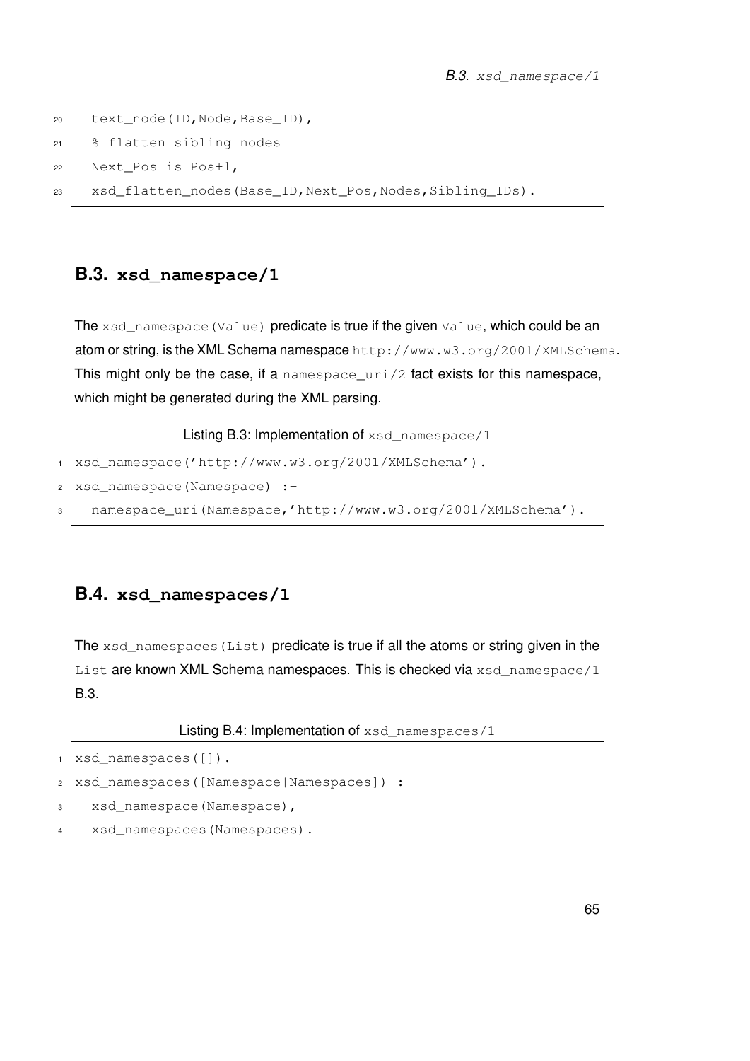```
20   text_node(ID,Node,Base_ID),
21   % flatten sibling nodes
22   Next_Pos is Pos+1,
23   xsd_flatten_nodes(Base_ID,Next_Pos,Nodes,Sibling_IDs).
```

## B.3. `xsd_namespace/1`

The `xsd_namespace(Value)` predicate is true if the given `Value`, which could be an atom or string, is the XML Schema namespace `http://www.w3.org/2001/XMLSchema`. This might only be the case, if a `namespace_uri/2` fact exists for this namespace, which might be generated during the XML parsing.

Listing B.3: Implementation of `xsd_namespace/1`

```
1 xsd_namespace('http://www.w3.org/2001/XMLSchema').
2 xsd_namespace(Namespace) :-
3   namespace_uri(Namespace,'http://www.w3.org/2001/XMLSchema').
```

## B.4. `xsd_namespaces/1`

The `xsd_namespaces(List)` predicate is true if all the atoms or string given in the `List` are known XML Schema namespaces. This is checked via `xsd_namespace/1` B.3.

Listing B.4: Implementation of `xsd_namespaces/1`

```
1 xsd_namespaces([]).
2 xsd_namespaces([Namespace|Namespaces]) :-
3   xsd_namespace(Namespace),
4   xsd_namespaces(Namespaces).
```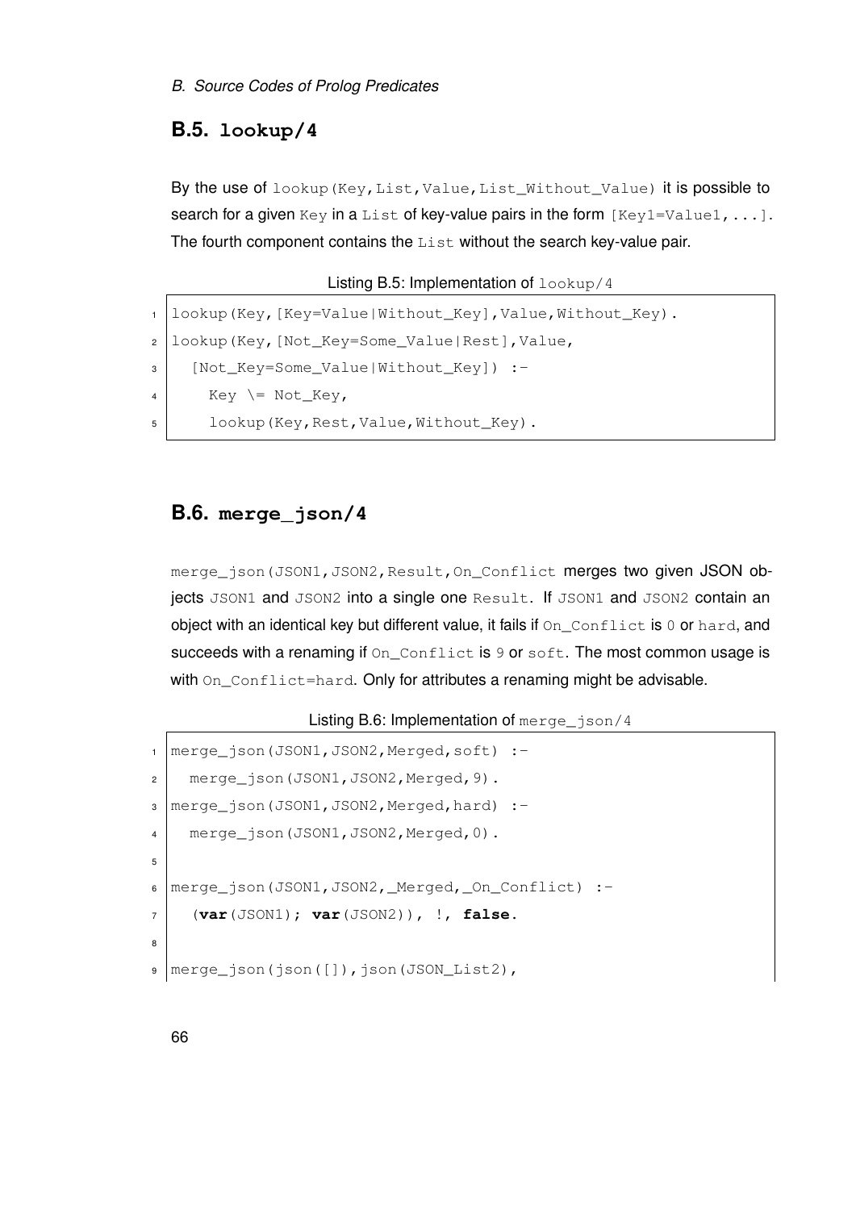## B.5. `lookup/4`

By the use of `lookup(Key,List,Value,List_Without_Value)` it is possible to search for a given `Key` in a `List` of key-value pairs in the form `[Key1=Value1,...]`. The fourth component contains the `List` without the search key-value pair.

Listing B.5: Implementation of `lookup/4`

```
lookup(Key,[Key=Value|Without_Key],Value,Without_Key).
lookup(Key,[Not_Key=Some_Value|Rest],Value,
  [Not_Key=Some_Value|Without_Key]) :-
    Key \= Not_Key,
    lookup(Key,Rest,Value,Without_Key).
```

## B.6. `merge_json/4`

`merge_json(JSON1,JSON2,Result,On_Conflict` merges two given JSON objects `JSON1` and `JSON2` into a single one `Result`. If `JSON1` and `JSON2` contain an object with an identical key but different value, it fails if `On_Conflict` is `0` or `hard`, and succeeds with a renaming if `On_Conflict` is `9` or `soft`. The most common usage is with `On_Conflict=hard`. Only for attributes a renaming might be advisable.

Listing B.6: Implementation of `merge_json/4`

```
merge_json(JSON1,JSON2,Merged,soft) :-
  merge_json(JSON1,JSON2,Merged,9).
merge_json(JSON1,JSON2,Merged,hard) :-
  merge_json(JSON1,JSON2,Merged,0).

merge_json(JSON1,JSON2,_Merged,_On_Conflict) :-
  (var(JSON1); var(JSON2)), !, false.

merge_json(json([]),json(JSON_List2),
```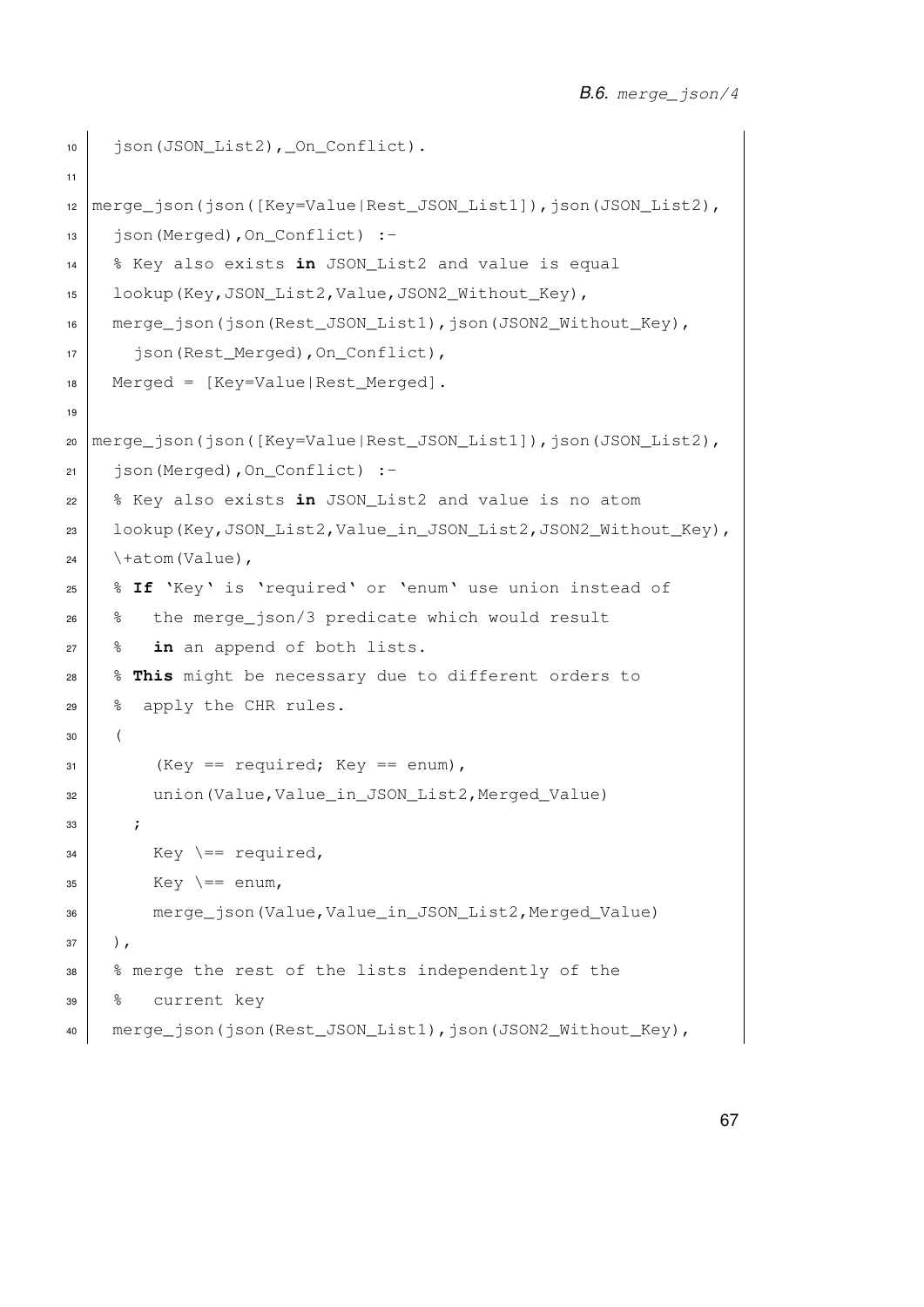```
  json(JSON_List2),_On_Conflict).

merge_json(json([Key=Value|Rest_JSON_List1]),json(JSON_List2),
  json(Merged),On_Conflict) :-
  % Key also exists in JSON_List2 and value is equal
  lookup(Key,JSON_List2,Value,JSON2_Without_Key),
  merge_json(json(Rest_JSON_List1),json(JSON2_Without_Key),
    json(Rest_Merged),On_Conflict),
  Merged = [Key=Value|Rest_Merged].

merge_json(json([Key=Value|Rest_JSON_List1]),json(JSON_List2),
  json(Merged),On_Conflict) :-
  % Key also exists in JSON_List2 and value is no atom
  lookup(Key,JSON_List2,Value_in_JSON_List2,JSON2_Without_Key),
  \+atom(Value),
  % If 'Key' is 'required' or 'enum' use union instead of
  %   the merge_json/3 predicate which would result
  %   in an append of both lists.
  % This might be necessary due to different orders to
  %  apply the CHR rules.
  (
      (Key == required; Key == enum),
      union(Value,Value_in_JSON_List2,Merged_Value)
    ;
      Key \== required,
      Key \== enum,
      merge_json(Value,Value_in_JSON_List2,Merged_Value)
  ),
  % merge the rest of the lists independently of the
  %   current key
  merge_json(json(Rest_JSON_List1),json(JSON2_Without_Key),
```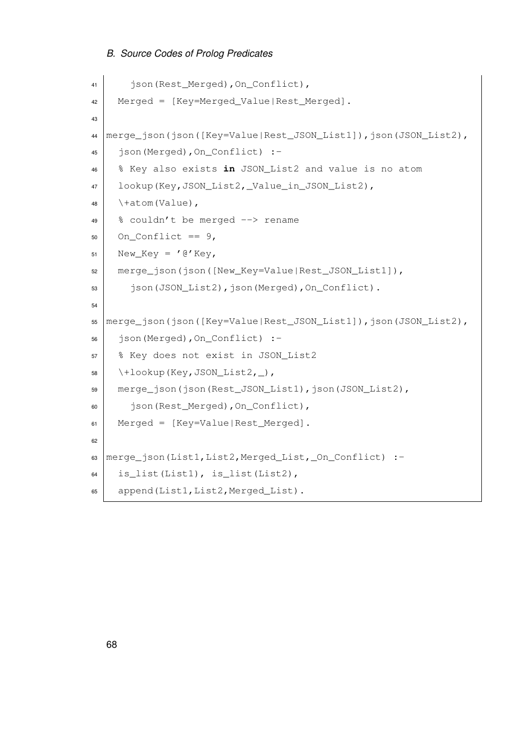```
    json(Rest_Merged),On_Conflict),
  Merged = [Key=Merged_Value|Rest_Merged].

merge_json(json([Key=Value|Rest_JSON_List1]),json(JSON_List2),
  json(Merged),On_Conflict) :-
  % Key also exists in JSON_List2 and value is no atom
  lookup(Key,JSON_List2,_Value_in_JSON_List2),
  \+atom(Value),
  % couldn't be merged --> rename
  On_Conflict == 9,
  New_Key = '@'Key,
  merge_json(json([New_Key=Value|Rest_JSON_List1]),
    json(JSON_List2),json(Merged),On_Conflict).

merge_json(json([Key=Value|Rest_JSON_List1]),json(JSON_List2),
  json(Merged),On_Conflict) :-
  % Key does not exist in JSON_List2
  \+lookup(Key,JSON_List2,_),
  merge_json(json(Rest_JSON_List1),json(JSON_List2),
    json(Rest_Merged),On_Conflict),
  Merged = [Key=Value|Rest_Merged].

merge_json(List1,List2,Merged_List,_On_Conflict) :-
  is_list(List1), is_list(List2),
  append(List1,List2,Merged_List).
```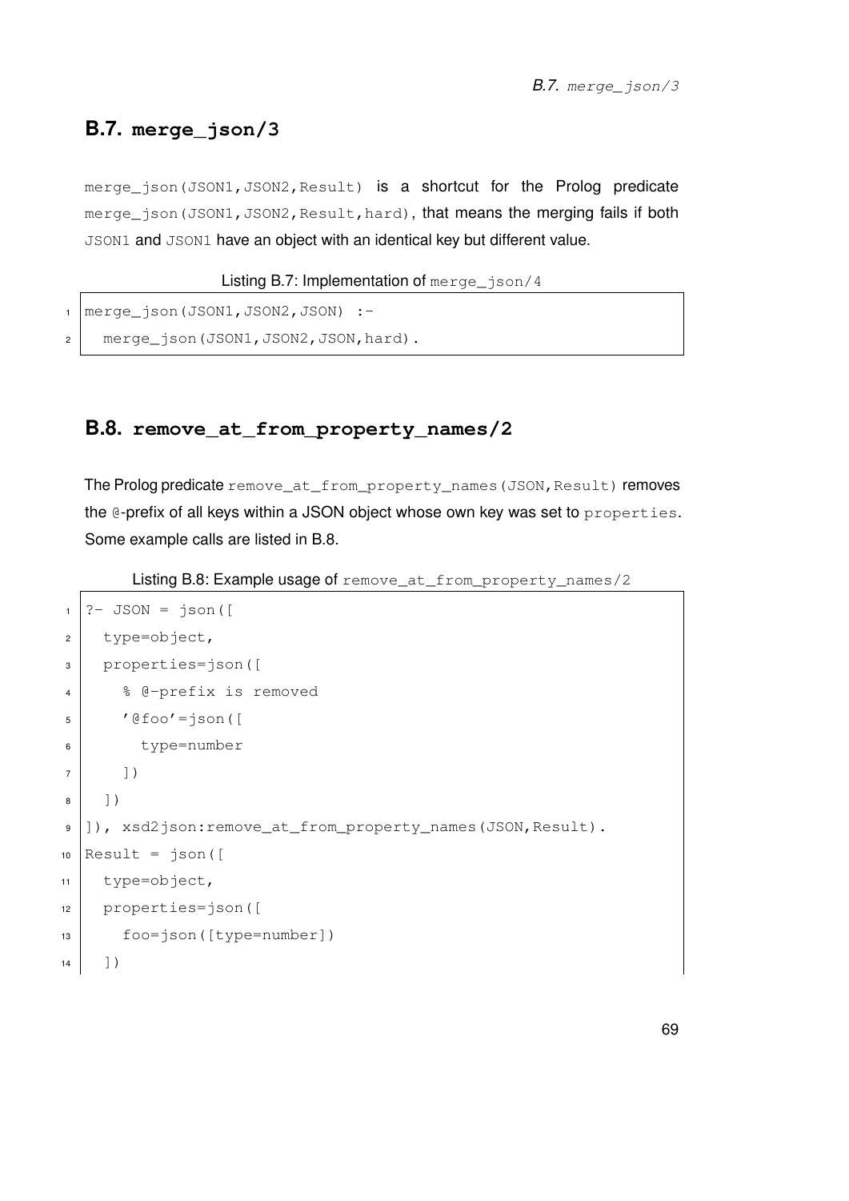## B.7. `merge_json/3`

`merge_json(JSON1,JSON2,Result)` is a shortcut for the Prolog predicate `merge_json(JSON1,JSON2,Result,hard)`, that means the merging fails if both `JSON1` and `JSON1` have an object with an identical key but different value.

Listing B.7: Implementation of `merge_json/4`

```
merge_json(JSON1,JSON2,JSON) :-
  merge_json(JSON1,JSON2,JSON,hard).
```

## B.8. `remove_at_from_property_names/2`

The Prolog predicate `remove_at_from_property_names(JSON,Result)` removes the `@`-prefix of all keys within a JSON object whose own key was set to `properties`. Some example calls are listed in B.8.

Listing B.8: Example usage of `remove_at_from_property_names/2`

```
?- JSON = json([
  type=object,
  properties=json([
    % @-prefix is removed
    '@foo'=json([
      type=number
    ])
  ])
]), xsd2json:remove_at_from_property_names(JSON,Result).
Result = json([
  type=object,
  properties=json([
    foo=json([type=number])
  ])
```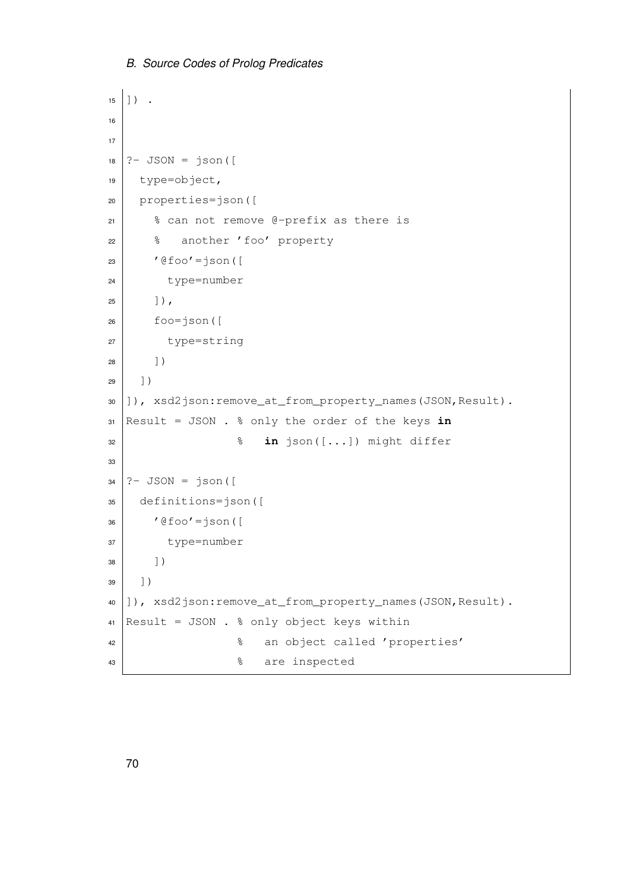```
]) .


?- JSON = json([
  type=object,
  properties=json([
    % can not remove @-prefix as there is
    %   another 'foo' property
    '@foo'=json([
      type=number
    ]),
    foo=json([
      type=string
    ])
  ])
]), xsd2json:remove_at_from_property_names(JSON,Result).
Result = JSON . % only the order of the keys in
                %   in json([...]) might differ

?- JSON = json([
  definitions=json([
    '@foo'=json([
      type=number
    ])
  ])
]), xsd2json:remove_at_from_property_names(JSON,Result).
Result = JSON . % only object keys within
                %   an object called 'properties'
                %   are inspected
```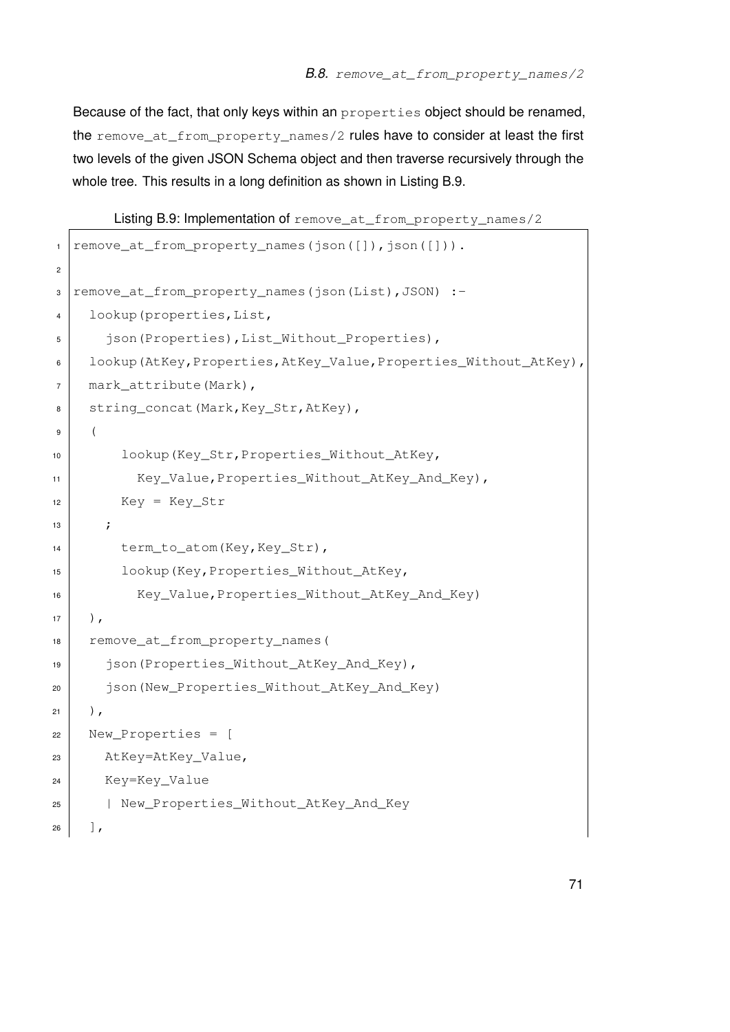Because of the fact, that only keys within an `properties` object should be renamed, the `remove_at_from_property_names/2` rules have to consider at least the first two levels of the given JSON Schema object and then traverse recursively through the whole tree. This results in a long definition as shown in Listing B.9.

Listing B.9: Implementation of `remove_at_from_property_names/2`

```
remove_at_from_property_names(json([]),json([])).

remove_at_from_property_names(json(List),JSON) :-
  lookup(properties,List,
    json(Properties),List_Without_Properties),
  lookup(AtKey,Properties,AtKey_Value,Properties_Without_AtKey),
  mark_attribute(Mark),
  string_concat(Mark,Key_Str,AtKey),
  (
      lookup(Key_Str,Properties_Without_AtKey,
        Key_Value,Properties_Without_AtKey_And_Key),
      Key = Key_Str
    ;
      term_to_atom(Key,Key_Str),
      lookup(Key,Properties_Without_AtKey,
        Key_Value,Properties_Without_AtKey_And_Key)
  ),
  remove_at_from_property_names(
    json(Properties_Without_AtKey_And_Key),
    json(New_Properties_Without_AtKey_And_Key)
  ),
  New_Properties = [
    AtKey=AtKey_Value,
    Key=Key_Value
    | New_Properties_Without_AtKey_And_Key
  ],
```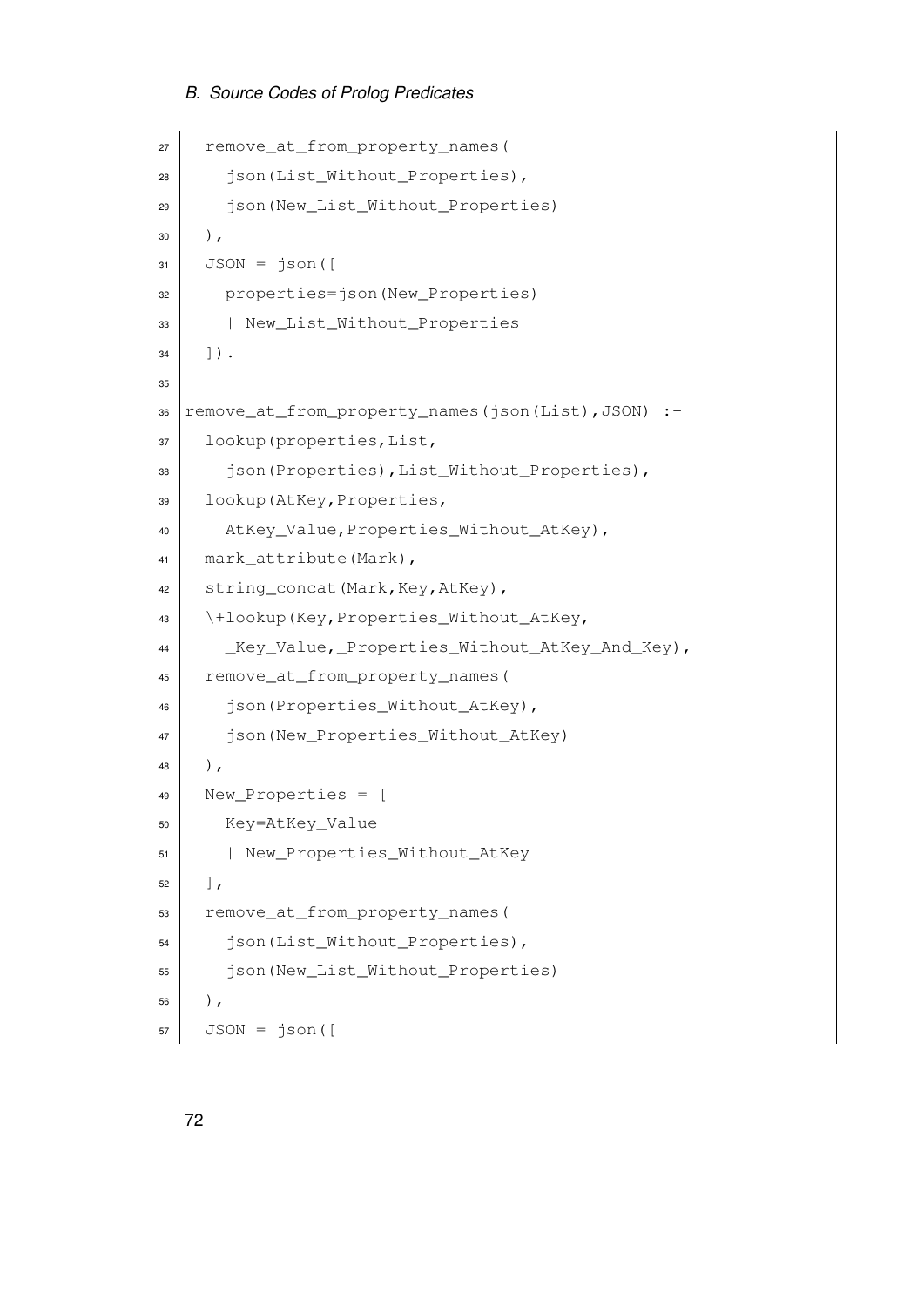```
  remove_at_from_property_names(
    json(List_Without_Properties),
    json(New_List_Without_Properties)
  ),
  JSON = json([
    properties=json(New_Properties)
    | New_List_Without_Properties
  ]).

remove_at_from_property_names(json(List),JSON) :-
  lookup(properties,List,
    json(Properties),List_Without_Properties),
  lookup(AtKey,Properties,
    AtKey_Value,Properties_Without_AtKey),
  mark_attribute(Mark),
  string_concat(Mark,Key,AtKey),
  \+lookup(Key,Properties_Without_AtKey,
    _Key_Value,_Properties_Without_AtKey_And_Key),
  remove_at_from_property_names(
    json(Properties_Without_AtKey),
    json(New_Properties_Without_AtKey)
  ),
  New_Properties = [
    Key=AtKey_Value
    | New_Properties_Without_AtKey
  ],
  remove_at_from_property_names(
    json(List_Without_Properties),
    json(New_List_Without_Properties)
  ),
  JSON = json([
```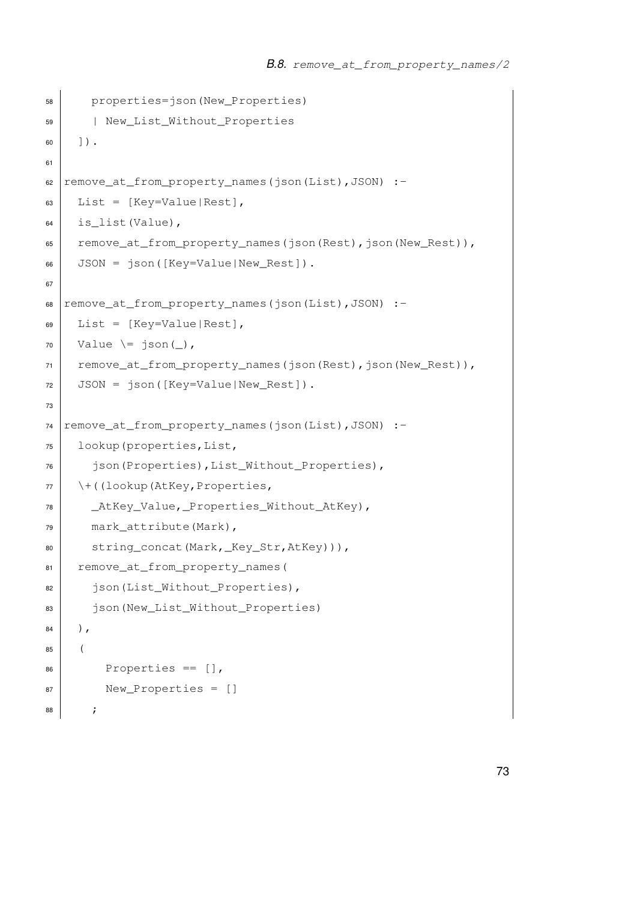```
    properties=json(New_Properties)
    | New_List_Without_Properties
  ]).

remove_at_from_property_names(json(List),JSON) :-
  List = [Key=Value|Rest],
  is_list(Value),
  remove_at_from_property_names(json(Rest),json(New_Rest)),
  JSON = json([Key=Value|New_Rest]).

remove_at_from_property_names(json(List),JSON) :-
  List = [Key=Value|Rest],
  Value \= json(_),
  remove_at_from_property_names(json(Rest),json(New_Rest)),
  JSON = json([Key=Value|New_Rest]).

remove_at_from_property_names(json(List),JSON) :-
  lookup(properties,List,
    json(Properties),List_Without_Properties),
  \+((lookup(AtKey,Properties,
    _AtKey_Value,_Properties_Without_AtKey),
    mark_attribute(Mark),
    string_concat(Mark,_Key_Str,AtKey))),
  remove_at_from_property_names(
    json(List_Without_Properties),
    json(New_List_Without_Properties)
  ),
  (
      Properties == [],
      New_Properties = []
    ;
```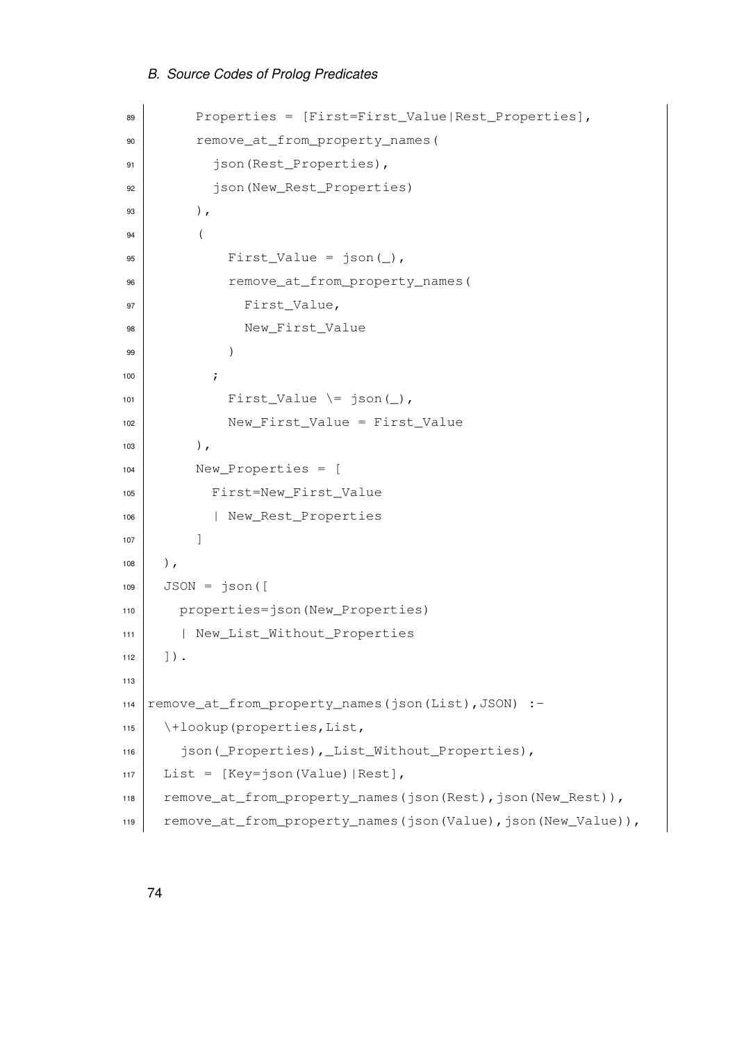```
      Properties = [First=First_Value|Rest_Properties],
      remove_at_from_property_names(
        json(Rest_Properties),
        json(New_Rest_Properties)
      ),
      (
          First_Value = json(_),
          remove_at_from_property_names(
            First_Value,
            New_First_Value
          )
        ;
          First_Value \= json(_),
          New_First_Value = First_Value
      ),
      New_Properties = [
        First=New_First_Value
        | New_Rest_Properties
      ]
  ),
  JSON = json([
    properties=json(New_Properties)
    | New_List_Without_Properties
  ]).

remove_at_from_property_names(json(List),JSON) :-
  \+lookup(properties,List,
    json(_Properties),_List_Without_Properties),
  List = [Key=json(Value)|Rest],
  remove_at_from_property_names(json(Rest),json(New_Rest)),
  remove_at_from_property_names(json(Value),json(New_Value)),
```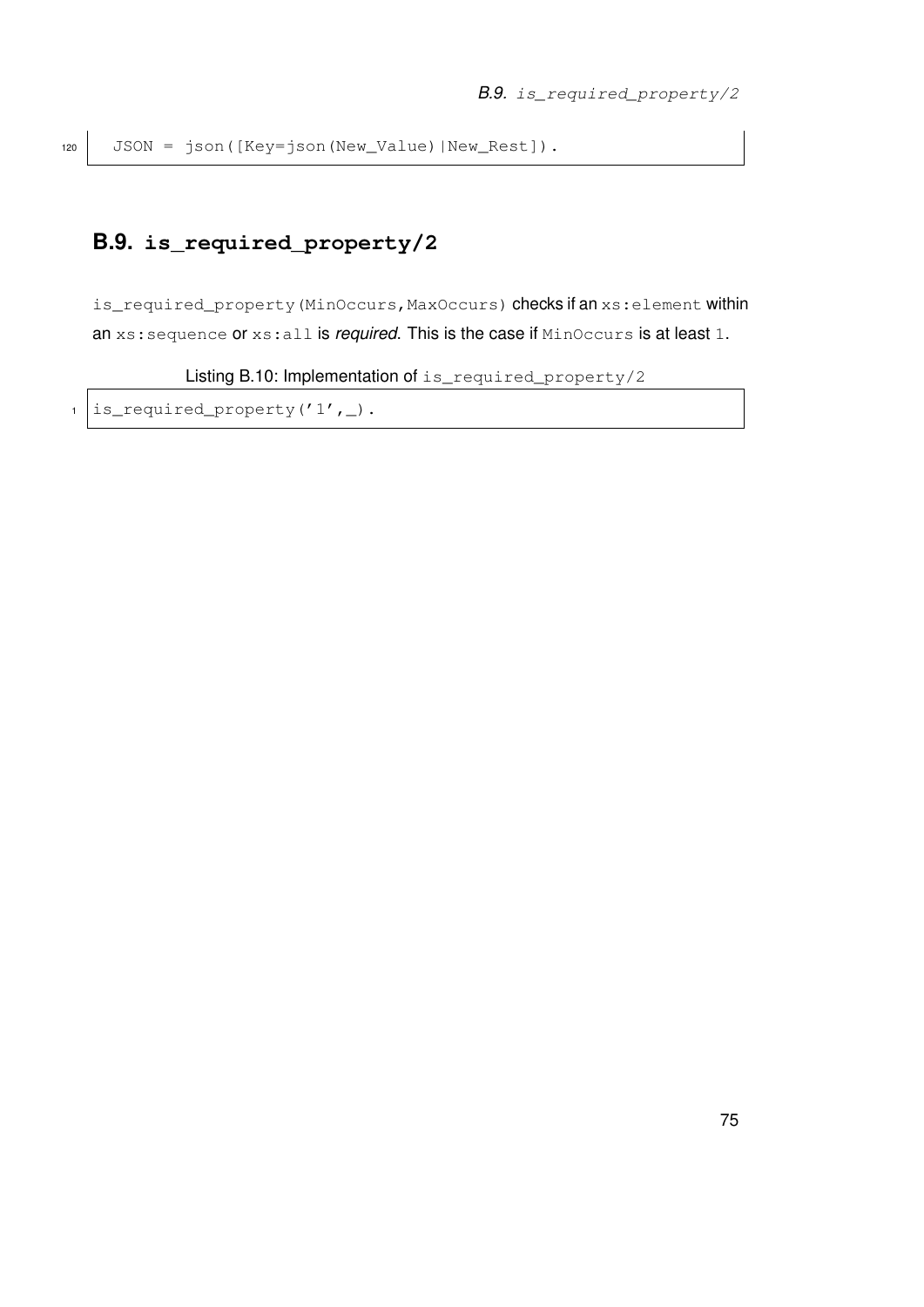```
120    JSON = json([Key=json(New_Value)|New_Rest]).
```

## B.9. `is_required_property/2`

`is_required_property(MinOccurs,MaxOccurs)` checks if an `xs:element` within an `xs:sequence` or `xs:all` is *required*. This is the case if `MinOccurs` is at least `1`.

Listing B.10: Implementation of `is_required_property/2`

```
1  is_required_property('1',_).
```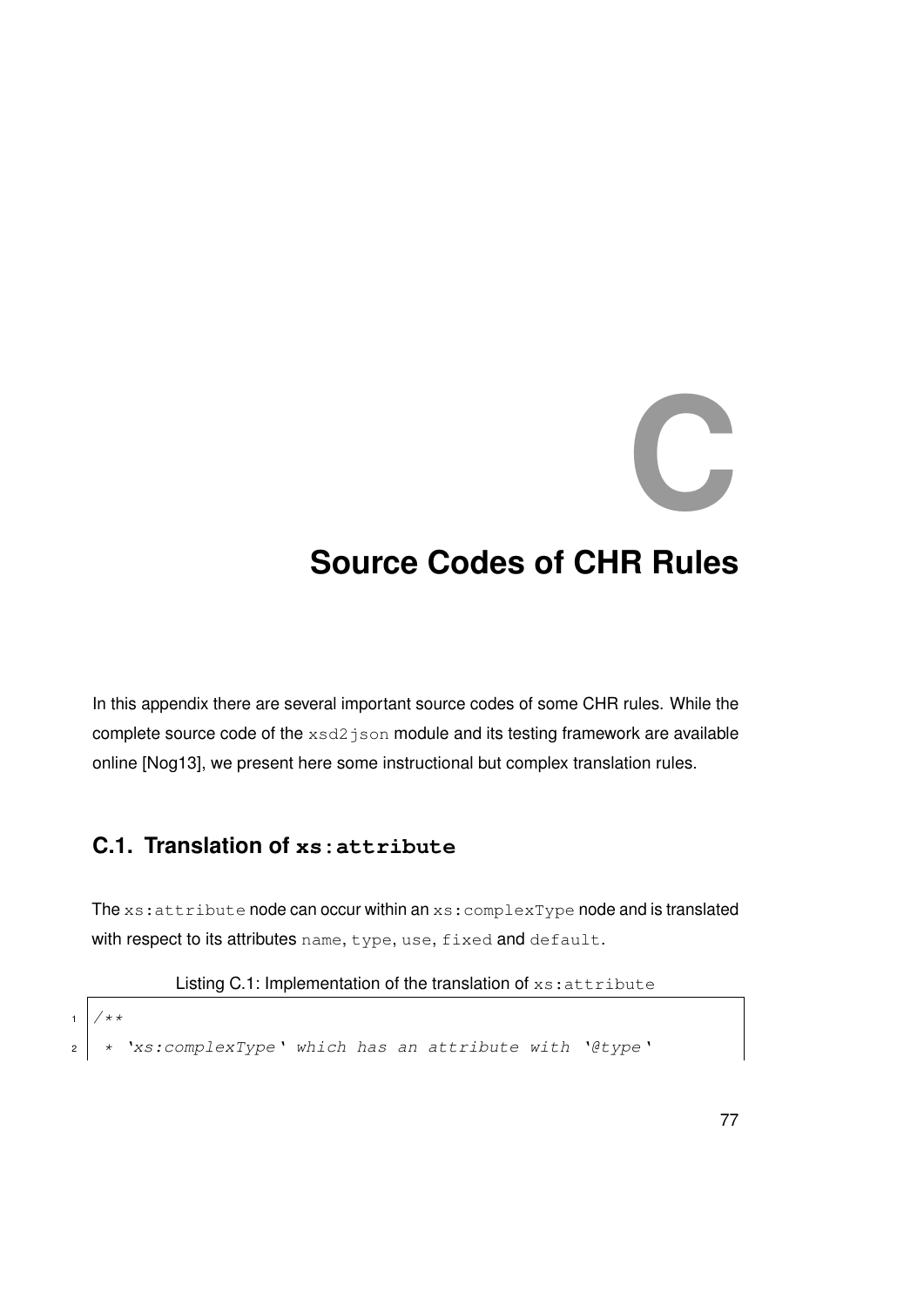# C Source Codes of CHR Rules

In this appendix there are several important source codes of some CHR rules. While the complete source code of the `xsd2json` module and its testing framework are available online [Nog13], we present here some instructional but complex translation rules.

## C.1. Translation of `xs:attribute`

The `xs:attribute` node can occur within an `xs:complexType` node and is translated with respect to its attributes `name`, `type`, `use`, `fixed` and `default`.

Listing C.1: Implementation of the translation of `xs:attribute`

```
/**
 * 'xs:complexType' which has an attribute with '@type'
```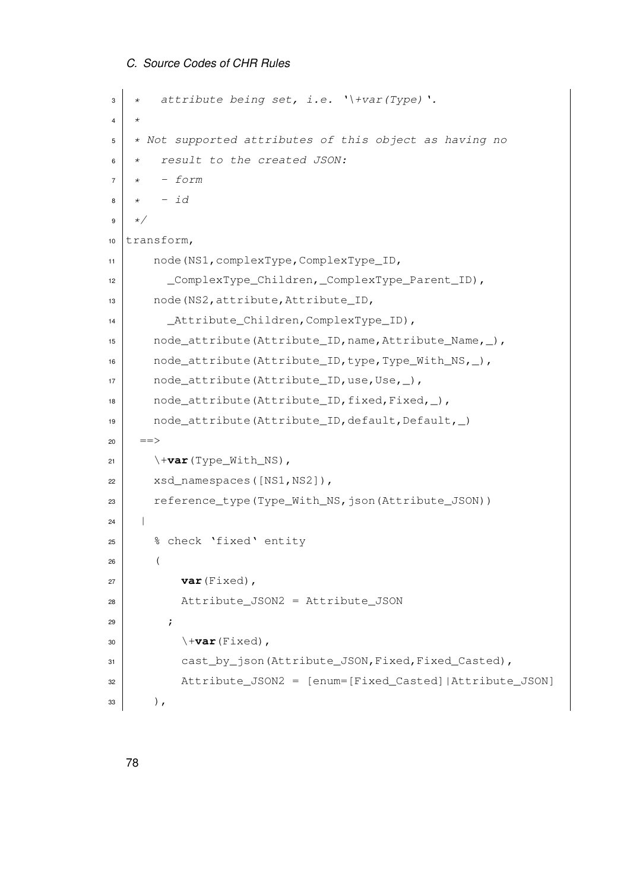```
 *   attribute being set, i.e. '\+var(Type)'.
 *
 * Not supported attributes of this object as having no
 *   result to the created JSON:
 *   - form
 *   - id
 */
transform,
    node(NS1,complexType,ComplexType_ID,
      _ComplexType_Children,_ComplexType_Parent_ID),
    node(NS2,attribute,Attribute_ID,
      _Attribute_Children,ComplexType_ID),
    node_attribute(Attribute_ID,name,Attribute_Name,_),
    node_attribute(Attribute_ID,type,Type_With_NS,_),
    node_attribute(Attribute_ID,use,Use,_),
    node_attribute(Attribute_ID,fixed,Fixed,_),
    node_attribute(Attribute_ID,default,Default,_)
  ==>
    \+var(Type_With_NS),
    xsd_namespaces([NS1,NS2]),
    reference_type(Type_With_NS,json(Attribute_JSON))
  |
    % check 'fixed' entity
    (
        var(Fixed),
        Attribute_JSON2 = Attribute_JSON
      ;
        \+var(Fixed),
        cast_by_json(Attribute_JSON,Fixed,Fixed_Casted),
        Attribute_JSON2 = [enum=[Fixed_Casted]|Attribute_JSON]
    ),
```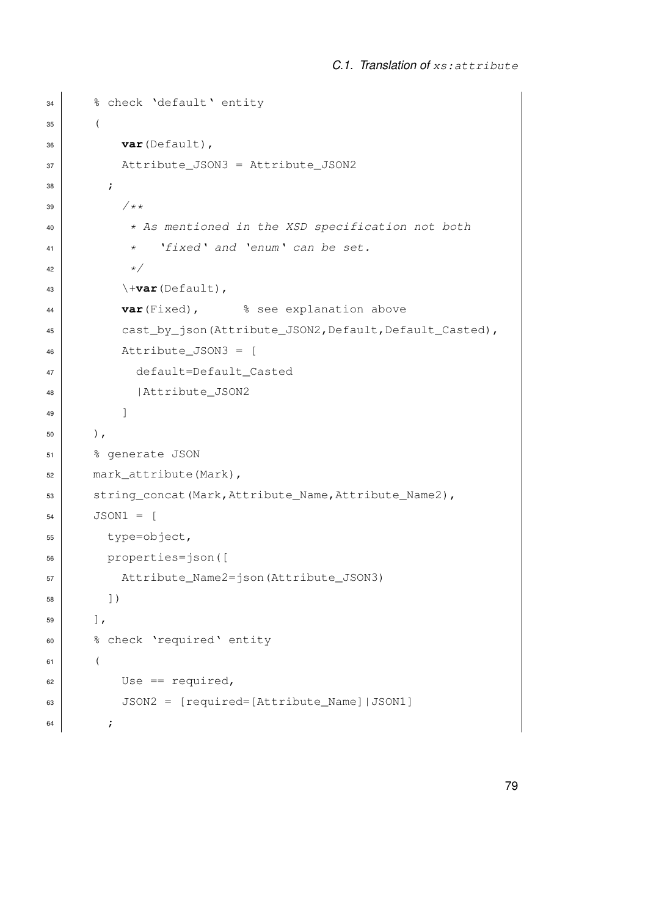```
34      % check 'default' entity
35      (
36          var(Default),
37          Attribute_JSON3 = Attribute_JSON2
38        ;
39          /**
40           * As mentioned in the XSD specification not both
41           *   'fixed' and 'enum' can be set.
42           */
43          \+var(Default),
44          var(Fixed),       % see explanation above
45          cast_by_json(Attribute_JSON2,Default,Default_Casted),
46          Attribute_JSON3 = [
47            default=Default_Casted
48            |Attribute_JSON2
49          ]
50      ),
51      % generate JSON
52      mark_attribute(Mark),
53      string_concat(Mark,Attribute_Name,Attribute_Name2),
54      JSON1 = [
55        type=object,
56        properties=json([
57          Attribute_Name2=json(Attribute_JSON3)
58        ])
59      ],
60      % check 'required' entity
61      (
62          Use == required,
63          JSON2 = [required=[Attribute_Name]|JSON1]
64        ;
```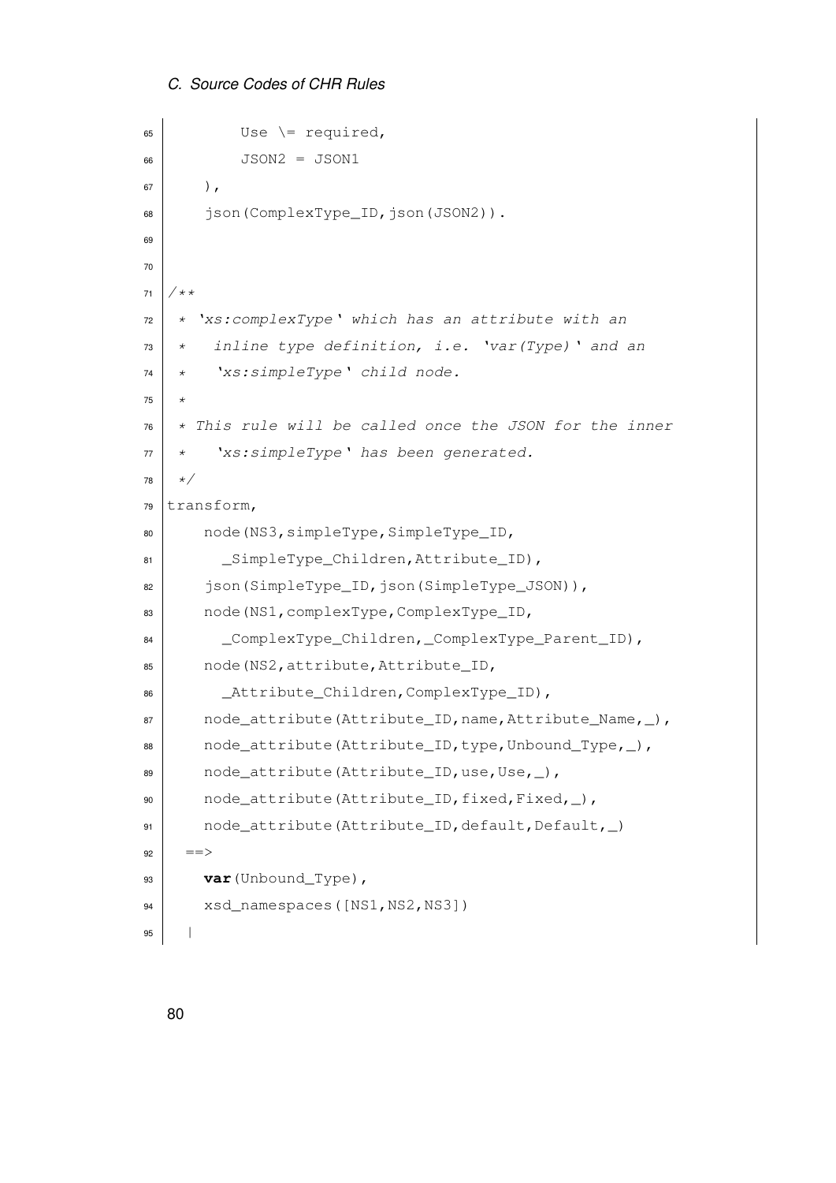```
        Use \= required,
        JSON2 = JSON1
    ),
    json(ComplexType_ID,json(JSON2)).


/**
 * 'xs:complexType' which has an attribute with an
 *   inline type definition, i.e. 'var(Type)' and an
 *   'xs:simpleType' child node.
 *
 * This rule will be called once the JSON for the inner
 *   'xs:simpleType' has been generated.
 */
transform,
    node(NS3,simpleType,SimpleType_ID,
      _SimpleType_Children,Attribute_ID),
    json(SimpleType_ID,json(SimpleType_JSON)),
    node(NS1,complexType,ComplexType_ID,
      _ComplexType_Children,_ComplexType_Parent_ID),
    node(NS2,attribute,Attribute_ID,
      _Attribute_Children,ComplexType_ID),
    node_attribute(Attribute_ID,name,Attribute_Name,_),
    node_attribute(Attribute_ID,type,Unbound_Type,_),
    node_attribute(Attribute_ID,use,Use,_),
    node_attribute(Attribute_ID,fixed,Fixed,_),
    node_attribute(Attribute_ID,default,Default,_)
  ==>
    var(Unbound_Type),
    xsd_namespaces([NS1,NS2,NS3])
  |
```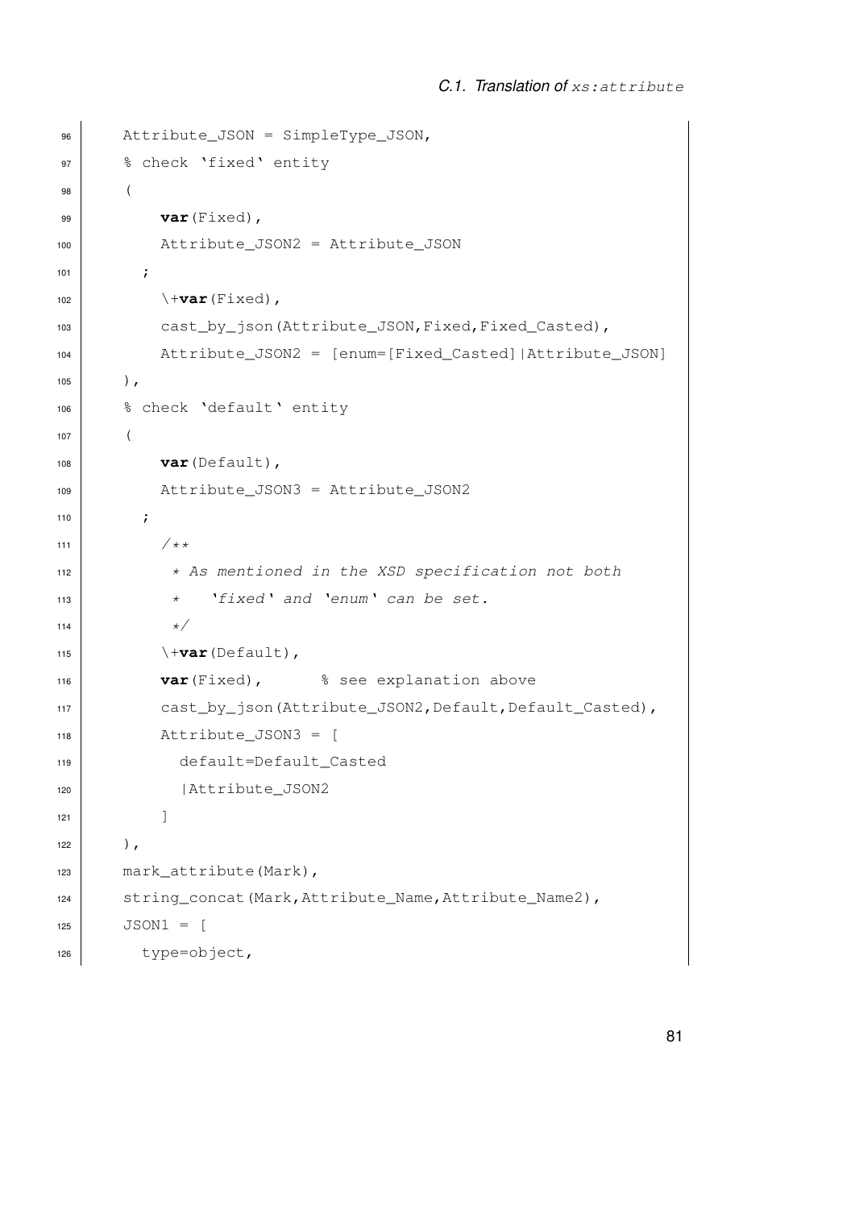```
96      Attribute_JSON = SimpleType_JSON,
97      % check 'fixed' entity
98      (
99          var(Fixed),
100         Attribute_JSON2 = Attribute_JSON
101       ;
102         \+var(Fixed),
103         cast_by_json(Attribute_JSON,Fixed,Fixed_Casted),
104         Attribute_JSON2 = [enum=[Fixed_Casted]|Attribute_JSON]
105     ),
106     % check 'default' entity
107     (
108         var(Default),
109         Attribute_JSON3 = Attribute_JSON2
110       ;
111         /**
112          * As mentioned in the XSD specification not both
113          *   'fixed' and 'enum' can be set.
114          */
115         \+var(Default),
116         var(Fixed),      % see explanation above
117         cast_by_json(Attribute_JSON2,Default,Default_Casted),
118         Attribute_JSON3 = [
119           default=Default_Casted
120           |Attribute_JSON2
121         ]
122     ),
123     mark_attribute(Mark),
124     string_concat(Mark,Attribute_Name,Attribute_Name2),
125     JSON1 = [
126       type=object,
```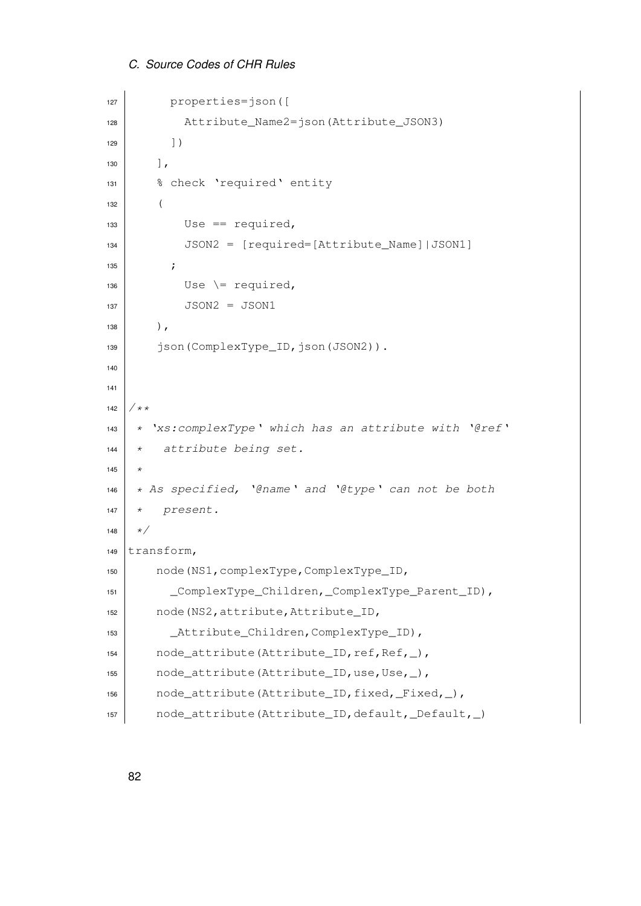```
      properties=json([
        Attribute_Name2=json(Attribute_JSON3)
      ])
    ],
    % check 'required' entity
    (
        Use == required,
        JSON2 = [required=[Attribute_Name]|JSON1]
      ;
        Use \= required,
        JSON2 = JSON1
    ),
    json(ComplexType_ID,json(JSON2)).


/**
 * 'xs:complexType' which has an attribute with '@ref'
 *   attribute being set.
 *
 * As specified, '@name' and '@type' can not be both
 *   present.
 */
transform,
    node(NS1,complexType,ComplexType_ID,
      _ComplexType_Children,_ComplexType_Parent_ID),
    node(NS2,attribute,Attribute_ID,
      _Attribute_Children,ComplexType_ID),
    node_attribute(Attribute_ID,ref,Ref,_),
    node_attribute(Attribute_ID,use,Use,_),
    node_attribute(Attribute_ID,fixed,_Fixed,_),
    node_attribute(Attribute_ID,default,_Default,_)
```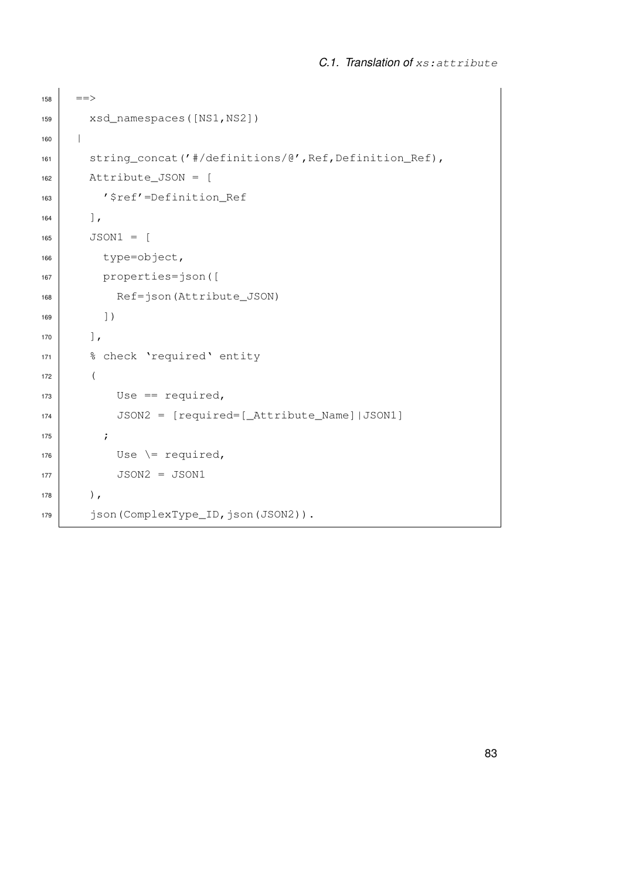```
==>
  xsd_namespaces([NS1,NS2])
|
  string_concat('#/definitions/@',Ref,Definition_Ref),
  Attribute_JSON = [
    '$ref'=Definition_Ref
  ],
  JSON1 = [
    type=object,
    properties=json([
      Ref=json(Attribute_JSON)
    ])
  ],
  % check 'required' entity
  (
      Use == required,
      JSON2 = [required=[_Attribute_Name]|JSON1]
    ;
      Use \= required,
      JSON2 = JSON1
  ),
  json(ComplexType_ID,json(JSON2)).
```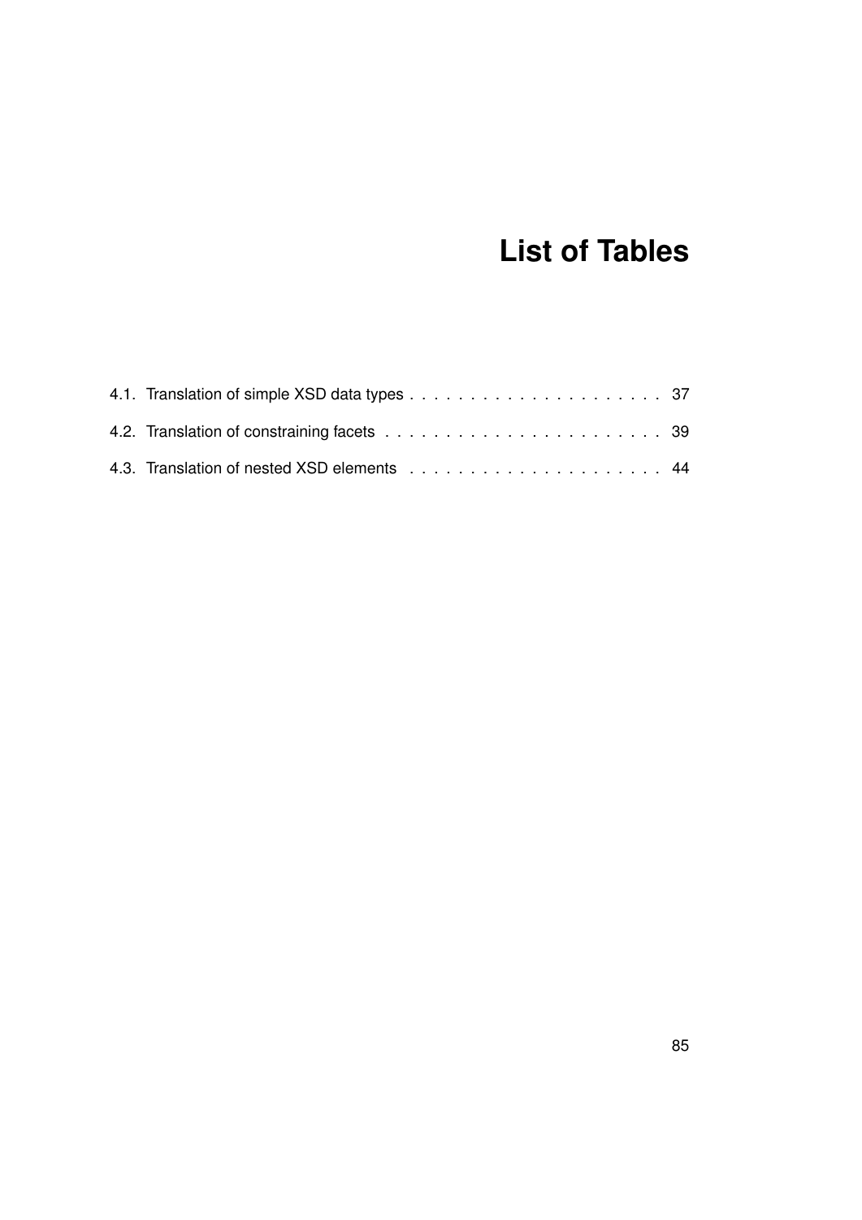# List of Tables

4.1. Translation of simple XSD data types . . . . . . . . . . . . . . . . . . . . . . 37

4.2. Translation of constraining facets . . . . . . . . . . . . . . . . . . . . . . . . 39

4.3. Translation of nested XSD elements . . . . . . . . . . . . . . . . . . . . . 44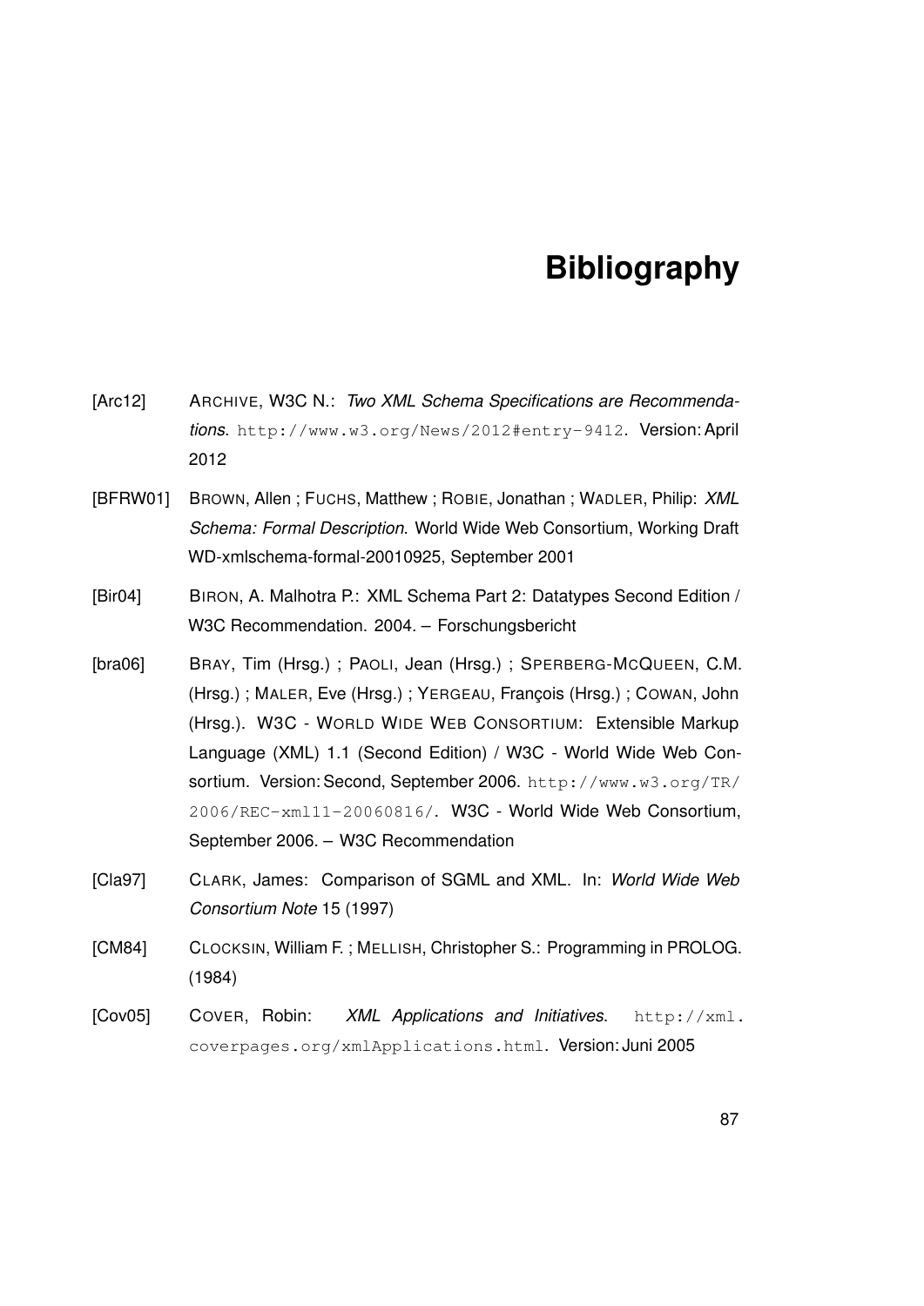# Bibliography

[Arc12] ARCHIVE, W3C N.: *Two XML Schema Specifications are Recommendations*. http://www.w3.org/News/2012#entry-9412. Version: April 2012

[BFRW01] BROWN, Allen ; FUCHS, Matthew ; ROBIE, Jonathan ; WADLER, Philip: *XML Schema: Formal Description*. World Wide Web Consortium, Working Draft WD-xmlschema-formal-20010925, September 2001

[Bir04] BIRON, A. Malhotra P.: XML Schema Part 2: Datatypes Second Edition / W3C Recommendation. 2004. – Forschungsbericht

[bra06] BRAY, Tim (Hrsg.) ; PAOLI, Jean (Hrsg.) ; SPERBERG-MCQUEEN, C.M. (Hrsg.) ; MALER, Eve (Hrsg.) ; YERGEAU, François (Hrsg.) ; COWAN, John (Hrsg.). W3C - WORLD WIDE WEB CONSORTIUM: Extensible Markup Language (XML) 1.1 (Second Edition) / W3C - World Wide Web Consortium. Version: Second, September 2006. http://www.w3.org/TR/2006/REC-xml11-20060816/. W3C - World Wide Web Consortium, September 2006. – W3C Recommendation

[Cla97] CLARK, James: Comparison of SGML and XML. In: *World Wide Web Consortium Note* 15 (1997)

[CM84] CLOCKSIN, William F. ; MELLISH, Christopher S.: Programming in PROLOG. (1984)

[Cov05] COVER, Robin: *XML Applications and Initiatives*. http://xml.coverpages.org/xmlApplications.html. Version: Juni 2005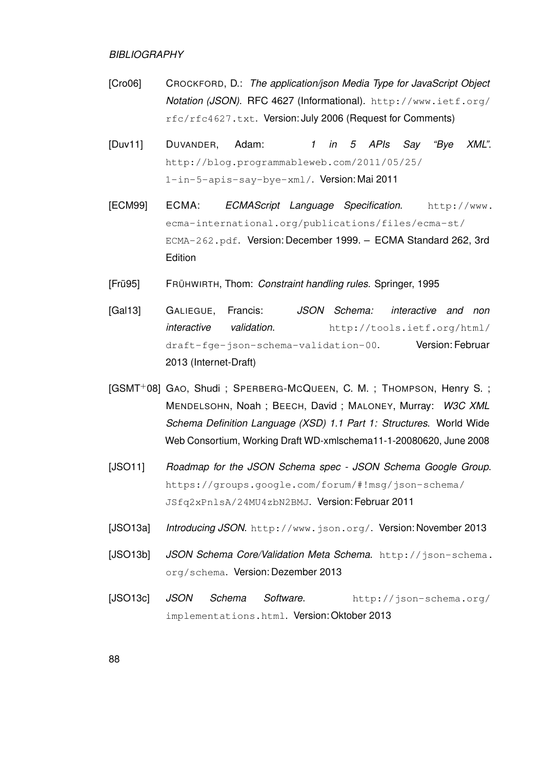[Cro06] CROCKFORD, D.: *The application/json Media Type for JavaScript Object Notation (JSON)*. RFC 4627 (Informational). http://www.ietf.org/rfc/rfc4627.txt. Version: July 2006 (Request for Comments)

[Duv11] DUVANDER, Adam: *1 in 5 APIs Say "Bye XML"*. http://blog.programmableweb.com/2011/05/25/1-in-5-apis-say-bye-xml/. Version: Mai 2011

[ECM99] ECMA: *ECMAScript Language Specification*. http://www.ecma-international.org/publications/files/ecma-st/ECMA-262.pdf. Version: December 1999. – ECMA Standard 262, 3rd Edition

[Frü95] FRÜHWIRTH, Thom: *Constraint handling rules*. Springer, 1995

[Gal13] GALIEGUE, Francis: *JSON Schema: interactive and non interactive validation*. http://tools.ietf.org/html/draft-fge-json-schema-validation-00. Version: Februar 2013 (Internet-Draft)

[GSMT+08] GAO, Shudi ; SPERBERG-MCQUEEN, C. M. ; THOMPSON, Henry S. ; MENDELSOHN, Noah ; BEECH, David ; MALONEY, Murray: *W3C XML Schema Definition Language (XSD) 1.1 Part 1: Structures*. World Wide Web Consortium, Working Draft WD-xmlschema11-1-20080620, June 2008

[JSO11] *Roadmap for the JSON Schema spec - JSON Schema Google Group*. https://groups.google.com/forum/#!msg/json-schema/JSfq2xPnlsA/24MU4zbN2BMJ. Version: Februar 2011

[JSO13a] *Introducing JSON*. http://www.json.org/. Version: November 2013

[JSO13b] *JSON Schema Core/Validation Meta Schema*. http://json-schema.org/schema. Version: Dezember 2013

[JSO13c] *JSON Schema Software*. http://json-schema.org/implementations.html. Version: Oktober 2013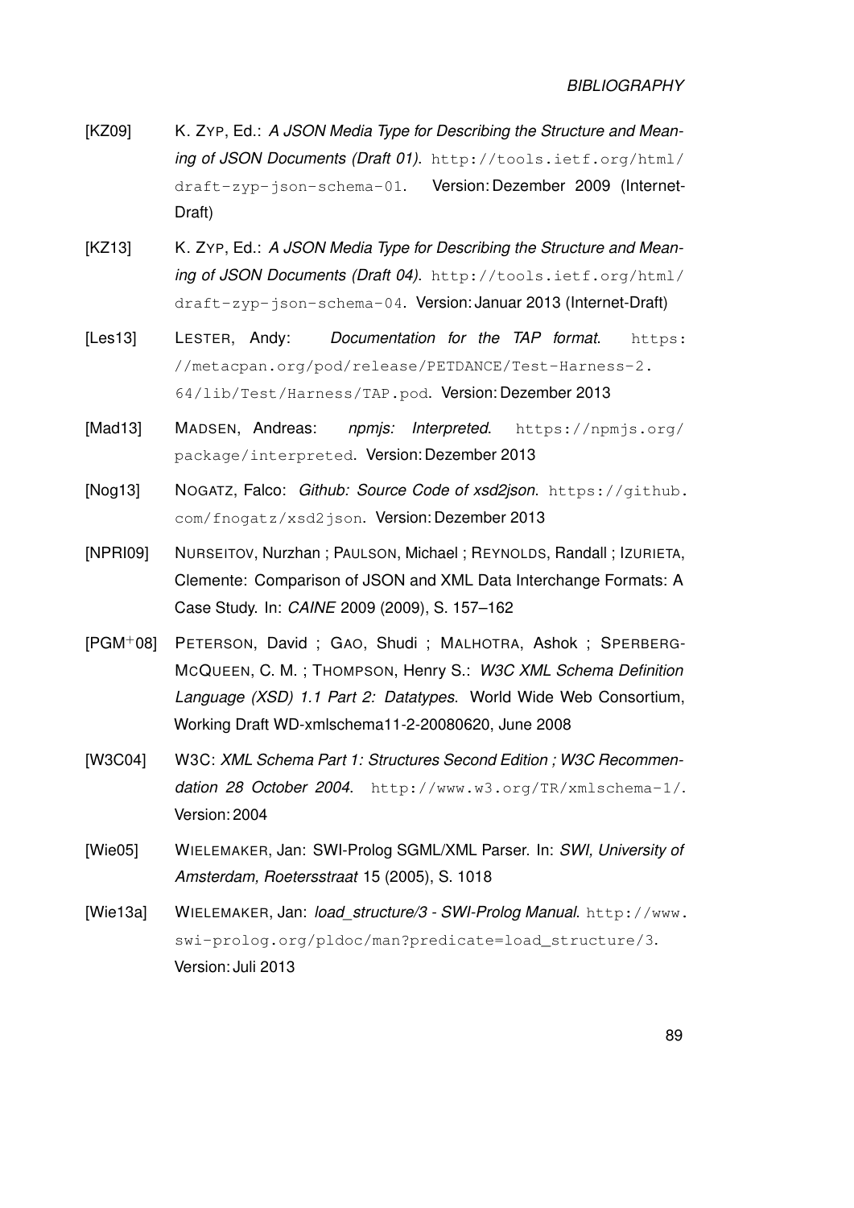[KZ09] K. Zyp, Ed.: *A JSON Media Type for Describing the Structure and Meaning of JSON Documents (Draft 01)*. http://tools.ietf.org/html/draft-zyp-json-schema-01. Version: Dezember 2009 (Internet-Draft)

[KZ13] K. Zyp, Ed.: *A JSON Media Type for Describing the Structure and Meaning of JSON Documents (Draft 04)*. http://tools.ietf.org/html/draft-zyp-json-schema-04. Version: Januar 2013 (Internet-Draft)

[Les13] Lester, Andy: *Documentation for the TAP format*. https://metacpan.org/pod/release/PETDANCE/Test-Harness-2.64/lib/Test/Harness/TAP.pod. Version: Dezember 2013

[Mad13] Madsen, Andreas: *npmjs: Interpreted*. https://npmjs.org/package/interpreted. Version: Dezember 2013

[Nog13] Nogatz, Falco: *Github: Source Code of xsd2json*. https://github.com/fnogatz/xsd2json. Version: Dezember 2013

[NPRI09] Nurseitov, Nurzhan ; Paulson, Michael ; Reynolds, Randall ; Izurieta, Clemente: Comparison of JSON and XML Data Interchange Formats: A Case Study. In: *CAINE* 2009 (2009), S. 157–162

[PGM+08] Peterson, David ; Gao, Shudi ; Malhotra, Ashok ; Sperberg-McQueen, C. M. ; Thompson, Henry S.: *W3C XML Schema Definition Language (XSD) 1.1 Part 2: Datatypes*. World Wide Web Consortium, Working Draft WD-xmlschema11-2-20080620, June 2008

[W3C04] W3C: *XML Schema Part 1: Structures Second Edition ; W3C Recommendation 28 October 2004*. http://www.w3.org/TR/xmlschema-1/. Version: 2004

[Wie05] Wielemaker, Jan: SWI-Prolog SGML/XML Parser. In: *SWI, University of Amsterdam, Roetersstraat* 15 (2005), S. 1018

[Wie13a] Wielemaker, Jan: *load_structure/3 - SWI-Prolog Manual*. http://www.swi-prolog.org/pldoc/man?predicate=load_structure/3. Version: Juli 2013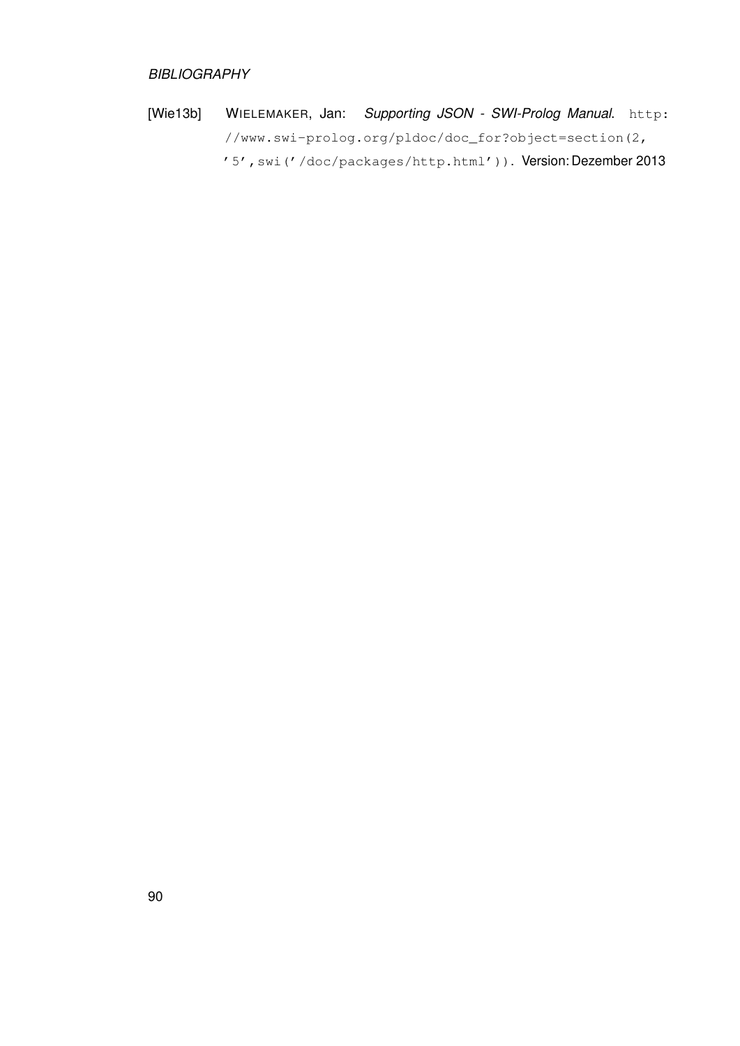[Wie13b] Wielemaker, Jan: *Supporting JSON - SWI-Prolog Manual*. `http://www.swi-prolog.org/pldoc/doc_for?object=section(2,'5',swi('/doc/packages/http.html'))`. Version: Dezember 2013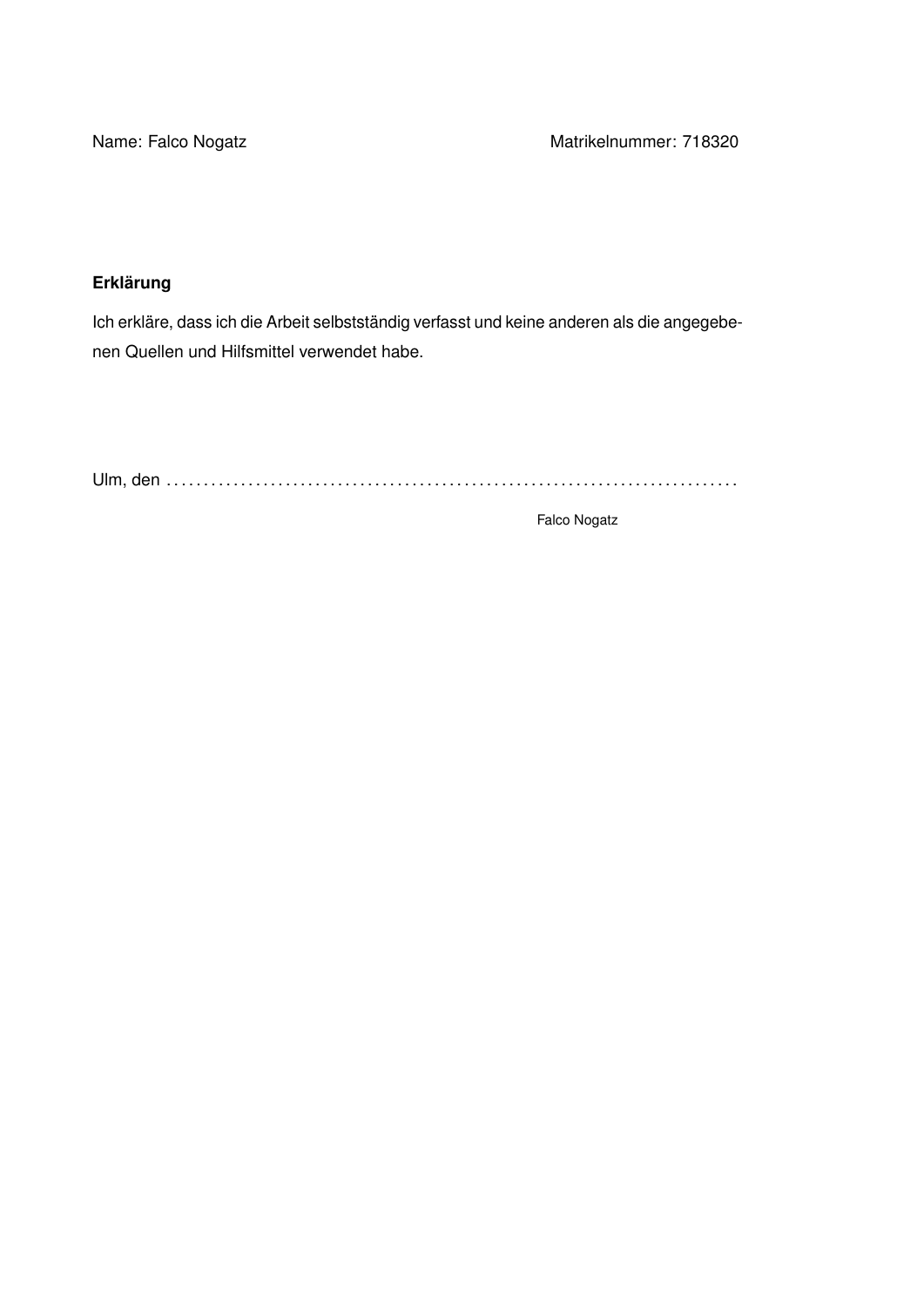Name: Falco Nogatz    Matrikelnummer: 718320

**Erklärung**

Ich erkläre, dass ich die Arbeit selbstständig verfasst und keine anderen als die angegebenen Quellen und Hilfsmittel verwendet habe.

Ulm, den ...........................................................................

Falco Nogatz